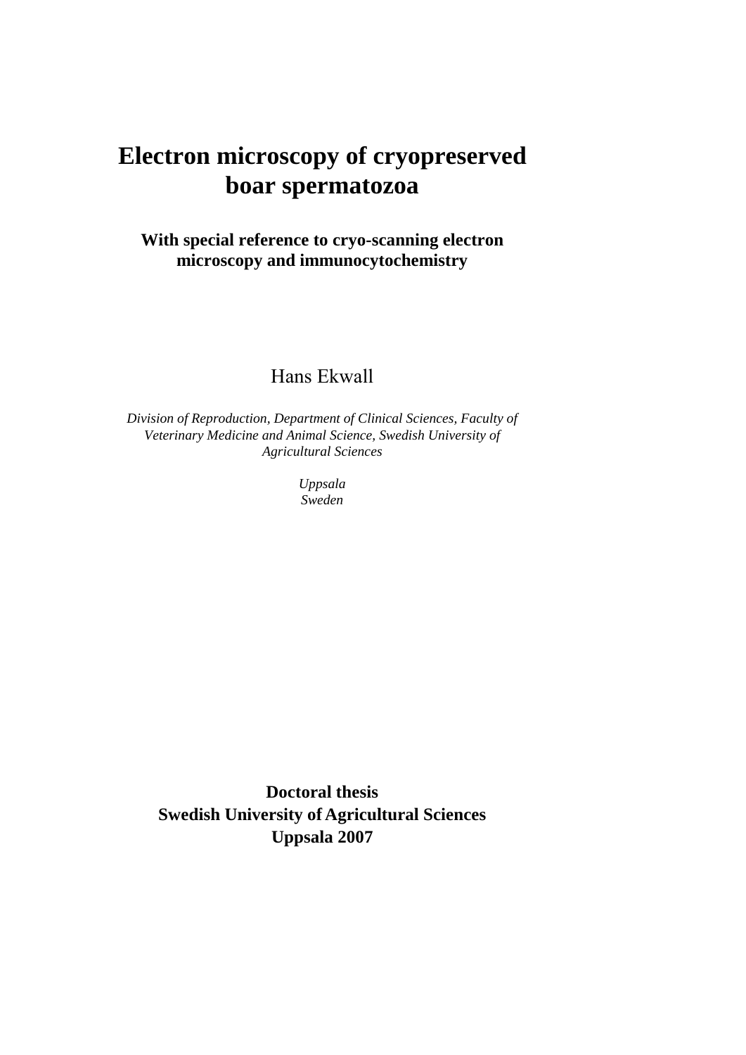# Electron microscopy of cryopreserved boar spermatozoa

**With special reference to cryo-scanning electron microscopy and immunocytochemistry**

Hans Ekwall

*Division of Reproduction, Department of Clinical Sciences, Faculty of Veterinary Medicine and Animal Science, Swedish University of Agricultural Sciences*

*Uppsala*
*Sweden*

**Doctoral thesis**
**Swedish University of Agricultural Sciences**
**Uppsala 2007**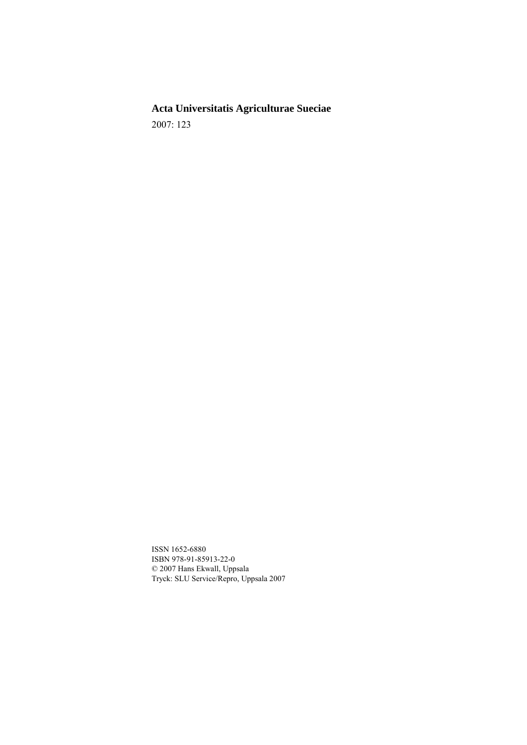**Acta Universitatis Agriculturae Sueciae**

2007: 123

ISSN 1652-6880
ISBN 978-91-85913-22-0
© 2007 Hans Ekwall, Uppsala
Tryck: SLU Service/Repro, Uppsala 2007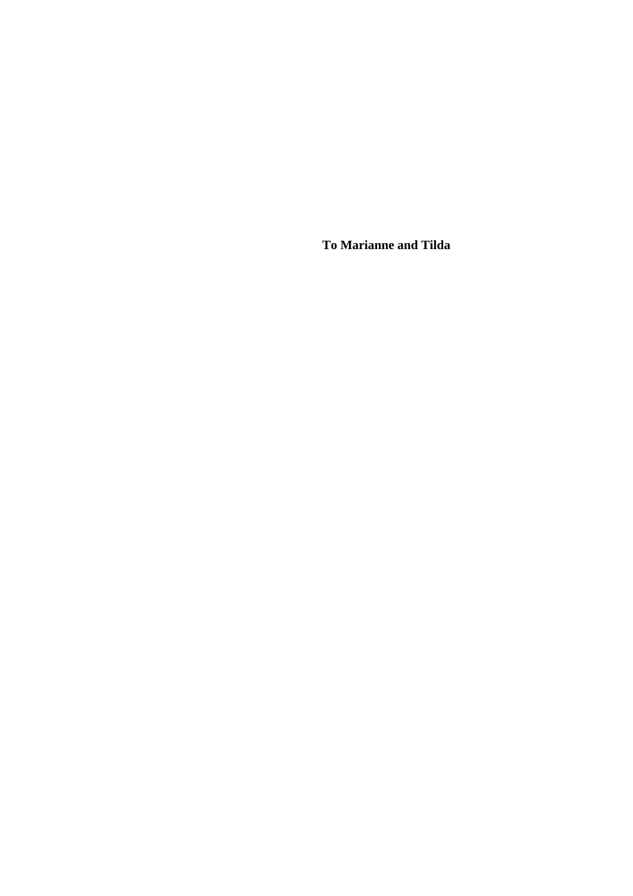**To Marianne and Tilda**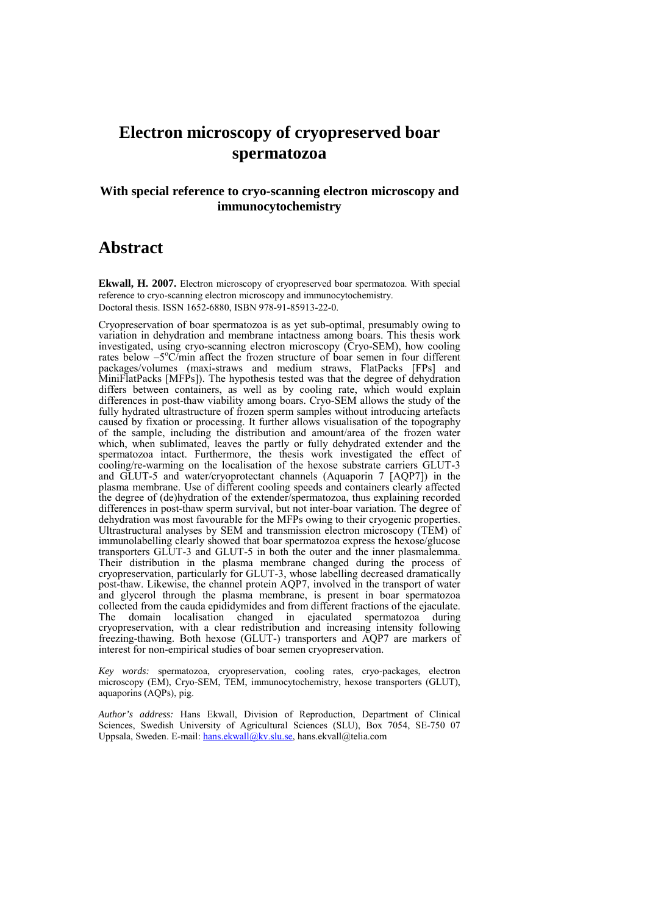# Electron microscopy of cryopreserved boar spermatozoa

### With special reference to cryo-scanning electron microscopy and immunocytochemistry

# Abstract

**Ekwall, H. 2007.** Electron microscopy of cryopreserved boar spermatozoa. With special reference to cryo-scanning electron microscopy and immunocytochemistry.
Doctoral thesis. ISSN 1652-6880, ISBN 978-91-85913-22-0.

Cryopreservation of boar spermatozoa is as yet sub-optimal, presumably owing to variation in dehydration and membrane intactness among boars. This thesis work investigated, using cryo-scanning electron microscopy (Cryo-SEM), how cooling rates below $-5^{\circ}C$/min affect the frozen structure of boar semen in four different packages/volumes (maxi-straws and medium straws, FlatPacks [FPs] and MiniFlatPacks [MFPs]). The hypothesis tested was that the degree of dehydration differs between containers, as well as by cooling rate, which would explain differences in post-thaw viability among boars. Cryo-SEM allows the study of the fully hydrated ultrastructure of frozen sperm samples without introducing artefacts caused by fixation or processing. It further allows visualisation of the topography of the sample, including the distribution and amount/area of the frozen water which, when sublimated, leaves the partly or fully dehydrated extender and the spermatozoa intact. Furthermore, the thesis work investigated the effect of cooling/re-warming on the localisation of the hexose substrate carriers GLUT-3 and GLUT-5 and water/cryoprotectant channels (Aquaporin 7 [AQP7]) in the plasma membrane. Use of different cooling speeds and containers clearly affected the degree of (de)hydration of the extender/spermatozoa, thus explaining recorded differences in post-thaw sperm survival, but not inter-boar variation. The degree of dehydration was most favourable for the MFPs owing to their cryogenic properties. Ultrastructural analyses by SEM and transmission electron microscopy (TEM) of immunolabelling clearly showed that boar spermatozoa express the hexose/glucose transporters GLUT-3 and GLUT-5 in both the outer and the inner plasmalemma. Their distribution in the plasma membrane changed during the process of cryopreservation, particularly for GLUT-3, whose labelling decreased dramatically post-thaw. Likewise, the channel protein AQP7, involved in the transport of water and glycerol through the plasma membrane, is present in boar spermatozoa collected from the cauda epididymides and from different fractions of the ejaculate. The domain localisation changed in ejaculated spermatozoa during cryopreservation, with a clear redistribution and increasing intensity following freezing-thawing. Both hexose (GLUT-) transporters and AQP7 are markers of interest for non-empirical studies of boar semen cryopreservation.

*Key words:* spermatozoa, cryopreservation, cooling rates, cryo-packages, electron microscopy (EM), Cryo-SEM, TEM, immunocytochemistry, hexose transporters (GLUT), aquaporins (AQPs), pig.

*Author's address:* Hans Ekwall, Division of Reproduction, Department of Clinical Sciences, Swedish University of Agricultural Sciences (SLU), Box 7054, SE-750 07 Uppsala, Sweden. E-mail: hans.ekwall@kv.slu.se, hans.ekvall@telia.com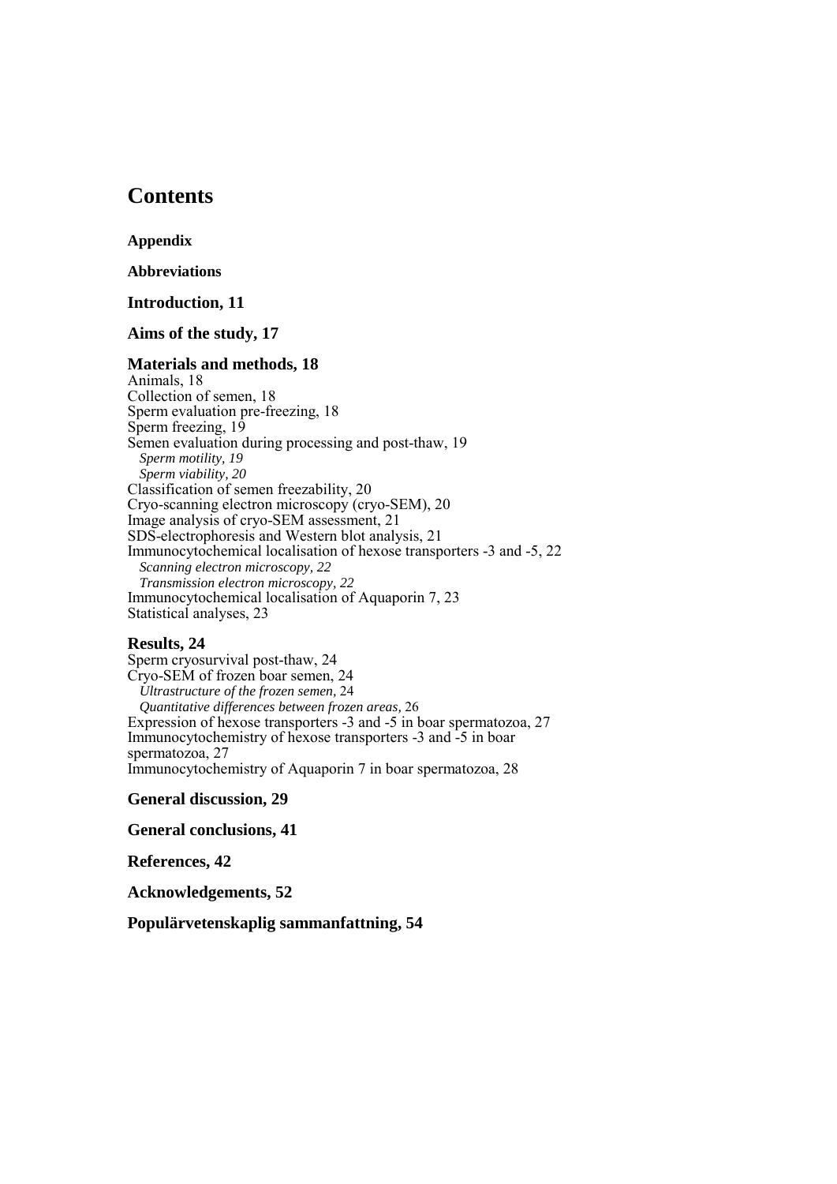# Contents

**Appendix**

**Abbreviations**

**Introduction, 11**

**Aims of the study, 17**

**Materials and methods, 18**

Animals, 18
Collection of semen, 18
Sperm evaluation pre-freezing, 18
Sperm freezing, 19
Semen evaluation during processing and post-thaw, 19
*Sperm motility, 19*
*Sperm viability, 20*
Classification of semen freezability, 20
Cryo-scanning electron microscopy (cryo-SEM), 20
Image analysis of cryo-SEM assessment, 21
SDS-electrophoresis and Western blot analysis, 21
Immunocytochemical localisation of hexose transporters -3 and -5, 22
*Scanning electron microscopy, 22*
*Transmission electron microscopy, 22*
Immunocytochemical localisation of Aquaporin 7, 23
Statistical analyses, 23

**Results, 24**

Sperm cryosurvival post-thaw, 24
Cryo-SEM of frozen boar semen, 24
*Ultrastructure of the frozen semen,* 24
*Quantitative differences between frozen areas,* 26
Expression of hexose transporters -3 and -5 in boar spermatozoa, 27
Immunocytochemistry of hexose transporters -3 and -5 in boar spermatozoa, 27
Immunocytochemistry of Aquaporin 7 in boar spermatozoa, 28

**General discussion, 29**

**General conclusions, 41**

**References, 42**

**Acknowledgements, 52**

**Populärvetenskaplig sammanfattning, 54**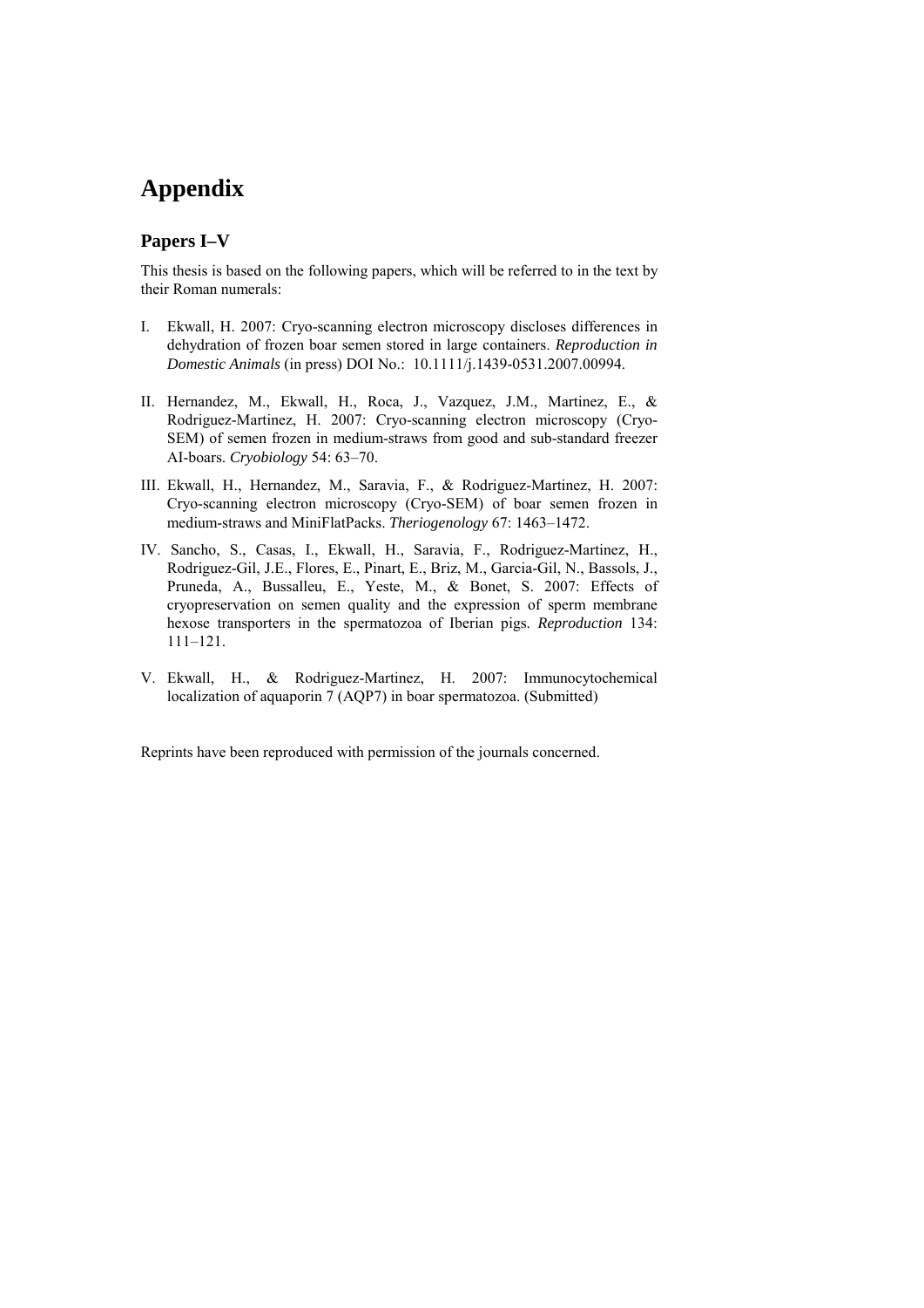# Appendix

## Papers I–V

This thesis is based on the following papers, which will be referred to in the text by their Roman numerals:

I. Ekwall, H. 2007: Cryo-scanning electron microscopy discloses differences in dehydration of frozen boar semen stored in large containers. *Reproduction in Domestic Animals* (in press) DOI No.: 10.1111/j.1439-0531.2007.00994.

II. Hernandez, M., Ekwall, H., Roca, J., Vazquez, J.M., Martinez, E., & Rodriguez-Martinez, H. 2007: Cryo-scanning electron microscopy (Cryo-SEM) of semen frozen in medium-straws from good and sub-standard freezer AI-boars. *Cryobiology* 54: 63–70.

III. Ekwall, H., Hernandez, M., Saravia, F., & Rodriguez-Martinez, H. 2007: Cryo-scanning electron microscopy (Cryo-SEM) of boar semen frozen in medium-straws and MiniFlatPacks. *Theriogenology* 67: 1463–1472.

IV. Sancho, S., Casas, I., Ekwall, H., Saravia, F., Rodriguez-Martinez, H., Rodriguez-Gil, J.E., Flores, E., Pinart, E., Briz, M., Garcia-Gil, N., Bassols, J., Pruneda, A., Bussalleu, E., Yeste, M., & Bonet, S. 2007: Effects of cryopreservation on semen quality and the expression of sperm membrane hexose transporters in the spermatozoa of Iberian pigs. *Reproduction* 134: 111–121.

V. Ekwall, H., & Rodriguez-Martinez, H. 2007: Immunocytochemical localization of aquaporin 7 (AQP7) in boar spermatozoa. (Submitted)

Reprints have been reproduced with permission of the journals concerned.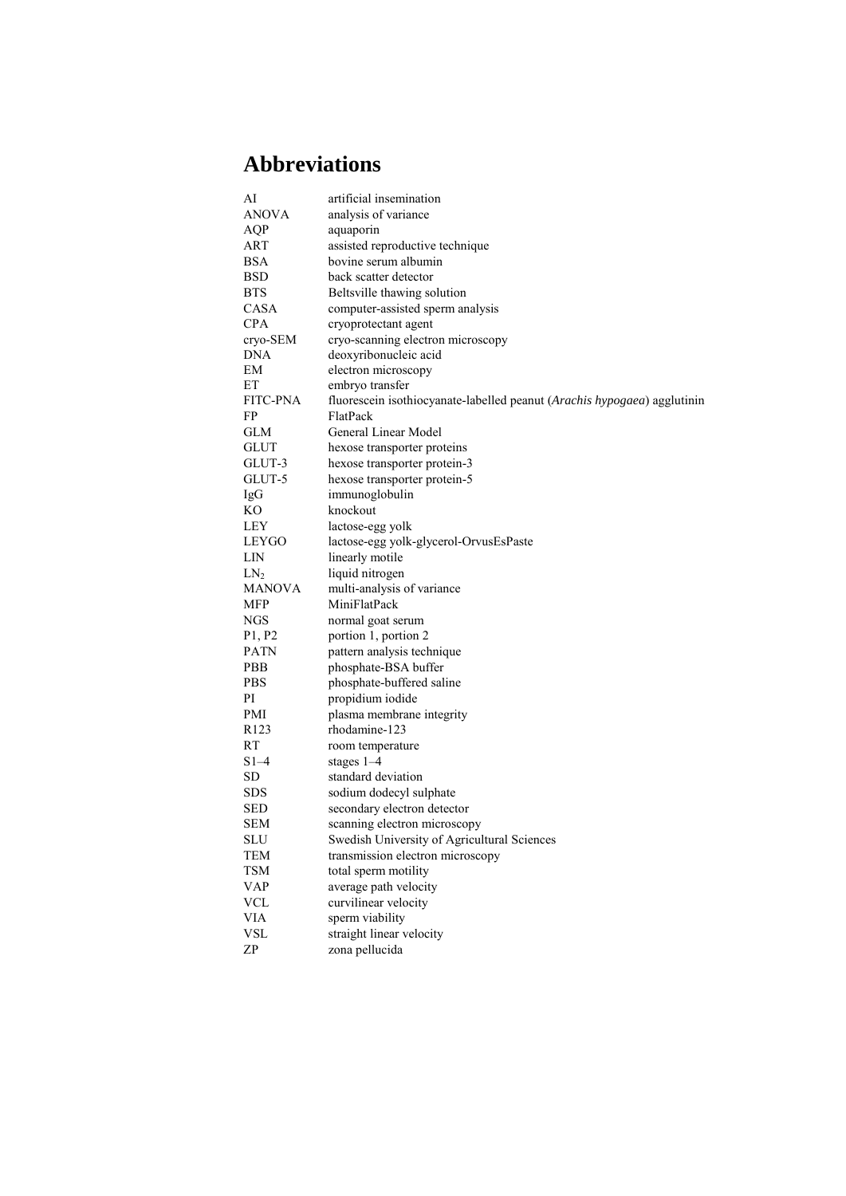# Abbreviations

| | |
|---|---|
| AI | artificial insemination |
| ANOVA | analysis of variance |
| AQP | aquaporin |
| ART | assisted reproductive technique |
| BSA | bovine serum albumin |
| BSD | back scatter detector |
| BTS | Beltsville thawing solution |
| CASA | computer-assisted sperm analysis |
| CPA | cryoprotectant agent |
| cryo-SEM | cryo-scanning electron microscopy |
| DNA | deoxyribonucleic acid |
| EM | electron microscopy |
| ET | embryo transfer |
| FITC-PNA | fluorescein isothiocyanate-labelled peanut (*Arachis hypogaea*) agglutinin |
| FP | FlatPack |
| GLM | General Linear Model |
| GLUT | hexose transporter proteins |
| GLUT-3 | hexose transporter protein-3 |
| GLUT-5 | hexose transporter protein-5 |
| IgG | immunoglobulin |
| KO | knockout |
| LEY | lactose-egg yolk |
| LEYGO | lactose-egg yolk-glycerol-OrvusEsPaste |
| LIN | linearly motile |
| $LN_2$ | liquid nitrogen |
| MANOVA | multi-analysis of variance |
| MFP | MiniFlatPack |
| NGS | normal goat serum |
| P1, P2 | portion 1, portion 2 |
| PATN | pattern analysis technique |
| PBB | phosphate-BSA buffer |
| PBS | phosphate-buffered saline |
| PI | propidium iodide |
| PMI | plasma membrane integrity |
| R123 | rhodamine-123 |
| RT | room temperature |
| S1–4 | stages 1–4 |
| SD | standard deviation |
| SDS | sodium dodecyl sulphate |
| SED | secondary electron detector |
| SEM | scanning electron microscopy |
| SLU | Swedish University of Agricultural Sciences |
| TEM | transmission electron microscopy |
| TSM | total sperm motility |
| VAP | average path velocity |
| VCL | curvilinear velocity |
| VIA | sperm viability |
| VSL | straight linear velocity |
| ZP | zona pellucida |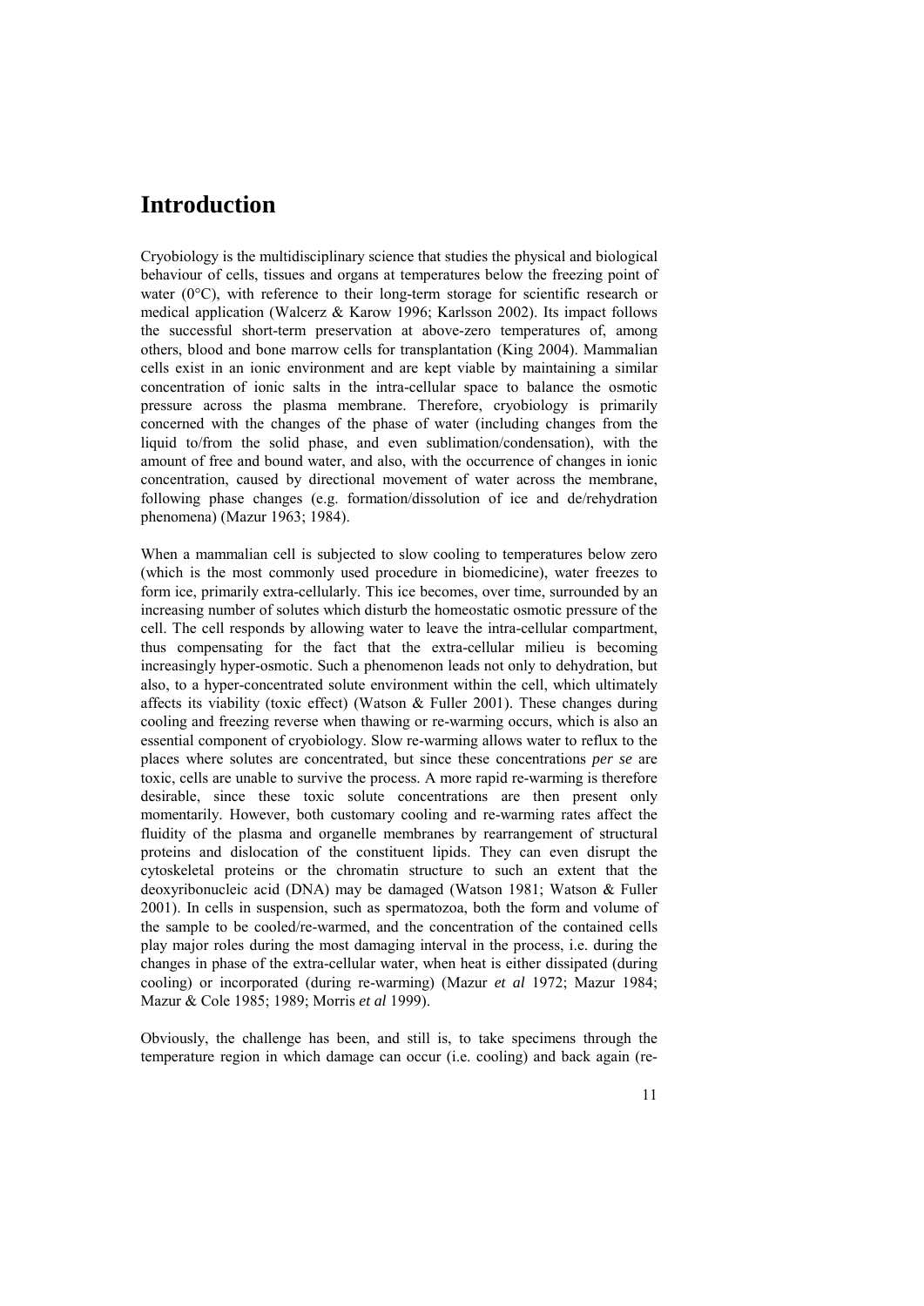# Introduction

Cryobiology is the multidisciplinary science that studies the physical and biological behaviour of cells, tissues and organs at temperatures below the freezing point of water (0°C), with reference to their long-term storage for scientific research or medical application (Walcerz & Karow 1996; Karlsson 2002). Its impact follows the successful short-term preservation at above-zero temperatures of, among others, blood and bone marrow cells for transplantation (King 2004). Mammalian cells exist in an ionic environment and are kept viable by maintaining a similar concentration of ionic salts in the intra-cellular space to balance the osmotic pressure across the plasma membrane. Therefore, cryobiology is primarily concerned with the changes of the phase of water (including changes from the liquid to/from the solid phase, and even sublimation/condensation), with the amount of free and bound water, and also, with the occurrence of changes in ionic concentration, caused by directional movement of water across the membrane, following phase changes (e.g. formation/dissolution of ice and de/rehydration phenomena) (Mazur 1963; 1984).

When a mammalian cell is subjected to slow cooling to temperatures below zero (which is the most commonly used procedure in biomedicine), water freezes to form ice, primarily extra-cellularly. This ice becomes, over time, surrounded by an increasing number of solutes which disturb the homeostatic osmotic pressure of the cell. The cell responds by allowing water to leave the intra-cellular compartment, thus compensating for the fact that the extra-cellular milieu is becoming increasingly hyper-osmotic. Such a phenomenon leads not only to dehydration, but also, to a hyper-concentrated solute environment within the cell, which ultimately affects its viability (toxic effect) (Watson & Fuller 2001). These changes during cooling and freezing reverse when thawing or re-warming occurs, which is also an essential component of cryobiology. Slow re-warming allows water to reflux to the places where solutes are concentrated, but since these concentrations *per se* are toxic, cells are unable to survive the process. A more rapid re-warming is therefore desirable, since these toxic solute concentrations are then present only momentarily. However, both customary cooling and re-warming rates affect the fluidity of the plasma and organelle membranes by rearrangement of structural proteins and dislocation of the constituent lipids. They can even disrupt the cytoskeletal proteins or the chromatin structure to such an extent that the deoxyribonucleic acid (DNA) may be damaged (Watson 1981; Watson & Fuller 2001). In cells in suspension, such as spermatozoa, both the form and volume of the sample to be cooled/re-warmed, and the concentration of the contained cells play major roles during the most damaging interval in the process, i.e. during the changes in phase of the extra-cellular water, when heat is either dissipated (during cooling) or incorporated (during re-warming) (Mazur *et al* 1972; Mazur 1984; Mazur & Cole 1985; 1989; Morris *et al* 1999).

Obviously, the challenge has been, and still is, to take specimens through the temperature region in which damage can occur (i.e. cooling) and back again (re-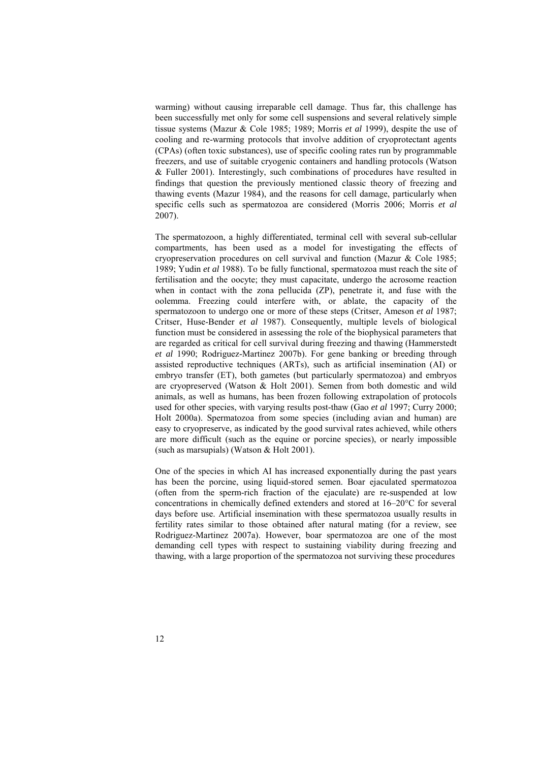warming) without causing irreparable cell damage. Thus far, this challenge has been successfully met only for some cell suspensions and several relatively simple tissue systems (Mazur & Cole 1985; 1989; Morris *et al* 1999), despite the use of cooling and re-warming protocols that involve addition of cryoprotectant agents (CPAs) (often toxic substances), use of specific cooling rates run by programmable freezers, and use of suitable cryogenic containers and handling protocols (Watson & Fuller 2001). Interestingly, such combinations of procedures have resulted in findings that question the previously mentioned classic theory of freezing and thawing events (Mazur 1984), and the reasons for cell damage, particularly when specific cells such as spermatozoa are considered (Morris 2006; Morris *et al* 2007).

The spermatozoon, a highly differentiated, terminal cell with several sub-cellular compartments, has been used as a model for investigating the effects of cryopreservation procedures on cell survival and function (Mazur & Cole 1985; 1989; Yudin *et al* 1988). To be fully functional, spermatozoa must reach the site of fertilisation and the oocyte; they must capacitate, undergo the acrosome reaction when in contact with the zona pellucida (ZP), penetrate it, and fuse with the oolemma. Freezing could interfere with, or ablate, the capacity of the spermatozoon to undergo one or more of these steps (Critser, Ameson *et al* 1987; Critser, Huse-Bender *et al* 1987). Consequently, multiple levels of biological function must be considered in assessing the role of the biophysical parameters that are regarded as critical for cell survival during freezing and thawing (Hammerstedt *et al* 1990; Rodriguez-Martinez 2007b). For gene banking or breeding through assisted reproductive techniques (ARTs), such as artificial insemination (AI) or embryo transfer (ET), both gametes (but particularly spermatozoa) and embryos are cryopreserved (Watson & Holt 2001). Semen from both domestic and wild animals, as well as humans, has been frozen following extrapolation of protocols used for other species, with varying results post-thaw (Gao *et al* 1997; Curry 2000; Holt 2000a). Spermatozoa from some species (including avian and human) are easy to cryopreserve, as indicated by the good survival rates achieved, while others are more difficult (such as the equine or porcine species), or nearly impossible (such as marsupials) (Watson & Holt 2001).

One of the species in which AI has increased exponentially during the past years has been the porcine, using liquid-stored semen. Boar ejaculated spermatozoa (often from the sperm-rich fraction of the ejaculate) are re-suspended at low concentrations in chemically defined extenders and stored at 16–20°C for several days before use. Artificial insemination with these spermatozoa usually results in fertility rates similar to those obtained after natural mating (for a review, see Rodriguez-Martinez 2007a). However, boar spermatozoa are one of the most demanding cell types with respect to sustaining viability during freezing and thawing, with a large proportion of the spermatozoa not surviving these procedures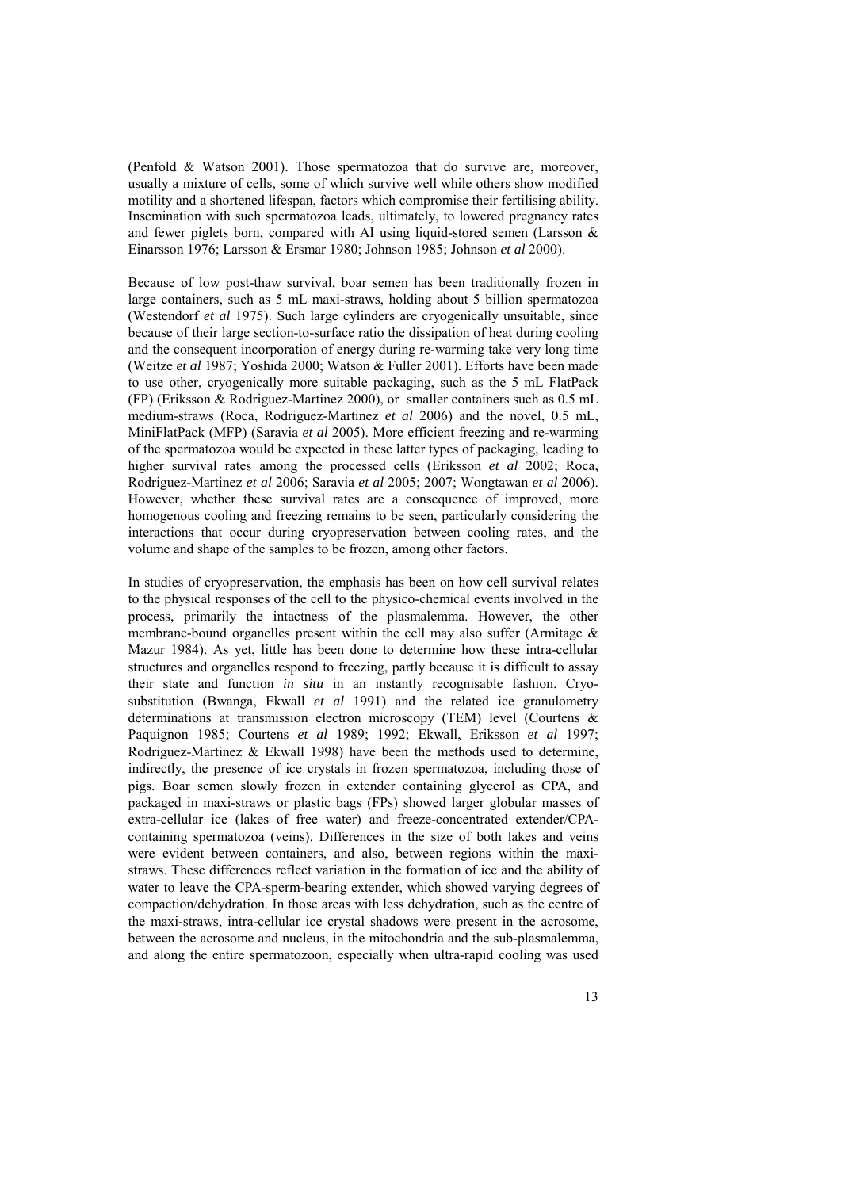(Penfold & Watson 2001). Those spermatozoa that do survive are, moreover, usually a mixture of cells, some of which survive well while others show modified motility and a shortened lifespan, factors which compromise their fertilising ability. Insemination with such spermatozoa leads, ultimately, to lowered pregnancy rates and fewer piglets born, compared with AI using liquid-stored semen (Larsson & Einarsson 1976; Larsson & Ersmar 1980; Johnson 1985; Johnson *et al* 2000).

Because of low post-thaw survival, boar semen has been traditionally frozen in large containers, such as 5 mL maxi-straws, holding about 5 billion spermatozoa (Westendorf *et al* 1975). Such large cylinders are cryogenically unsuitable, since because of their large section-to-surface ratio the dissipation of heat during cooling and the consequent incorporation of energy during re-warming take very long time (Weitze *et al* 1987; Yoshida 2000; Watson & Fuller 2001). Efforts have been made to use other, cryogenically more suitable packaging, such as the 5 mL FlatPack (FP) (Eriksson & Rodriguez-Martinez 2000), or smaller containers such as 0.5 mL medium-straws (Roca, Rodriguez-Martinez *et al* 2006) and the novel, 0.5 mL, MiniFlatPack (MFP) (Saravia *et al* 2005). More efficient freezing and re-warming of the spermatozoa would be expected in these latter types of packaging, leading to higher survival rates among the processed cells (Eriksson *et al* 2002; Roca, Rodriguez-Martinez *et al* 2006; Saravia *et al* 2005; 2007; Wongtawan *et al* 2006). However, whether these survival rates are a consequence of improved, more homogenous cooling and freezing remains to be seen, particularly considering the interactions that occur during cryopreservation between cooling rates, and the volume and shape of the samples to be frozen, among other factors.

In studies of cryopreservation, the emphasis has been on how cell survival relates to the physical responses of the cell to the physico-chemical events involved in the process, primarily the intactness of the plasmalemma. However, the other membrane-bound organelles present within the cell may also suffer (Armitage & Mazur 1984). As yet, little has been done to determine how these intra-cellular structures and organelles respond to freezing, partly because it is difficult to assay their state and function *in situ* in an instantly recognisable fashion. Cryo-substitution (Bwanga, Ekwall *et al* 1991) and the related ice granulometry determinations at transmission electron microscopy (TEM) level (Courtens & Paquignon 1985; Courtens *et al* 1989; 1992; Ekwall, Eriksson *et al* 1997; Rodriguez-Martinez & Ekwall 1998) have been the methods used to determine, indirectly, the presence of ice crystals in frozen spermatozoa, including those of pigs. Boar semen slowly frozen in extender containing glycerol as CPA, and packaged in maxi-straws or plastic bags (FPs) showed larger globular masses of extra-cellular ice (lakes of free water) and freeze-concentrated extender/CPA-containing spermatozoa (veins). Differences in the size of both lakes and veins were evident between containers, and also, between regions within the maxi-straws. These differences reflect variation in the formation of ice and the ability of water to leave the CPA-sperm-bearing extender, which showed varying degrees of compaction/dehydration. In those areas with less dehydration, such as the centre of the maxi-straws, intra-cellular ice crystal shadows were present in the acrosome, between the acrosome and nucleus, in the mitochondria and the sub-plasmalemma, and along the entire spermatozoon, especially when ultra-rapid cooling was used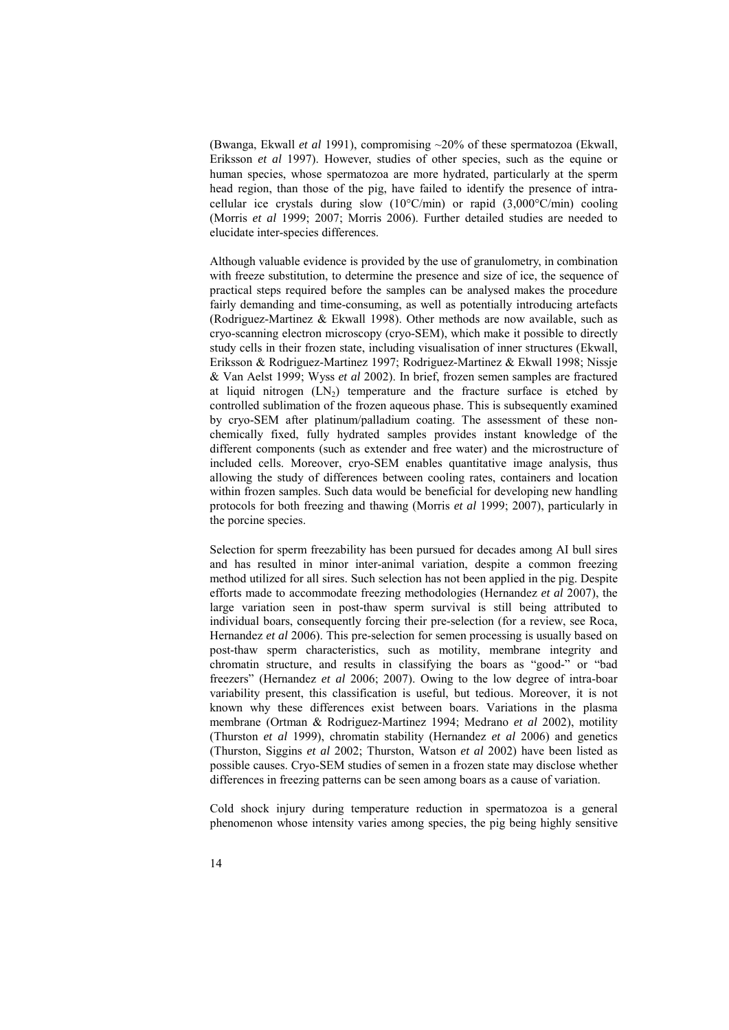(Bwanga, Ekwall *et al* 1991), compromising ~20% of these spermatozoa (Ekwall, Eriksson *et al* 1997). However, studies of other species, such as the equine or human species, whose spermatozoa are more hydrated, particularly at the sperm head region, than those of the pig, have failed to identify the presence of intracellular ice crystals during slow (10°C/min) or rapid (3,000°C/min) cooling (Morris *et al* 1999; 2007; Morris 2006). Further detailed studies are needed to elucidate inter-species differences.

Although valuable evidence is provided by the use of granulometry, in combination with freeze substitution, to determine the presence and size of ice, the sequence of practical steps required before the samples can be analysed makes the procedure fairly demanding and time-consuming, as well as potentially introducing artefacts (Rodriguez-Martinez & Ekwall 1998). Other methods are now available, such as cryo-scanning electron microscopy (cryo-SEM), which make it possible to directly study cells in their frozen state, including visualisation of inner structures (Ekwall, Eriksson & Rodriguez-Martinez 1997; Rodriguez-Martinez & Ekwall 1998; Nissje & Van Aelst 1999; Wyss *et al* 2002). In brief, frozen semen samples are fractured at liquid nitrogen ($LN_2$) temperature and the fracture surface is etched by controlled sublimation of the frozen aqueous phase. This is subsequently examined by cryo-SEM after platinum/palladium coating. The assessment of these non-chemically fixed, fully hydrated samples provides instant knowledge of the different components (such as extender and free water) and the microstructure of included cells. Moreover, cryo-SEM enables quantitative image analysis, thus allowing the study of differences between cooling rates, containers and location within frozen samples. Such data would be beneficial for developing new handling protocols for both freezing and thawing (Morris *et al* 1999; 2007), particularly in the porcine species.

Selection for sperm freezability has been pursued for decades among AI bull sires and has resulted in minor inter-animal variation, despite a common freezing method utilized for all sires. Such selection has not been applied in the pig. Despite efforts made to accommodate freezing methodologies (Hernandez *et al* 2007), the large variation seen in post-thaw sperm survival is still being attributed to individual boars, consequently forcing their pre-selection (for a review, see Roca, Hernandez *et al* 2006). This pre-selection for semen processing is usually based on post-thaw sperm characteristics, such as motility, membrane integrity and chromatin structure, and results in classifying the boars as "good-" or "bad freezers" (Hernandez *et al* 2006; 2007). Owing to the low degree of intra-boar variability present, this classification is useful, but tedious. Moreover, it is not known why these differences exist between boars. Variations in the plasma membrane (Ortman & Rodriguez-Martinez 1994; Medrano *et al* 2002), motility (Thurston *et al* 1999), chromatin stability (Hernandez *et al* 2006) and genetics (Thurston, Siggins *et al* 2002; Thurston, Watson *et al* 2002) have been listed as possible causes. Cryo-SEM studies of semen in a frozen state may disclose whether differences in freezing patterns can be seen among boars as a cause of variation.

Cold shock injury during temperature reduction in spermatozoa is a general phenomenon whose intensity varies among species, the pig being highly sensitive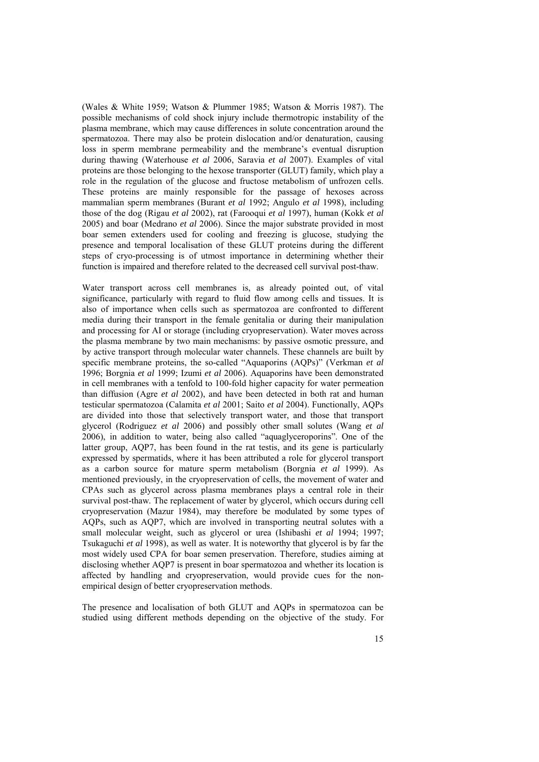(Wales & White 1959; Watson & Plummer 1985; Watson & Morris 1987). The possible mechanisms of cold shock injury include thermotropic instability of the plasma membrane, which may cause differences in solute concentration around the spermatozoa. There may also be protein dislocation and/or denaturation, causing loss in sperm membrane permeability and the membrane's eventual disruption during thawing (Waterhouse *et al* 2006, Saravia *et al* 2007). Examples of vital proteins are those belonging to the hexose transporter (GLUT) family, which play a role in the regulation of the glucose and fructose metabolism of unfrozen cells. These proteins are mainly responsible for the passage of hexoses across mammalian sperm membranes (Burant *et al* 1992; Angulo *et al* 1998), including those of the dog (Rigau *et al* 2002), rat (Farooqui *et al* 1997), human (Kokk *et al* 2005) and boar (Medrano *et al* 2006). Since the major substrate provided in most boar semen extenders used for cooling and freezing is glucose, studying the presence and temporal localisation of these GLUT proteins during the different steps of cryo-processing is of utmost importance in determining whether their function is impaired and therefore related to the decreased cell survival post-thaw.

Water transport across cell membranes is, as already pointed out, of vital significance, particularly with regard to fluid flow among cells and tissues. It is also of importance when cells such as spermatozoa are confronted to different media during their transport in the female genitalia or during their manipulation and processing for AI or storage (including cryopreservation). Water moves across the plasma membrane by two main mechanisms: by passive osmotic pressure, and by active transport through molecular water channels. These channels are built by specific membrane proteins, the so-called "Aquaporins (AQPs)" (Verkman *et al* 1996; Borgnia *et al* 1999; Izumi *et al* 2006). Aquaporins have been demonstrated in cell membranes with a tenfold to 100-fold higher capacity for water permeation than diffusion (Agre *et al* 2002), and have been detected in both rat and human testicular spermatozoa (Calamita *et al* 2001; Saito *et al* 2004). Functionally, AQPs are divided into those that selectively transport water, and those that transport glycerol (Rodriguez *et al* 2006) and possibly other small solutes (Wang *et al* 2006), in addition to water, being also called "aquaglyceroporins". One of the latter group, AQP7, has been found in the rat testis, and its gene is particularly expressed by spermatids, where it has been attributed a role for glycerol transport as a carbon source for mature sperm metabolism (Borgnia *et al* 1999). As mentioned previously, in the cryopreservation of cells, the movement of water and CPAs such as glycerol across plasma membranes plays a central role in their survival post-thaw. The replacement of water by glycerol, which occurs during cell cryopreservation (Mazur 1984), may therefore be modulated by some types of AQPs, such as AQP7, which are involved in transporting neutral solutes with a small molecular weight, such as glycerol or urea (Ishibashi *et al* 1994; 1997; Tsukaguchi *et al* 1998), as well as water. It is noteworthy that glycerol is by far the most widely used CPA for boar semen preservation. Therefore, studies aiming at disclosing whether AQP7 is present in boar spermatozoa and whether its location is affected by handling and cryopreservation, would provide cues for the non-empirical design of better cryopreservation methods.

The presence and localisation of both GLUT and AQPs in spermatozoa can be studied using different methods depending on the objective of the study. For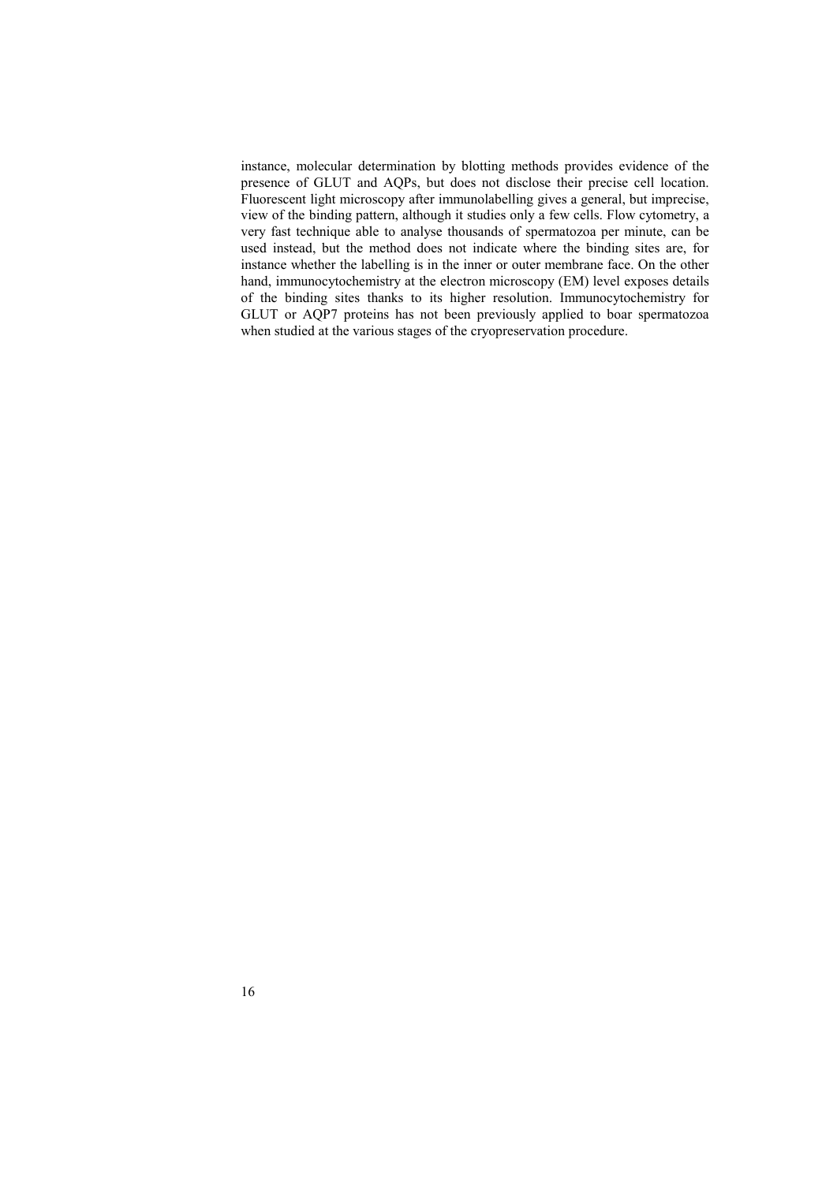instance, molecular determination by blotting methods provides evidence of the presence of GLUT and AQPs, but does not disclose their precise cell location. Fluorescent light microscopy after immunolabelling gives a general, but imprecise, view of the binding pattern, although it studies only a few cells. Flow cytometry, a very fast technique able to analyse thousands of spermatozoa per minute, can be used instead, but the method does not indicate where the binding sites are, for instance whether the labelling is in the inner or outer membrane face. On the other hand, immunocytochemistry at the electron microscopy (EM) level exposes details of the binding sites thanks to its higher resolution. Immunocytochemistry for GLUT or AQP7 proteins has not been previously applied to boar spermatozoa when studied at the various stages of the cryopreservation procedure.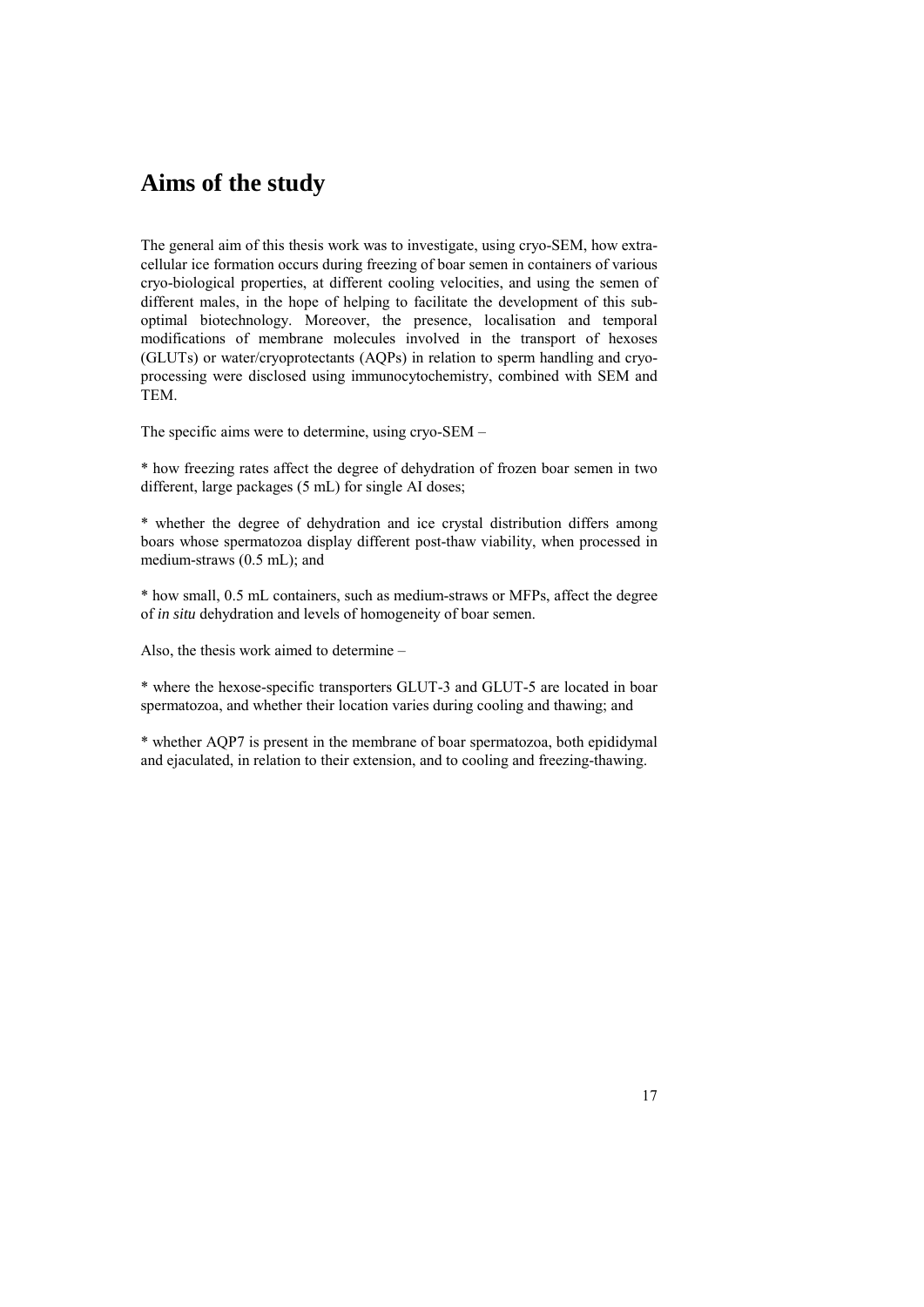# Aims of the study

The general aim of this thesis work was to investigate, using cryo-SEM, how extra-cellular ice formation occurs during freezing of boar semen in containers of various cryo-biological properties, at different cooling velocities, and using the semen of different males, in the hope of helping to facilitate the development of this sub-optimal biotechnology. Moreover, the presence, localisation and temporal modifications of membrane molecules involved in the transport of hexoses (GLUTs) or water/cryoprotectants (AQPs) in relation to sperm handling and cryo-processing were disclosed using immunocytochemistry, combined with SEM and TEM.

The specific aims were to determine, using cryo-SEM –

* how freezing rates affect the degree of dehydration of frozen boar semen in two different, large packages (5 mL) for single AI doses;

* whether the degree of dehydration and ice crystal distribution differs among boars whose spermatozoa display different post-thaw viability, when processed in medium-straws (0.5 mL); and

* how small, 0.5 mL containers, such as medium-straws or MFPs, affect the degree of *in situ* dehydration and levels of homogeneity of boar semen.

Also, the thesis work aimed to determine –

* where the hexose-specific transporters GLUT-3 and GLUT-5 are located in boar spermatozoa, and whether their location varies during cooling and thawing; and

* whether AQP7 is present in the membrane of boar spermatozoa, both epididymal and ejaculated, in relation to their extension, and to cooling and freezing-thawing.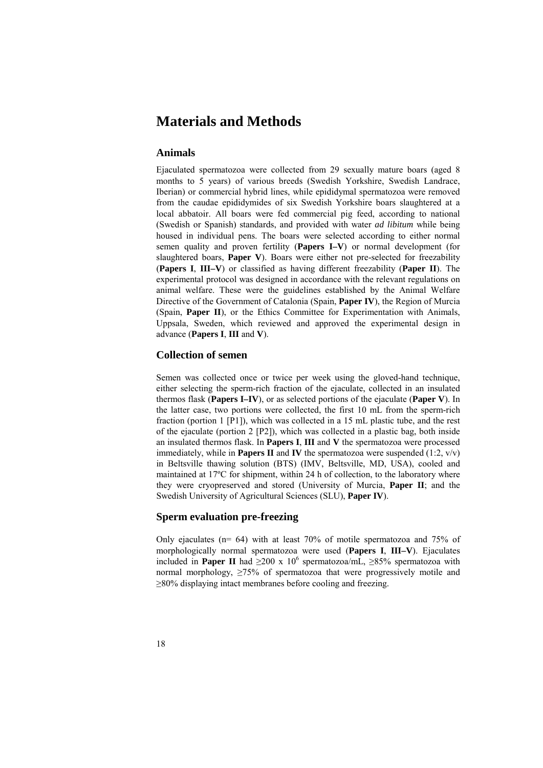# Materials and Methods

## Animals

Ejaculated spermatozoa were collected from 29 sexually mature boars (aged 8 months to 5 years) of various breeds (Swedish Yorkshire, Swedish Landrace, Iberian) or commercial hybrid lines, while epididymal spermatozoa were removed from the caudae epididymides of six Swedish Yorkshire boars slaughtered at a local abbatoir. All boars were fed commercial pig feed, according to national (Swedish or Spanish) standards, and provided with water *ad libitum* while being housed in individual pens. The boars were selected according to either normal semen quality and proven fertility (**Papers I–V**) or normal development (for slaughtered boars, **Paper V**). Boars were either not pre-selected for freezability (**Papers I**, **III–V**) or classified as having different freezability (**Paper II**). The experimental protocol was designed in accordance with the relevant regulations on animal welfare. These were the guidelines established by the Animal Welfare Directive of the Government of Catalonia (Spain, **Paper IV**), the Region of Murcia (Spain, **Paper II**), or the Ethics Committee for Experimentation with Animals, Uppsala, Sweden, which reviewed and approved the experimental design in advance (**Papers I**, **III** and **V**).

## Collection of semen

Semen was collected once or twice per week using the gloved-hand technique, either selecting the sperm-rich fraction of the ejaculate, collected in an insulated thermos flask (**Papers I–IV**), or as selected portions of the ejaculate (**Paper V**). In the latter case, two portions were collected, the first 10 mL from the sperm-rich fraction (portion 1 [P1]), which was collected in a 15 mL plastic tube, and the rest of the ejaculate (portion 2 [P2]), which was collected in a plastic bag, both inside an insulated thermos flask. In **Papers I**, **III** and **V** the spermatozoa were processed immediately, while in **Papers II** and **IV** the spermatozoa were suspended (1:2, v/v) in Beltsville thawing solution (BTS) (IMV, Beltsville, MD, USA), cooled and maintained at 17ºC for shipment, within 24 h of collection, to the laboratory where they were cryopreserved and stored (University of Murcia, **Paper II**; and the Swedish University of Agricultural Sciences (SLU), **Paper IV**).

## Sperm evaluation pre-freezing

Only ejaculates (n= 64) with at least 70% of motile spermatozoa and 75% of morphologically normal spermatozoa were used (**Papers I**, **III–V**). Ejaculates included in **Paper II** had $\geq$200 x $10^6$ spermatozoa/mL, $\geq$85% spermatozoa with normal morphology, $\geq$75% of spermatozoa that were progressively motile and $\geq$80% displaying intact membranes before cooling and freezing.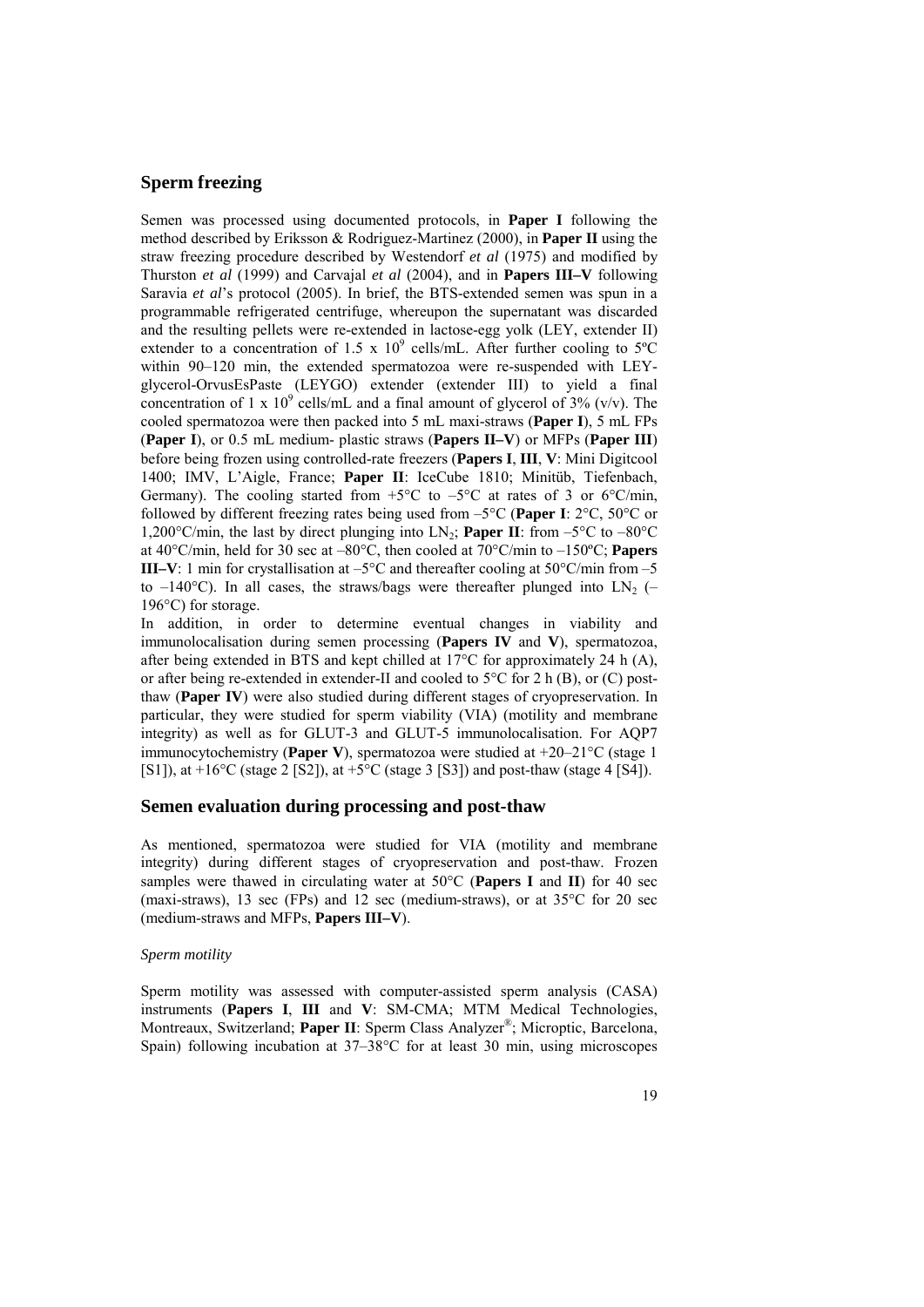## Sperm freezing

Semen was processed using documented protocols, in **Paper I** following the method described by Eriksson & Rodriguez-Martinez (2000), in **Paper II** using the straw freezing procedure described by Westendorf *et al* (1975) and modified by Thurston *et al* (1999) and Carvajal *et al* (2004), and in **Papers III–V** following Saravia *et al*'s protocol (2005). In brief, the BTS-extended semen was spun in a programmable refrigerated centrifuge, whereupon the supernatant was discarded and the resulting pellets were re-extended in lactose-egg yolk (LEY, extender II) extender to a concentration of 1.5 x $10^9$ cells/mL. After further cooling to 5ºC within 90–120 min, the extended spermatozoa were re-suspended with LEY-glycerol-OrvusEsPaste (LEYGO) extender (extender III) to yield a final concentration of 1 x $10^9$ cells/mL and a final amount of glycerol of 3% (v/v). The cooled spermatozoa were then packed into 5 mL maxi-straws (**Paper I**), 5 mL FPs (**Paper I**), or 0.5 mL medium- plastic straws (**Papers II–V**) or MFPs (**Paper III**) before being frozen using controlled-rate freezers (**Papers I**, **III**, **V**: Mini Digitcool 1400; IMV, L'Aigle, France; **Paper II**: IceCube 1810; Minitüb, Tiefenbach, Germany). The cooling started from +5°C to –5°C at rates of 3 or 6°C/min, followed by different freezing rates being used from –5°C (**Paper I**: 2°C, 50°C or 1,200°C/min, the last by direct plunging into $LN_2$; **Paper II**: from –5°C to –80°C at 40°C/min, held for 30 sec at –80°C, then cooled at 70°C/min to –150ºC; **Papers III–V**: 1 min for crystallisation at –5°C and thereafter cooling at 50°C/min from –5 to –140°C). In all cases, the straws/bags were thereafter plunged into $LN_2$ (–196°C) for storage.

In addition, in order to determine eventual changes in viability and immunolocalisation during semen processing (**Papers IV** and **V**), spermatozoa, after being extended in BTS and kept chilled at 17°C for approximately 24 h (A), or after being re-extended in extender-II and cooled to 5°C for 2 h (B), or (C) post-thaw (**Paper IV**) were also studied during different stages of cryopreservation. In particular, they were studied for sperm viability (VIA) (motility and membrane integrity) as well as for GLUT-3 and GLUT-5 immunolocalisation. For AQP7 immunocytochemistry (**Paper V**), spermatozoa were studied at +20–21°C (stage 1 [S1]), at +16°C (stage 2 [S2]), at +5°C (stage 3 [S3]) and post-thaw (stage 4 [S4]).

## Semen evaluation during processing and post-thaw

As mentioned, spermatozoa were studied for VIA (motility and membrane integrity) during different stages of cryopreservation and post-thaw. Frozen samples were thawed in circulating water at 50°C (**Papers I** and **II**) for 40 sec (maxi-straws), 13 sec (FPs) and 12 sec (medium-straws), or at 35°C for 20 sec (medium-straws and MFPs, **Papers III–V**).

### *Sperm motility*

Sperm motility was assessed with computer-assisted sperm analysis (CASA) instruments (**Papers I**, **III** and **V**: SM-CMA; MTM Medical Technologies, Montreaux, Switzerland; **Paper II**: Sperm Class Analyzer®; Microptic, Barcelona, Spain) following incubation at 37–38°C for at least 30 min, using microscopes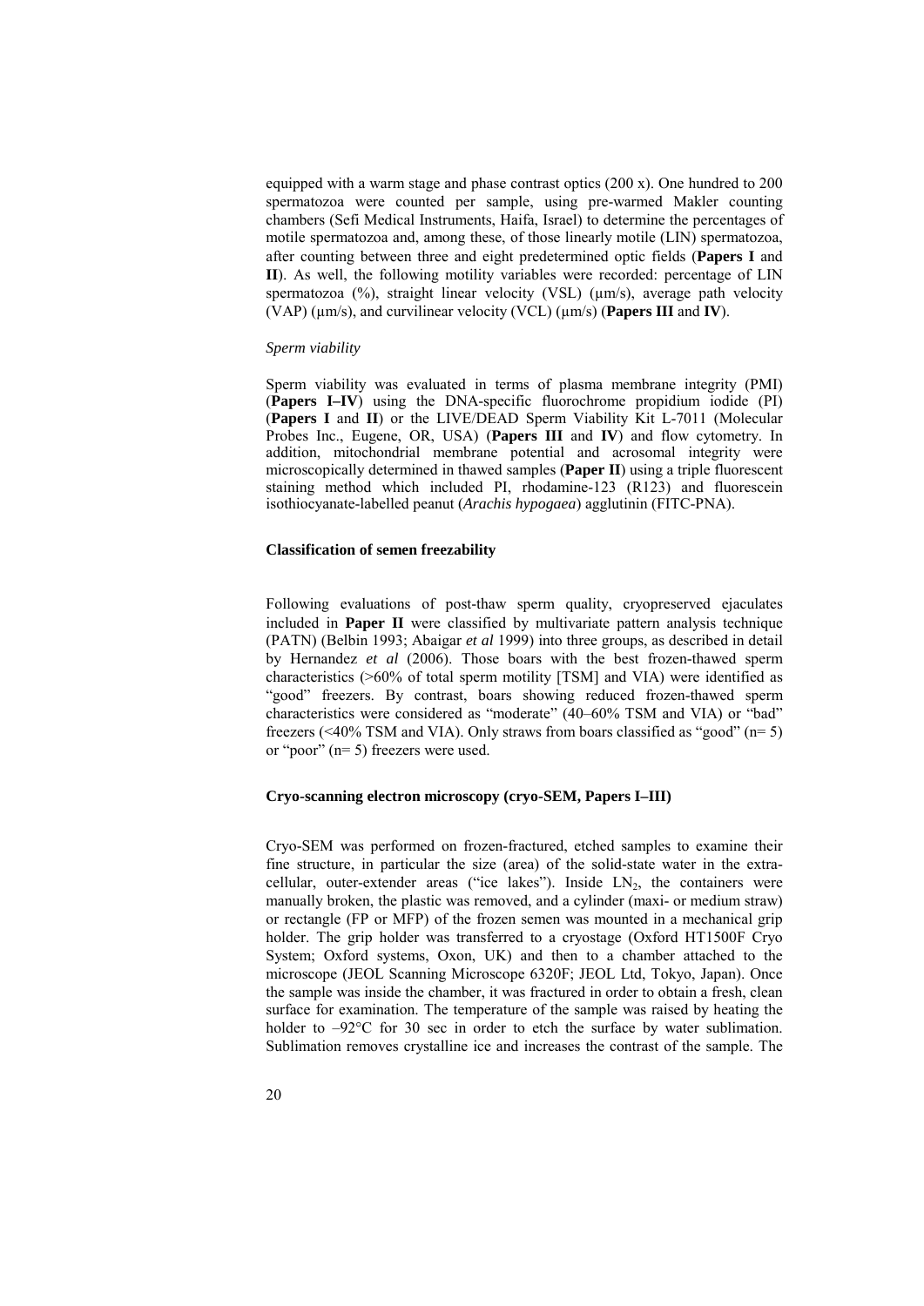equipped with a warm stage and phase contrast optics (200 x). One hundred to 200 spermatozoa were counted per sample, using pre-warmed Makler counting chambers (Sefi Medical Instruments, Haifa, Israel) to determine the percentages of motile spermatozoa and, among these, of those linearly motile (LIN) spermatozoa, after counting between three and eight predetermined optic fields (**Papers I** and **II**). As well, the following motility variables were recorded: percentage of LIN spermatozoa (%), straight linear velocity (VSL) (μm/s), average path velocity (VAP) (μm/s), and curvilinear velocity (VCL) (μm/s) (**Papers III** and **IV**).

*Sperm viability*

Sperm viability was evaluated in terms of plasma membrane integrity (PMI) (**Papers I–IV**) using the DNA-specific fluorochrome propidium iodide (PI) (**Papers I** and **II**) or the LIVE/DEAD Sperm Viability Kit L-7011 (Molecular Probes Inc., Eugene, OR, USA) (**Papers III** and **IV**) and flow cytometry. In addition, mitochondrial membrane potential and acrosomal integrity were microscopically determined in thawed samples (**Paper II**) using a triple fluorescent staining method which included PI, rhodamine-123 (R123) and fluorescein isothiocyanate-labelled peanut (*Arachis hypogaea*) agglutinin (FITC-PNA).

### Classification of semen freezability

Following evaluations of post-thaw sperm quality, cryopreserved ejaculates included in **Paper II** were classified by multivariate pattern analysis technique (PATN) (Belbin 1993; Abaigar *et al* 1999) into three groups, as described in detail by Hernandez *et al* (2006). Those boars with the best frozen-thawed sperm characteristics (>60% of total sperm motility [TSM] and VIA) were identified as "good" freezers. By contrast, boars showing reduced frozen-thawed sperm characteristics were considered as "moderate" (40–60% TSM and VIA) or "bad" freezers (<40% TSM and VIA). Only straws from boars classified as "good" (n= 5) or "poor" (n= 5) freezers were used.

### Cryo-scanning electron microscopy (cryo-SEM, Papers I–III)

Cryo-SEM was performed on frozen-fractured, etched samples to examine their fine structure, in particular the size (area) of the solid-state water in the extra-cellular, outer-extender areas ("ice lakes"). Inside $LN_2$, the containers were manually broken, the plastic was removed, and a cylinder (maxi- or medium straw) or rectangle (FP or MFP) of the frozen semen was mounted in a mechanical grip holder. The grip holder was transferred to a cryostage (Oxford HT1500F Cryo System; Oxford systems, Oxon, UK) and then to a chamber attached to the microscope (JEOL Scanning Microscope 6320F; JEOL Ltd, Tokyo, Japan). Once the sample was inside the chamber, it was fractured in order to obtain a fresh, clean surface for examination. The temperature of the sample was raised by heating the holder to –92°C for 30 sec in order to etch the surface by water sublimation. Sublimation removes crystalline ice and increases the contrast of the sample. The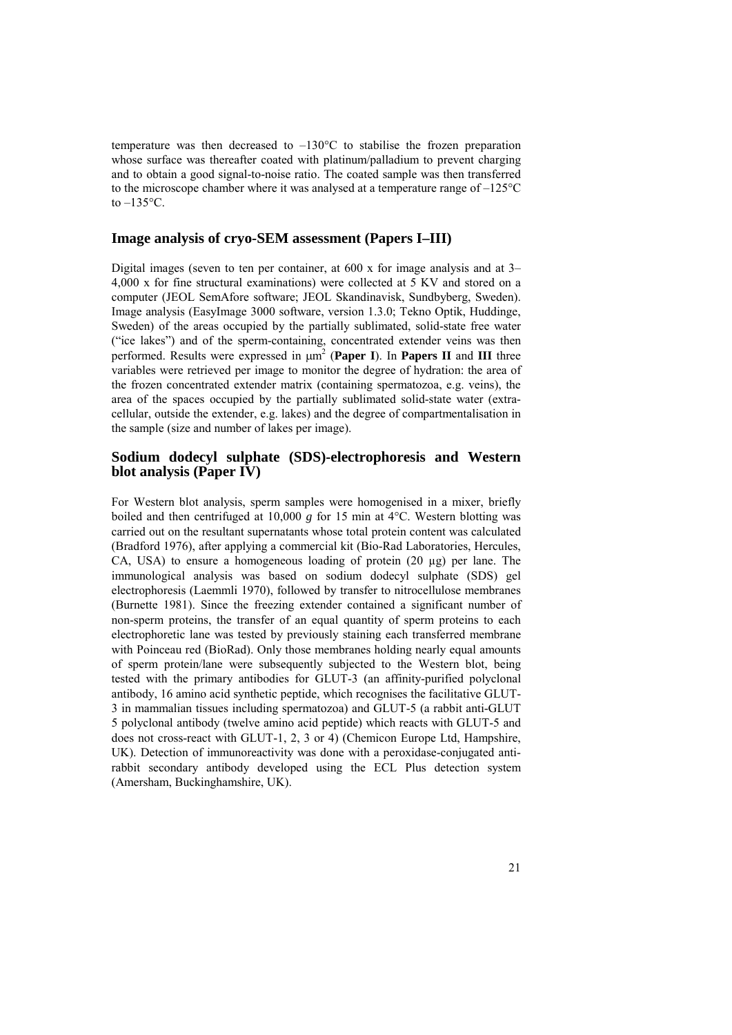temperature was then decreased to –130°C to stabilise the frozen preparation whose surface was thereafter coated with platinum/palladium to prevent charging and to obtain a good signal-to-noise ratio. The coated sample was then transferred to the microscope chamber where it was analysed at a temperature range of –125°C to –135°C.

## Image analysis of cryo-SEM assessment (Papers I–III)

Digital images (seven to ten per container, at 600 x for image analysis and at 3–4,000 x for fine structural examinations) were collected at 5 KV and stored on a computer (JEOL SemAfore software; JEOL Skandinavisk, Sundbyberg, Sweden). Image analysis (EasyImage 3000 software, version 1.3.0; Tekno Optik, Huddinge, Sweden) of the areas occupied by the partially sublimated, solid-state free water ("ice lakes") and of the sperm-containing, concentrated extender veins was then performed. Results were expressed in $\mu m^2$ (**Paper I**). In **Papers II** and **III** three variables were retrieved per image to monitor the degree of hydration: the area of the frozen concentrated extender matrix (containing spermatozoa, e.g. veins), the area of the spaces occupied by the partially sublimated solid-state water (extra-cellular, outside the extender, e.g. lakes) and the degree of compartmentalisation in the sample (size and number of lakes per image).

## Sodium dodecyl sulphate (SDS)-electrophoresis and Western blot analysis (Paper IV)

For Western blot analysis, sperm samples were homogenised in a mixer, briefly boiled and then centrifuged at 10,000 *g* for 15 min at 4°C. Western blotting was carried out on the resultant supernatants whose total protein content was calculated (Bradford 1976), after applying a commercial kit (Bio-Rad Laboratories, Hercules, CA, USA) to ensure a homogeneous loading of protein (20 µg) per lane. The immunological analysis was based on sodium dodecyl sulphate (SDS) gel electrophoresis (Laemmli 1970), followed by transfer to nitrocellulose membranes (Burnette 1981). Since the freezing extender contained a significant number of non-sperm proteins, the transfer of an equal quantity of sperm proteins to each electrophoretic lane was tested by previously staining each transferred membrane with Poinceau red (BioRad). Only those membranes holding nearly equal amounts of sperm protein/lane were subsequently subjected to the Western blot, being tested with the primary antibodies for GLUT-3 (an affinity-purified polyclonal antibody, 16 amino acid synthetic peptide, which recognises the facilitative GLUT-3 in mammalian tissues including spermatozoa) and GLUT-5 (a rabbit anti-GLUT 5 polyclonal antibody (twelve amino acid peptide) which reacts with GLUT-5 and does not cross-react with GLUT-1, 2, 3 or 4) (Chemicon Europe Ltd, Hampshire, UK). Detection of immunoreactivity was done with a peroxidase-conjugated anti-rabbit secondary antibody developed using the ECL Plus detection system (Amersham, Buckinghamshire, UK).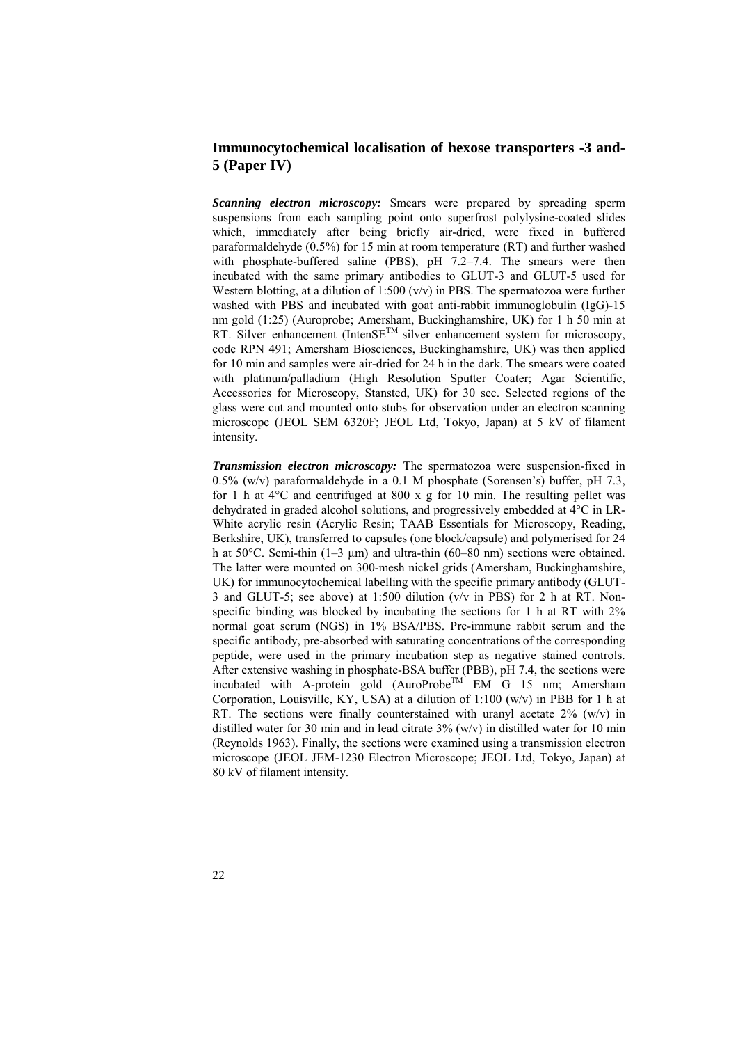## Immunocytochemical localisation of hexose transporters -3 and-5 (Paper IV)

***Scanning electron microscopy:*** Smears were prepared by spreading sperm suspensions from each sampling point onto superfrost polylysine-coated slides which, immediately after being briefly air-dried, were fixed in buffered paraformaldehyde (0.5%) for 15 min at room temperature (RT) and further washed with phosphate-buffered saline (PBS), pH 7.2–7.4. The smears were then incubated with the same primary antibodies to GLUT-3 and GLUT-5 used for Western blotting, at a dilution of 1:500 (v/v) in PBS. The spermatozoa were further washed with PBS and incubated with goat anti-rabbit immunoglobulin (IgG)-15 nm gold (1:25) (Auroprobe; Amersham, Buckinghamshire, UK) for 1 h 50 min at RT. Silver enhancement (IntenSE™ silver enhancement system for microscopy, code RPN 491; Amersham Biosciences, Buckinghamshire, UK) was then applied for 10 min and samples were air-dried for 24 h in the dark. The smears were coated with platinum/palladium (High Resolution Sputter Coater; Agar Scientific, Accessories for Microscopy, Stansted, UK) for 30 sec. Selected regions of the glass were cut and mounted onto stubs for observation under an electron scanning microscope (JEOL SEM 6320F; JEOL Ltd, Tokyo, Japan) at 5 kV of filament intensity.

***Transmission electron microscopy:*** The spermatozoa were suspension-fixed in 0.5% (w/v) paraformaldehyde in a 0.1 M phosphate (Sorensen's) buffer, pH 7.3, for 1 h at 4°C and centrifuged at 800 x g for 10 min. The resulting pellet was dehydrated in graded alcohol solutions, and progressively embedded at 4°C in LR-White acrylic resin (Acrylic Resin; TAAB Essentials for Microscopy, Reading, Berkshire, UK), transferred to capsules (one block/capsule) and polymerised for 24 h at 50°C. Semi-thin (1–3 µm) and ultra-thin (60–80 nm) sections were obtained. The latter were mounted on 300-mesh nickel grids (Amersham, Buckinghamshire, UK) for immunocytochemical labelling with the specific primary antibody (GLUT-3 and GLUT-5; see above) at 1:500 dilution (v/v in PBS) for 2 h at RT. Non-specific binding was blocked by incubating the sections for 1 h at RT with 2% normal goat serum (NGS) in 1% BSA/PBS. Pre-immune rabbit serum and the specific antibody, pre-absorbed with saturating concentrations of the corresponding peptide, were used in the primary incubation step as negative stained controls. After extensive washing in phosphate-BSA buffer (PBB), pH 7.4, the sections were incubated with A-protein gold (AuroProbe™ EM G 15 nm; Amersham Corporation, Louisville, KY, USA) at a dilution of 1:100 (w/v) in PBB for 1 h at RT. The sections were finally counterstained with uranyl acetate 2% (w/v) in distilled water for 30 min and in lead citrate 3% (w/v) in distilled water for 10 min (Reynolds 1963). Finally, the sections were examined using a transmission electron microscope (JEOL JEM-1230 Electron Microscope; JEOL Ltd, Tokyo, Japan) at 80 kV of filament intensity.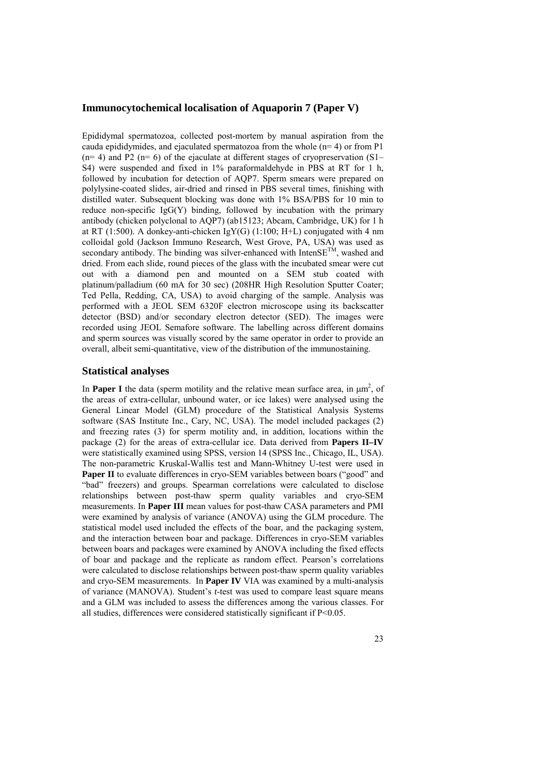## Immunocytochemical localisation of Aquaporin 7 (Paper V)

Epididymal spermatozoa, collected post-mortem by manual aspiration from the cauda epididymides, and ejaculated spermatozoa from the whole (n= 4) or from P1 (n= 4) and P2 (n= 6) of the ejaculate at different stages of cryopreservation (S1–S4) were suspended and fixed in 1% paraformaldehyde in PBS at RT for 1 h, followed by incubation for detection of AQP7. Sperm smears were prepared on polylysine-coated slides, air-dried and rinsed in PBS several times, finishing with distilled water. Subsequent blocking was done with 1% BSA/PBS for 10 min to reduce non-specific IgG(Y) binding, followed by incubation with the primary antibody (chicken polyclonal to AQP7) (ab15123; Abcam, Cambridge, UK) for 1 h at RT (1:500). A donkey-anti-chicken IgY(G) (1:100; H+L) conjugated with 4 nm colloidal gold (Jackson Immuno Research, West Grove, PA, USA) was used as secondary antibody. The binding was silver-enhanced with IntenSE™, washed and dried. From each slide, round pieces of the glass with the incubated smear were cut out with a diamond pen and mounted on a SEM stub coated with platinum/palladium (60 mA for 30 sec) (208HR High Resolution Sputter Coater; Ted Pella, Redding, CA, USA) to avoid charging of the sample. Analysis was performed with a JEOL SEM 6320F electron microscope using its backscatter detector (BSD) and/or secondary electron detector (SED). The images were recorded using JEOL Semafore software. The labelling across different domains and sperm sources was visually scored by the same operator in order to provide an overall, albeit semi-quantitative, view of the distribution of the immunostaining.

## Statistical analyses

In **Paper I** the data (sperm motility and the relative mean surface area, in $\mu m^2$, of the areas of extra-cellular, unbound water, or ice lakes) were analysed using the General Linear Model (GLM) procedure of the Statistical Analysis Systems software (SAS Institute Inc., Cary, NC, USA). The model included packages (2) and freezing rates (3) for sperm motility and, in addition, locations within the package (2) for the areas of extra-cellular ice. Data derived from **Papers II–IV** were statistically examined using SPSS, version 14 (SPSS Inc., Chicago, IL, USA). The non-parametric Kruskal-Wallis test and Mann-Whitney U-test were used in **Paper II** to evaluate differences in cryo-SEM variables between boars ("good" and "bad" freezers) and groups. Spearman correlations were calculated to disclose relationships between post-thaw sperm quality variables and cryo-SEM measurements. In **Paper III** mean values for post-thaw CASA parameters and PMI were examined by analysis of variance (ANOVA) using the GLM procedure. The statistical model used included the effects of the boar, and the packaging system, and the interaction between boar and package. Differences in cryo-SEM variables between boars and packages were examined by ANOVA including the fixed effects of boar and package and the replicate as random effect. Pearson's correlations were calculated to disclose relationships between post-thaw sperm quality variables and cryo-SEM measurements. In **Paper IV** VIA was examined by a multi-analysis of variance (MANOVA). Student's *t*-test was used to compare least square means and a GLM was included to assess the differences among the various classes. For all studies, differences were considered statistically significant if $P<0.05$.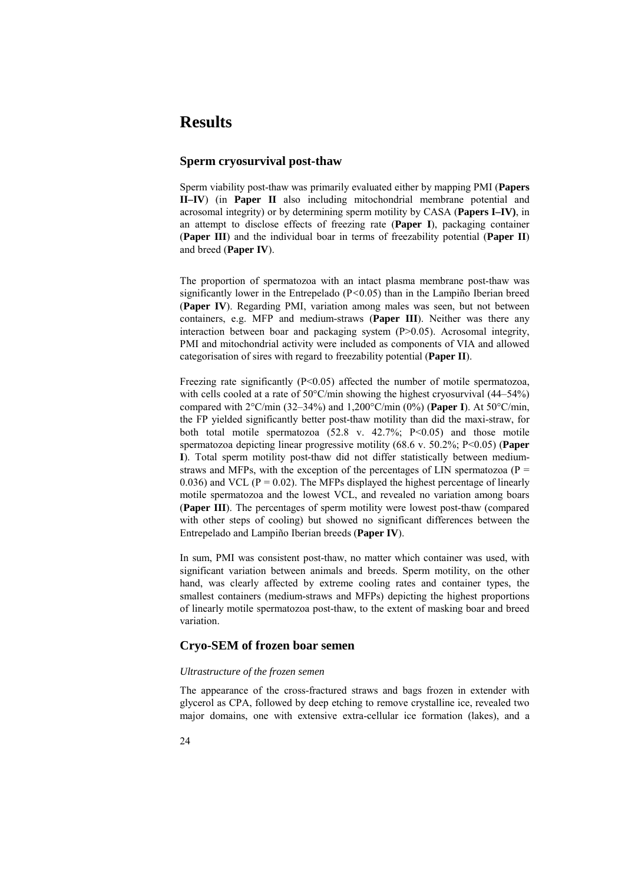# Results

## Sperm cryosurvival post-thaw

Sperm viability post-thaw was primarily evaluated either by mapping PMI (**Papers II–IV**) (in **Paper II** also including mitochondrial membrane potential and acrosomal integrity) or by determining sperm motility by CASA (**Papers I–IV)**, in an attempt to disclose effects of freezing rate (**Paper I**), packaging container (**Paper III**) and the individual boar in terms of freezability potential (**Paper II**) and breed (**Paper IV**).

The proportion of spermatozoa with an intact plasma membrane post-thaw was significantly lower in the Entrepelado ($P<0.05$) than in the Lampiño Iberian breed (**Paper IV**). Regarding PMI, variation among males was seen, but not between containers, e.g. MFP and medium-straws (**Paper III**). Neither was there any interaction between boar and packaging system ($P>0.05$). Acrosomal integrity, PMI and mitochondrial activity were included as components of VIA and allowed categorisation of sires with regard to freezability potential (**Paper II**).

Freezing rate significantly ($P<0.05$) affected the number of motile spermatozoa, with cells cooled at a rate of 50°C/min showing the highest cryosurvival (44–54%) compared with 2°C/min (32–34%) and 1,200°C/min (0%) (**Paper I**). At 50°C/min, the FP yielded significantly better post-thaw motility than did the maxi-straw, for both total motile spermatozoa (52.8 v. 42.7%; $P<0.05$) and those motile spermatozoa depicting linear progressive motility (68.6 v. 50.2%; $P<0.05$) (**Paper I**). Total sperm motility post-thaw did not differ statistically between medium-straws and MFPs, with the exception of the percentages of LIN spermatozoa ($P = 0.036$) and VCL ($P = 0.02$). The MFPs displayed the highest percentage of linearly motile spermatozoa and the lowest VCL, and revealed no variation among boars (**Paper III**). The percentages of sperm motility were lowest post-thaw (compared with other steps of cooling) but showed no significant differences between the Entrepelado and Lampiño Iberian breeds (**Paper IV**).

In sum, PMI was consistent post-thaw, no matter which container was used, with significant variation between animals and breeds. Sperm motility, on the other hand, was clearly affected by extreme cooling rates and container types, the smallest containers (medium-straws and MFPs) depicting the highest proportions of linearly motile spermatozoa post-thaw, to the extent of masking boar and breed variation.

## Cryo-SEM of frozen boar semen

### *Ultrastructure of the frozen semen*

The appearance of the cross-fractured straws and bags frozen in extender with glycerol as CPA, followed by deep etching to remove crystalline ice, revealed two major domains, one with extensive extra-cellular ice formation (lakes), and a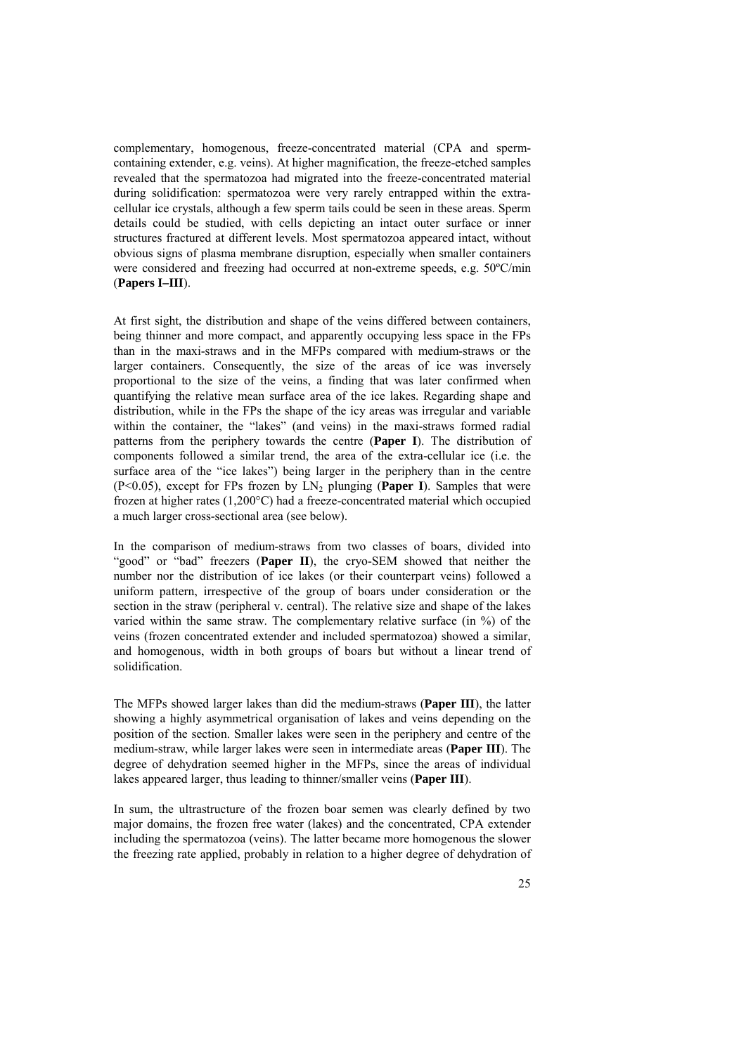complementary, homogenous, freeze-concentrated material (CPA and sperm-containing extender, e.g. veins). At higher magnification, the freeze-etched samples revealed that the spermatozoa had migrated into the freeze-concentrated material during solidification: spermatozoa were very rarely entrapped within the extra-cellular ice crystals, although a few sperm tails could be seen in these areas. Sperm details could be studied, with cells depicting an intact outer surface or inner structures fractured at different levels. Most spermatozoa appeared intact, without obvious signs of plasma membrane disruption, especially when smaller containers were considered and freezing had occurred at non-extreme speeds, e.g. 50ºC/min (**Papers I–III**).

At first sight, the distribution and shape of the veins differed between containers, being thinner and more compact, and apparently occupying less space in the FPs than in the maxi-straws and in the MFPs compared with medium-straws or the larger containers. Consequently, the size of the areas of ice was inversely proportional to the size of the veins, a finding that was later confirmed when quantifying the relative mean surface area of the ice lakes. Regarding shape and distribution, while in the FPs the shape of the icy areas was irregular and variable within the container, the "lakes" (and veins) in the maxi-straws formed radial patterns from the periphery towards the centre (**Paper I**). The distribution of components followed a similar trend, the area of the extra-cellular ice (i.e. the surface area of the "ice lakes") being larger in the periphery than in the centre ($P<0.05$), except for FPs frozen by $LN_2$ plunging (**Paper I**). Samples that were frozen at higher rates (1,200°C) had a freeze-concentrated material which occupied a much larger cross-sectional area (see below).

In the comparison of medium-straws from two classes of boars, divided into "good" or "bad" freezers (**Paper II**), the cryo-SEM showed that neither the number nor the distribution of ice lakes (or their counterpart veins) followed a uniform pattern, irrespective of the group of boars under consideration or the section in the straw (peripheral v. central). The relative size and shape of the lakes varied within the same straw. The complementary relative surface (in %) of the veins (frozen concentrated extender and included spermatozoa) showed a similar, and homogenous, width in both groups of boars but without a linear trend of solidification.

The MFPs showed larger lakes than did the medium-straws (**Paper III**), the latter showing a highly asymmetrical organisation of lakes and veins depending on the position of the section. Smaller lakes were seen in the periphery and centre of the medium-straw, while larger lakes were seen in intermediate areas (**Paper III**). The degree of dehydration seemed higher in the MFPs, since the areas of individual lakes appeared larger, thus leading to thinner/smaller veins (**Paper III**).

In sum, the ultrastructure of the frozen boar semen was clearly defined by two major domains, the frozen free water (lakes) and the concentrated, CPA extender including the spermatozoa (veins). The latter became more homogenous the slower the freezing rate applied, probably in relation to a higher degree of dehydration of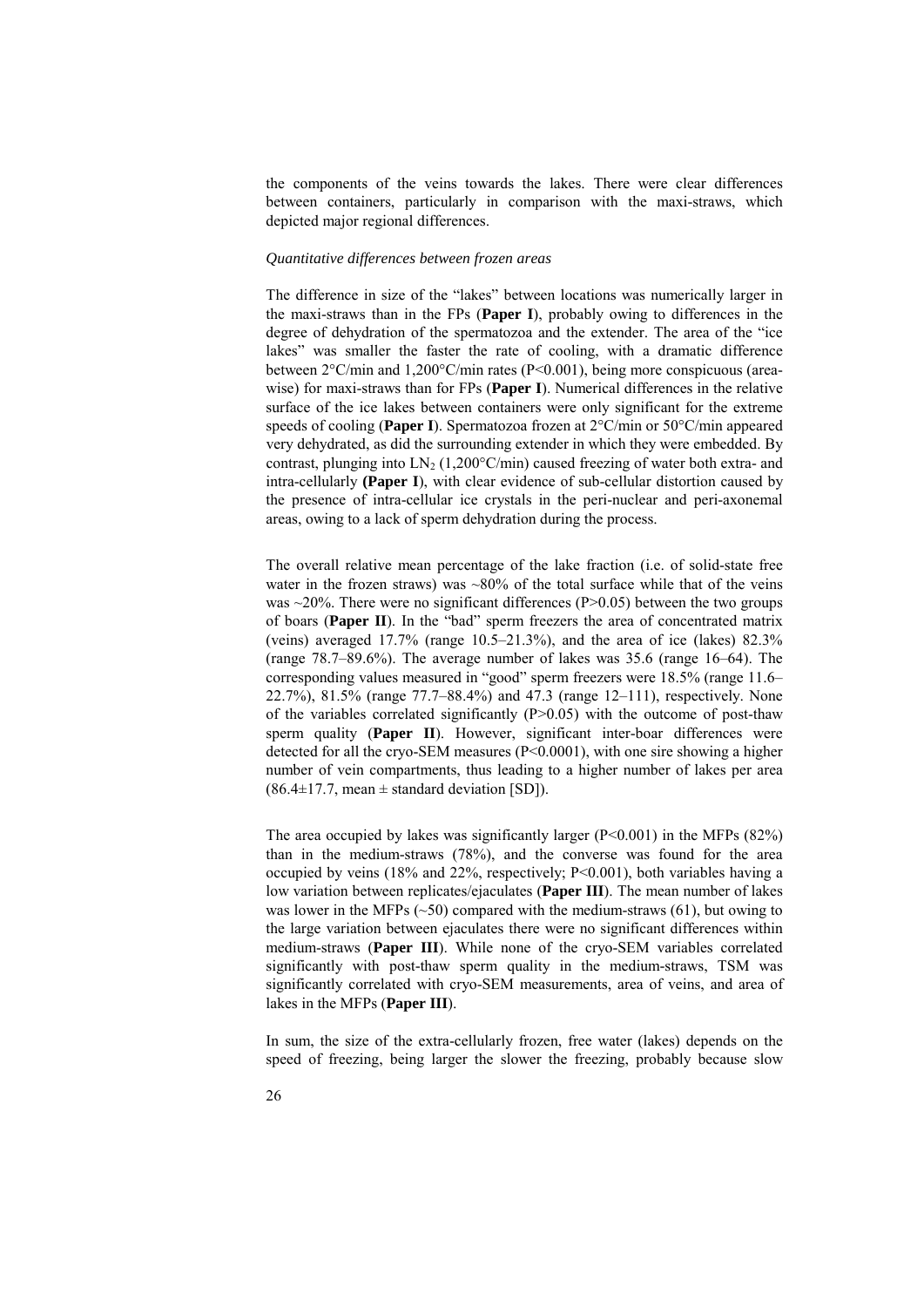the components of the veins towards the lakes. There were clear differences between containers, particularly in comparison with the maxi-straws, which depicted major regional differences.

*Quantitative differences between frozen areas*

The difference in size of the "lakes" between locations was numerically larger in the maxi-straws than in the FPs (**Paper I**), probably owing to differences in the degree of dehydration of the spermatozoa and the extender. The area of the "ice lakes" was smaller the faster the rate of cooling, with a dramatic difference between 2°C/min and 1,200°C/min rates ($P<0.001$), being more conspicuous (area-wise) for maxi-straws than for FPs (**Paper I**). Numerical differences in the relative surface of the ice lakes between containers were only significant for the extreme speeds of cooling (**Paper I**). Spermatozoa frozen at 2°C/min or 50°C/min appeared very dehydrated, as did the surrounding extender in which they were embedded. By contrast, plunging into $LN_2$ (1,200°C/min) caused freezing of water both extra- and intra-cellularly **(Paper I)**, with clear evidence of sub-cellular distortion caused by the presence of intra-cellular ice crystals in the peri-nuclear and peri-axonemal areas, owing to a lack of sperm dehydration during the process.

The overall relative mean percentage of the lake fraction (i.e. of solid-state free water in the frozen straws) was ~80% of the total surface while that of the veins was ~20%. There were no significant differences ($P>0.05$) between the two groups of boars (**Paper II**). In the "bad" sperm freezers the area of concentrated matrix (veins) averaged 17.7% (range 10.5–21.3%), and the area of ice (lakes) 82.3% (range 78.7–89.6%). The average number of lakes was 35.6 (range 16–64). The corresponding values measured in "good" sperm freezers were 18.5% (range 11.6–22.7%), 81.5% (range 77.7–88.4%) and 47.3 (range 12–111), respectively. None of the variables correlated significantly ($P>0.05$) with the outcome of post-thaw sperm quality (**Paper II**). However, significant inter-boar differences were detected for all the cryo-SEM measures ($P<0.0001$), with one sire showing a higher number of vein compartments, thus leading to a higher number of lakes per area (86.4±17.7, mean ± standard deviation [SD]).

The area occupied by lakes was significantly larger ($P<0.001$) in the MFPs (82%) than in the medium-straws (78%), and the converse was found for the area occupied by veins (18% and 22%, respectively; $P<0.001$), both variables having a low variation between replicates/ejaculates (**Paper III**). The mean number of lakes was lower in the MFPs (~50) compared with the medium-straws (61), but owing to the large variation between ejaculates there were no significant differences within medium-straws (**Paper III**). While none of the cryo-SEM variables correlated significantly with post-thaw sperm quality in the medium-straws, TSM was significantly correlated with cryo-SEM measurements, area of veins, and area of lakes in the MFPs (**Paper III**).

In sum, the size of the extra-cellularly frozen, free water (lakes) depends on the speed of freezing, being larger the slower the freezing, probably because slow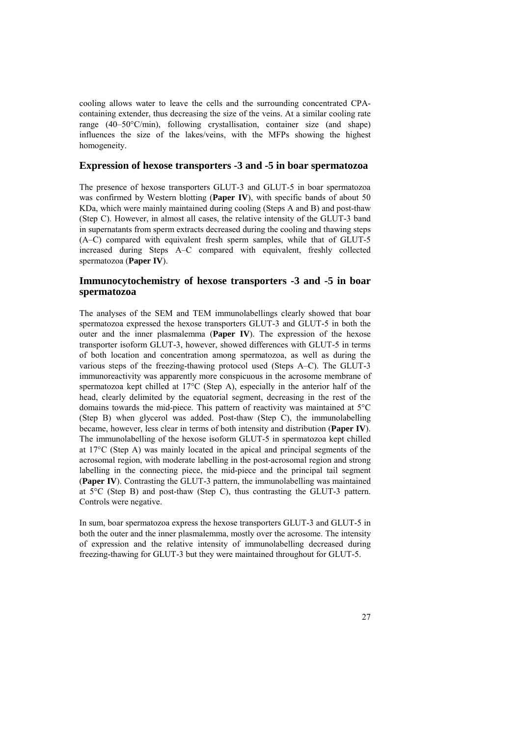cooling allows water to leave the cells and the surrounding concentrated CPA-containing extender, thus decreasing the size of the veins. At a similar cooling rate range (40–50°C/min), following crystallisation, container size (and shape) influences the size of the lakes/veins, with the MFPs showing the highest homogeneity.

## Expression of hexose transporters -3 and -5 in boar spermatozoa

The presence of hexose transporters GLUT-3 and GLUT-5 in boar spermatozoa was confirmed by Western blotting (**Paper IV**), with specific bands of about 50 KDa, which were mainly maintained during cooling (Steps A and B) and post-thaw (Step C). However, in almost all cases, the relative intensity of the GLUT-3 band in supernatants from sperm extracts decreased during the cooling and thawing steps (A–C) compared with equivalent fresh sperm samples, while that of GLUT-5 increased during Steps A–C compared with equivalent, freshly collected spermatozoa (**Paper IV**).

## Immunocytochemistry of hexose transporters -3 and -5 in boar spermatozoa

The analyses of the SEM and TEM immunolabellings clearly showed that boar spermatozoa expressed the hexose transporters GLUT-3 and GLUT-5 in both the outer and the inner plasmalemma (**Paper IV**). The expression of the hexose transporter isoform GLUT-3, however, showed differences with GLUT-5 in terms of both location and concentration among spermatozoa, as well as during the various steps of the freezing-thawing protocol used (Steps A–C). The GLUT-3 immunoreactivity was apparently more conspicuous in the acrosome membrane of spermatozoa kept chilled at 17°C (Step A), especially in the anterior half of the head, clearly delimited by the equatorial segment, decreasing in the rest of the domains towards the mid-piece. This pattern of reactivity was maintained at 5°C (Step B) when glycerol was added. Post-thaw (Step C), the immunolabelling became, however, less clear in terms of both intensity and distribution (**Paper IV**). The immunolabelling of the hexose isoform GLUT-5 in spermatozoa kept chilled at 17°C (Step A) was mainly located in the apical and principal segments of the acrosomal region, with moderate labelling in the post-acrosomal region and strong labelling in the connecting piece, the mid-piece and the principal tail segment (**Paper IV**). Contrasting the GLUT-3 pattern, the immunolabelling was maintained at 5°C (Step B) and post-thaw (Step C), thus contrasting the GLUT-3 pattern. Controls were negative.

In sum, boar spermatozoa express the hexose transporters GLUT-3 and GLUT-5 in both the outer and the inner plasmalemma, mostly over the acrosome. The intensity of expression and the relative intensity of immunolabelling decreased during freezing-thawing for GLUT-3 but they were maintained throughout for GLUT-5.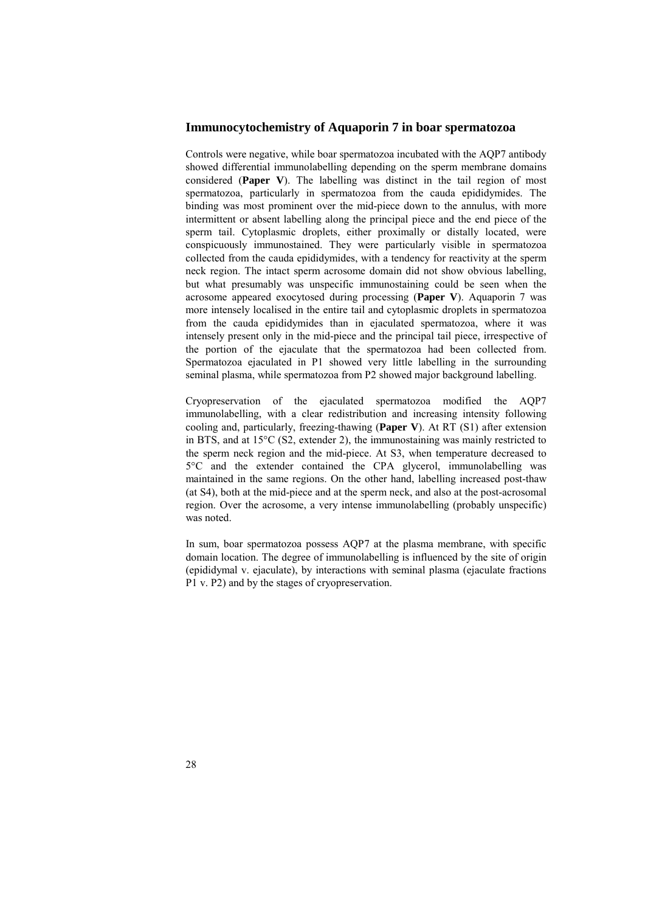## Immunocytochemistry of Aquaporin 7 in boar spermatozoa

Controls were negative, while boar spermatozoa incubated with the AQP7 antibody showed differential immunolabelling depending on the sperm membrane domains considered (**Paper V**). The labelling was distinct in the tail region of most spermatozoa, particularly in spermatozoa from the cauda epididymides. The binding was most prominent over the mid-piece down to the annulus, with more intermittent or absent labelling along the principal piece and the end piece of the sperm tail. Cytoplasmic droplets, either proximally or distally located, were conspicuously immunostained. They were particularly visible in spermatozoa collected from the cauda epididymides, with a tendency for reactivity at the sperm neck region. The intact sperm acrosome domain did not show obvious labelling, but what presumably was unspecific immunostaining could be seen when the acrosome appeared exocytosed during processing (**Paper V**). Aquaporin 7 was more intensely localised in the entire tail and cytoplasmic droplets in spermatozoa from the cauda epididymides than in ejaculated spermatozoa, where it was intensely present only in the mid-piece and the principal tail piece, irrespective of the portion of the ejaculate that the spermatozoa had been collected from. Spermatozoa ejaculated in P1 showed very little labelling in the surrounding seminal plasma, while spermatozoa from P2 showed major background labelling.

Cryopreservation of the ejaculated spermatozoa modified the AQP7 immunolabelling, with a clear redistribution and increasing intensity following cooling and, particularly, freezing-thawing (**Paper V**). At RT (S1) after extension in BTS, and at 15°C (S2, extender 2), the immunostaining was mainly restricted to the sperm neck region and the mid-piece. At S3, when temperature decreased to 5°C and the extender contained the CPA glycerol, immunolabelling was maintained in the same regions. On the other hand, labelling increased post-thaw (at S4), both at the mid-piece and at the sperm neck, and also at the post-acrosomal region. Over the acrosome, a very intense immunolabelling (probably unspecific) was noted.

In sum, boar spermatozoa possess AQP7 at the plasma membrane, with specific domain location. The degree of immunolabelling is influenced by the site of origin (epididymal v. ejaculate), by interactions with seminal plasma (ejaculate fractions P1 v. P2) and by the stages of cryopreservation.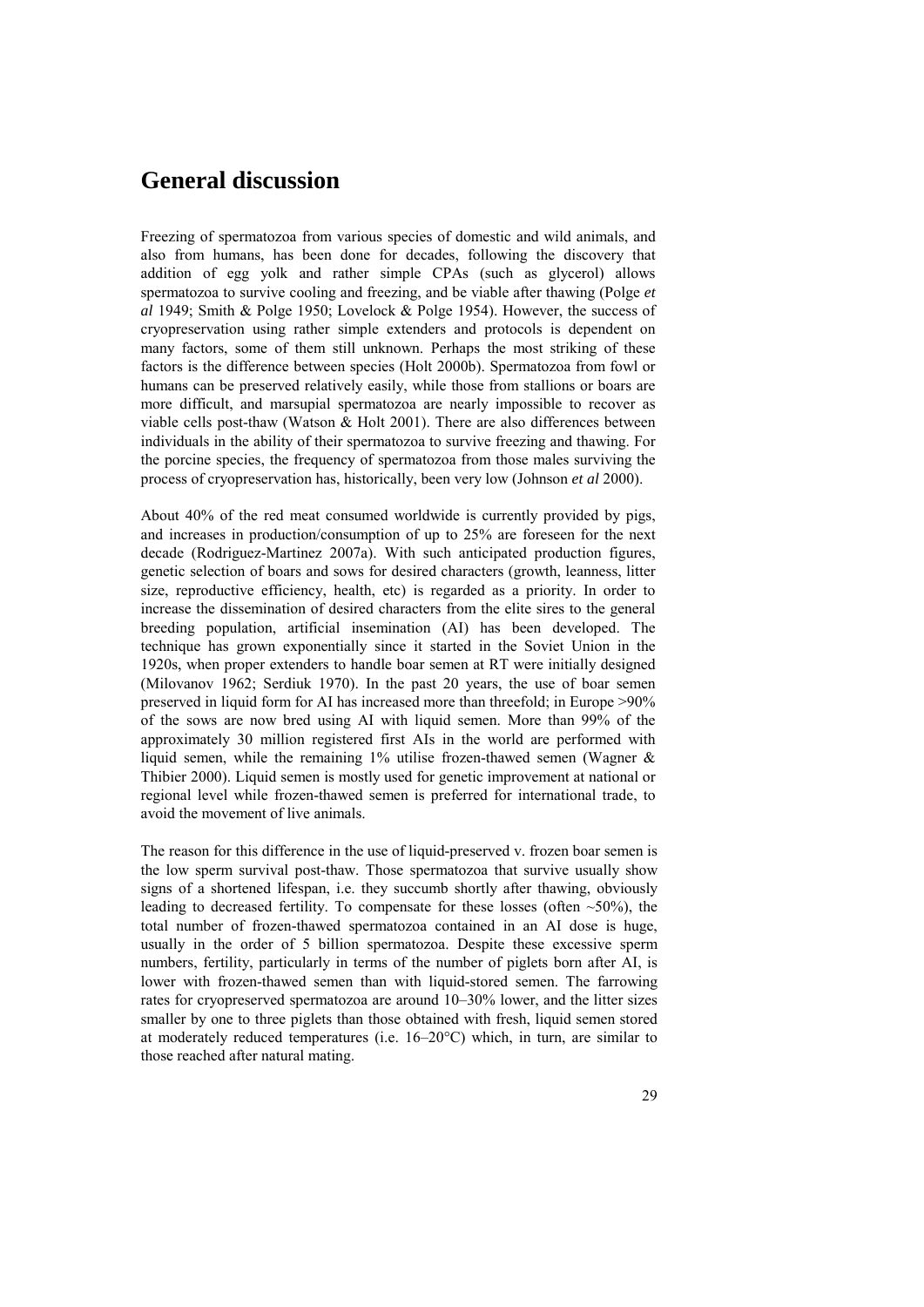# General discussion

Freezing of spermatozoa from various species of domestic and wild animals, and also from humans, has been done for decades, following the discovery that addition of egg yolk and rather simple CPAs (such as glycerol) allows spermatozoa to survive cooling and freezing, and be viable after thawing (Polge *et al* 1949; Smith & Polge 1950; Lovelock & Polge 1954). However, the success of cryopreservation using rather simple extenders and protocols is dependent on many factors, some of them still unknown. Perhaps the most striking of these factors is the difference between species (Holt 2000b). Spermatozoa from fowl or humans can be preserved relatively easily, while those from stallions or boars are more difficult, and marsupial spermatozoa are nearly impossible to recover as viable cells post-thaw (Watson & Holt 2001). There are also differences between individuals in the ability of their spermatozoa to survive freezing and thawing. For the porcine species, the frequency of spermatozoa from those males surviving the process of cryopreservation has, historically, been very low (Johnson *et al* 2000).

About 40% of the red meat consumed worldwide is currently provided by pigs, and increases in production/consumption of up to 25% are foreseen for the next decade (Rodriguez-Martinez 2007a). With such anticipated production figures, genetic selection of boars and sows for desired characters (growth, leanness, litter size, reproductive efficiency, health, etc) is regarded as a priority. In order to increase the dissemination of desired characters from the elite sires to the general breeding population, artificial insemination (AI) has been developed. The technique has grown exponentially since it started in the Soviet Union in the 1920s, when proper extenders to handle boar semen at RT were initially designed (Milovanov 1962; Serdiuk 1970). In the past 20 years, the use of boar semen preserved in liquid form for AI has increased more than threefold; in Europe >90% of the sows are now bred using AI with liquid semen. More than 99% of the approximately 30 million registered first AIs in the world are performed with liquid semen, while the remaining 1% utilise frozen-thawed semen (Wagner & Thibier 2000). Liquid semen is mostly used for genetic improvement at national or regional level while frozen-thawed semen is preferred for international trade, to avoid the movement of live animals.

The reason for this difference in the use of liquid-preserved v. frozen boar semen is the low sperm survival post-thaw. Those spermatozoa that survive usually show signs of a shortened lifespan, i.e. they succumb shortly after thawing, obviously leading to decreased fertility. To compensate for these losses (often ~50%), the total number of frozen-thawed spermatozoa contained in an AI dose is huge, usually in the order of 5 billion spermatozoa. Despite these excessive sperm numbers, fertility, particularly in terms of the number of piglets born after AI, is lower with frozen-thawed semen than with liquid-stored semen. The farrowing rates for cryopreserved spermatozoa are around 10–30% lower, and the litter sizes smaller by one to three piglets than those obtained with fresh, liquid semen stored at moderately reduced temperatures (i.e. 16–20°C) which, in turn, are similar to those reached after natural mating.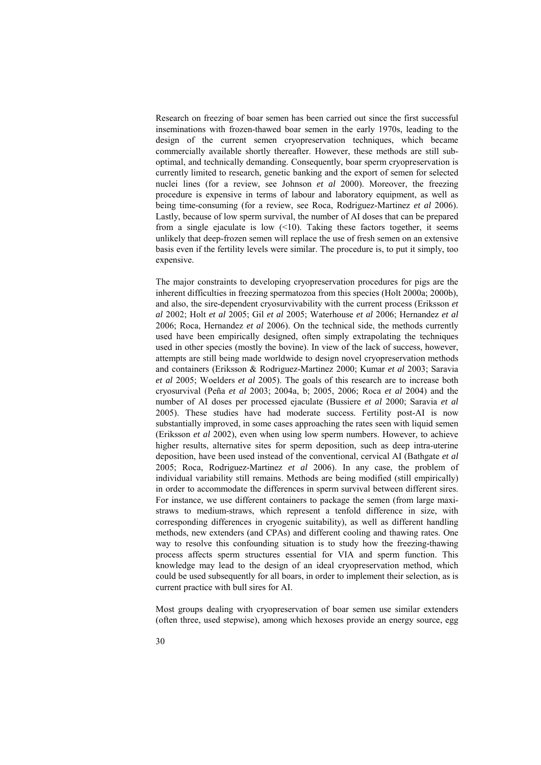Research on freezing of boar semen has been carried out since the first successful inseminations with frozen-thawed boar semen in the early 1970s, leading to the design of the current semen cryopreservation techniques, which became commercially available shortly thereafter. However, these methods are still sub-optimal, and technically demanding. Consequently, boar sperm cryopreservation is currently limited to research, genetic banking and the export of semen for selected nuclei lines (for a review, see Johnson *et al* 2000). Moreover, the freezing procedure is expensive in terms of labour and laboratory equipment, as well as being time-consuming (for a review, see Roca, Rodriguez-Martinez *et al* 2006). Lastly, because of low sperm survival, the number of AI doses that can be prepared from a single ejaculate is low (<10). Taking these factors together, it seems unlikely that deep-frozen semen will replace the use of fresh semen on an extensive basis even if the fertility levels were similar. The procedure is, to put it simply, too expensive.

The major constraints to developing cryopreservation procedures for pigs are the inherent difficulties in freezing spermatozoa from this species (Holt 2000a; 2000b), and also, the sire-dependent cryosurvivability with the current process (Eriksson *et al* 2002; Holt *et al* 2005; Gil *et al* 2005; Waterhouse *et al* 2006; Hernandez *et al* 2006; Roca, Hernandez *et al* 2006). On the technical side, the methods currently used have been empirically designed, often simply extrapolating the techniques used in other species (mostly the bovine). In view of the lack of success, however, attempts are still being made worldwide to design novel cryopreservation methods and containers (Eriksson & Rodriguez-Martinez 2000; Kumar *et al* 2003; Saravia *et al* 2005; Woelders *et al* 2005). The goals of this research are to increase both cryosurvival (Peña *et al* 2003; 2004a, b; 2005, 2006; Roca *et al* 2004) and the number of AI doses per processed ejaculate (Bussiere *et al* 2000; Saravia *et al* 2005). These studies have had moderate success. Fertility post-AI is now substantially improved, in some cases approaching the rates seen with liquid semen (Eriksson *et al* 2002), even when using low sperm numbers. However, to achieve higher results, alternative sites for sperm deposition, such as deep intra-uterine deposition, have been used instead of the conventional, cervical AI (Bathgate *et al* 2005; Roca, Rodriguez-Martinez *et al* 2006). In any case, the problem of individual variability still remains. Methods are being modified (still empirically) in order to accommodate the differences in sperm survival between different sires. For instance, we use different containers to package the semen (from large maxi-straws to medium-straws, which represent a tenfold difference in size, with corresponding differences in cryogenic suitability), as well as different handling methods, new extenders (and CPAs) and different cooling and thawing rates. One way to resolve this confounding situation is to study how the freezing-thawing process affects sperm structures essential for VIA and sperm function. This knowledge may lead to the design of an ideal cryopreservation method, which could be used subsequently for all boars, in order to implement their selection, as is current practice with bull sires for AI.

Most groups dealing with cryopreservation of boar semen use similar extenders (often three, used stepwise), among which hexoses provide an energy source, egg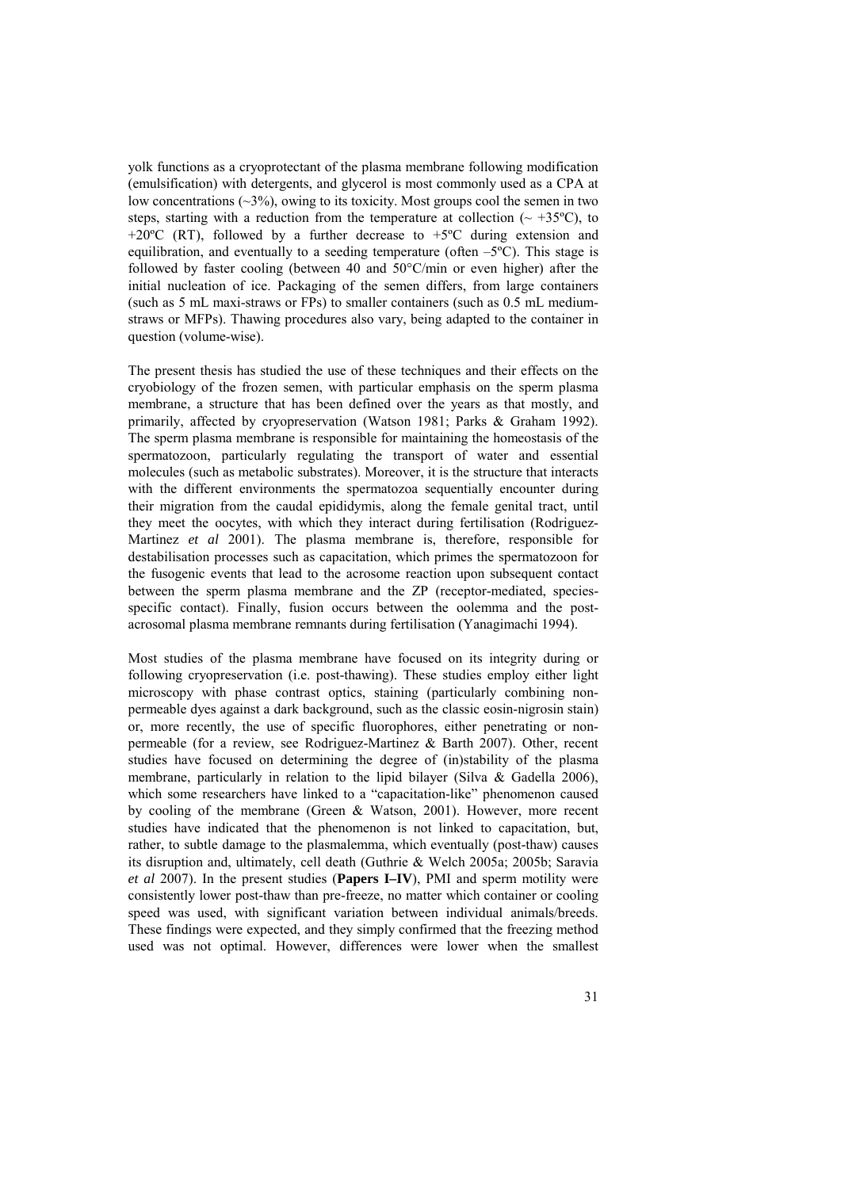yolk functions as a cryoprotectant of the plasma membrane following modification (emulsification) with detergents, and glycerol is most commonly used as a CPA at low concentrations (~3%), owing to its toxicity. Most groups cool the semen in two steps, starting with a reduction from the temperature at collection (~ +35ºC), to +20ºC (RT), followed by a further decrease to +5ºC during extension and equilibration, and eventually to a seeding temperature (often –5ºC). This stage is followed by faster cooling (between 40 and 50°C/min or even higher) after the initial nucleation of ice. Packaging of the semen differs, from large containers (such as 5 mL maxi-straws or FPs) to smaller containers (such as 0.5 mL medium-straws or MFPs). Thawing procedures also vary, being adapted to the container in question (volume-wise).

The present thesis has studied the use of these techniques and their effects on the cryobiology of the frozen semen, with particular emphasis on the sperm plasma membrane, a structure that has been defined over the years as that mostly, and primarily, affected by cryopreservation (Watson 1981; Parks & Graham 1992). The sperm plasma membrane is responsible for maintaining the homeostasis of the spermatozoon, particularly regulating the transport of water and essential molecules (such as metabolic substrates). Moreover, it is the structure that interacts with the different environments the spermatozoa sequentially encounter during their migration from the caudal epididymis, along the female genital tract, until they meet the oocytes, with which they interact during fertilisation (Rodriguez-Martinez *et al* 2001). The plasma membrane is, therefore, responsible for destabilisation processes such as capacitation, which primes the spermatozoon for the fusogenic events that lead to the acrosome reaction upon subsequent contact between the sperm plasma membrane and the ZP (receptor-mediated, species-specific contact). Finally, fusion occurs between the oolemma and the post-acrosomal plasma membrane remnants during fertilisation (Yanagimachi 1994).

Most studies of the plasma membrane have focused on its integrity during or following cryopreservation (i.e. post-thawing). These studies employ either light microscopy with phase contrast optics, staining (particularly combining non-permeable dyes against a dark background, such as the classic eosin-nigrosin stain) or, more recently, the use of specific fluorophores, either penetrating or non-permeable (for a review, see Rodriguez-Martinez & Barth 2007). Other, recent studies have focused on determining the degree of (in)stability of the plasma membrane, particularly in relation to the lipid bilayer (Silva & Gadella 2006), which some researchers have linked to a "capacitation-like" phenomenon caused by cooling of the membrane (Green & Watson, 2001). However, more recent studies have indicated that the phenomenon is not linked to capacitation, but, rather, to subtle damage to the plasmalemma, which eventually (post-thaw) causes its disruption and, ultimately, cell death (Guthrie & Welch 2005a; 2005b; Saravia *et al* 2007). In the present studies (**Papers I–IV**), PMI and sperm motility were consistently lower post-thaw than pre-freeze, no matter which container or cooling speed was used, with significant variation between individual animals/breeds. These findings were expected, and they simply confirmed that the freezing method used was not optimal. However, differences were lower when the smallest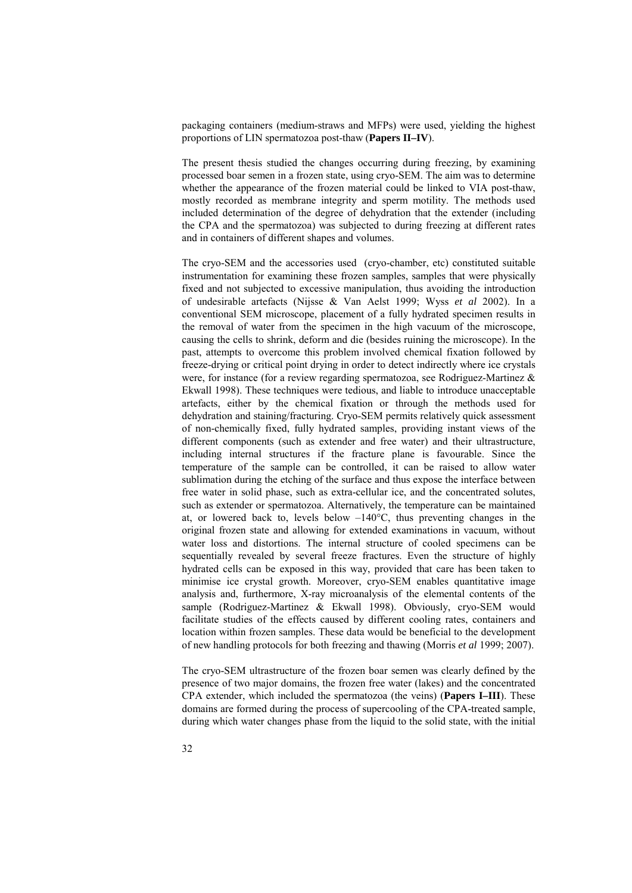packaging containers (medium-straws and MFPs) were used, yielding the highest proportions of LIN spermatozoa post-thaw (**Papers II–IV**).

The present thesis studied the changes occurring during freezing, by examining processed boar semen in a frozen state, using cryo-SEM. The aim was to determine whether the appearance of the frozen material could be linked to VIA post-thaw, mostly recorded as membrane integrity and sperm motility. The methods used included determination of the degree of dehydration that the extender (including the CPA and the spermatozoa) was subjected to during freezing at different rates and in containers of different shapes and volumes.

The cryo-SEM and the accessories used (cryo-chamber, etc) constituted suitable instrumentation for examining these frozen samples, samples that were physically fixed and not subjected to excessive manipulation, thus avoiding the introduction of undesirable artefacts (Nijsse & Van Aelst 1999; Wyss *et al* 2002). In a conventional SEM microscope, placement of a fully hydrated specimen results in the removal of water from the specimen in the high vacuum of the microscope, causing the cells to shrink, deform and die (besides ruining the microscope). In the past, attempts to overcome this problem involved chemical fixation followed by freeze-drying or critical point drying in order to detect indirectly where ice crystals were, for instance (for a review regarding spermatozoa, see Rodriguez-Martinez & Ekwall 1998). These techniques were tedious, and liable to introduce unacceptable artefacts, either by the chemical fixation or through the methods used for dehydration and staining/fracturing. Cryo-SEM permits relatively quick assessment of non-chemically fixed, fully hydrated samples, providing instant views of the different components (such as extender and free water) and their ultrastructure, including internal structures if the fracture plane is favourable. Since the temperature of the sample can be controlled, it can be raised to allow water sublimation during the etching of the surface and thus expose the interface between free water in solid phase, such as extra-cellular ice, and the concentrated solutes, such as extender or spermatozoa. Alternatively, the temperature can be maintained at, or lowered back to, levels below –140°C, thus preventing changes in the original frozen state and allowing for extended examinations in vacuum, without water loss and distortions. The internal structure of cooled specimens can be sequentially revealed by several freeze fractures. Even the structure of highly hydrated cells can be exposed in this way, provided that care has been taken to minimise ice crystal growth. Moreover, cryo-SEM enables quantitative image analysis and, furthermore, X-ray microanalysis of the elemental contents of the sample (Rodriguez-Martinez & Ekwall 1998). Obviously, cryo-SEM would facilitate studies of the effects caused by different cooling rates, containers and location within frozen samples. These data would be beneficial to the development of new handling protocols for both freezing and thawing (Morris *et al* 1999; 2007).

The cryo-SEM ultrastructure of the frozen boar semen was clearly defined by the presence of two major domains, the frozen free water (lakes) and the concentrated CPA extender, which included the spermatozoa (the veins) (**Papers I–III**). These domains are formed during the process of supercooling of the CPA-treated sample, during which water changes phase from the liquid to the solid state, with the initial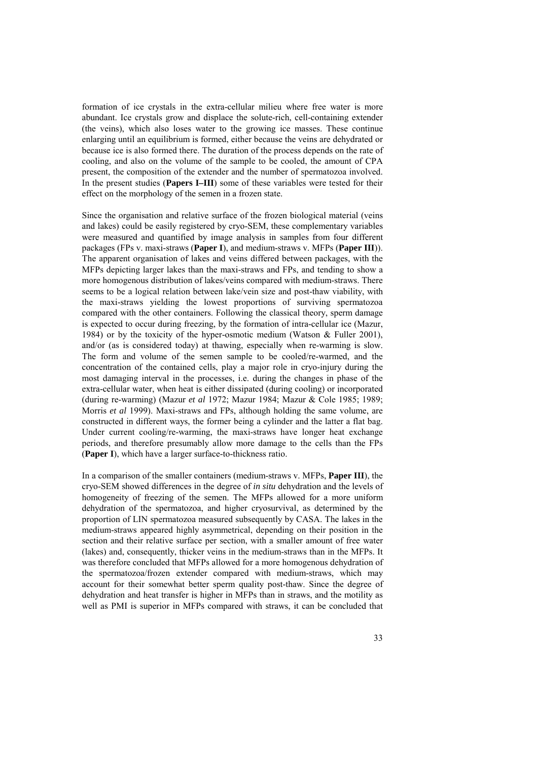formation of ice crystals in the extra-cellular milieu where free water is more abundant. Ice crystals grow and displace the solute-rich, cell-containing extender (the veins), which also loses water to the growing ice masses. These continue enlarging until an equilibrium is formed, either because the veins are dehydrated or because ice is also formed there. The duration of the process depends on the rate of cooling, and also on the volume of the sample to be cooled, the amount of CPA present, the composition of the extender and the number of spermatozoa involved. In the present studies (**Papers I–III**) some of these variables were tested for their effect on the morphology of the semen in a frozen state.

Since the organisation and relative surface of the frozen biological material (veins and lakes) could be easily registered by cryo-SEM, these complementary variables were measured and quantified by image analysis in samples from four different packages (FPs v. maxi-straws (**Paper I**), and medium-straws v. MFPs (**Paper III**)). The apparent organisation of lakes and veins differed between packages, with the MFPs depicting larger lakes than the maxi-straws and FPs, and tending to show a more homogenous distribution of lakes/veins compared with medium-straws. There seems to be a logical relation between lake/vein size and post-thaw viability, with the maxi-straws yielding the lowest proportions of surviving spermatozoa compared with the other containers. Following the classical theory, sperm damage is expected to occur during freezing, by the formation of intra-cellular ice (Mazur, 1984) or by the toxicity of the hyper-osmotic medium (Watson & Fuller 2001), and/or (as is considered today) at thawing, especially when re-warming is slow. The form and volume of the semen sample to be cooled/re-warmed, and the concentration of the contained cells, play a major role in cryo-injury during the most damaging interval in the processes, i.e. during the changes in phase of the extra-cellular water, when heat is either dissipated (during cooling) or incorporated (during re-warming) (Mazur *et al* 1972; Mazur 1984; Mazur & Cole 1985; 1989; Morris *et al* 1999). Maxi-straws and FPs, although holding the same volume, are constructed in different ways, the former being a cylinder and the latter a flat bag. Under current cooling/re-warming, the maxi-straws have longer heat exchange periods, and therefore presumably allow more damage to the cells than the FPs (**Paper I**), which have a larger surface-to-thickness ratio.

In a comparison of the smaller containers (medium-straws v. MFPs, **Paper III**), the cryo-SEM showed differences in the degree of *in situ* dehydration and the levels of homogeneity of freezing of the semen. The MFPs allowed for a more uniform dehydration of the spermatozoa, and higher cryosurvival, as determined by the proportion of LIN spermatozoa measured subsequently by CASA. The lakes in the medium-straws appeared highly asymmetrical, depending on their position in the section and their relative surface per section, with a smaller amount of free water (lakes) and, consequently, thicker veins in the medium-straws than in the MFPs. It was therefore concluded that MFPs allowed for a more homogenous dehydration of the spermatozoa/frozen extender compared with medium-straws, which may account for their somewhat better sperm quality post-thaw. Since the degree of dehydration and heat transfer is higher in MFPs than in straws, and the motility as well as PMI is superior in MFPs compared with straws, it can be concluded that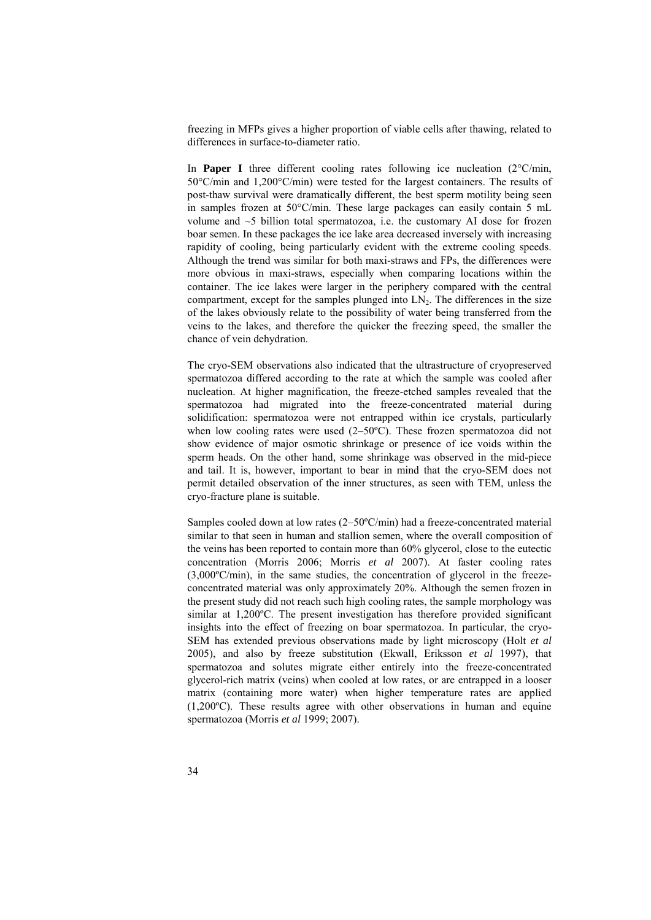freezing in MFPs gives a higher proportion of viable cells after thawing, related to differences in surface-to-diameter ratio.

In **Paper I** three different cooling rates following ice nucleation (2°C/min, 50°C/min and 1,200°C/min) were tested for the largest containers. The results of post-thaw survival were dramatically different, the best sperm motility being seen in samples frozen at 50°C/min. These large packages can easily contain 5 mL volume and ~5 billion total spermatozoa, i.e. the customary AI dose for frozen boar semen. In these packages the ice lake area decreased inversely with increasing rapidity of cooling, being particularly evident with the extreme cooling speeds. Although the trend was similar for both maxi-straws and FPs, the differences were more obvious in maxi-straws, especially when comparing locations within the container. The ice lakes were larger in the periphery compared with the central compartment, except for the samples plunged into $LN_2$. The differences in the size of the lakes obviously relate to the possibility of water being transferred from the veins to the lakes, and therefore the quicker the freezing speed, the smaller the chance of vein dehydration.

The cryo-SEM observations also indicated that the ultrastructure of cryopreserved spermatozoa differed according to the rate at which the sample was cooled after nucleation. At higher magnification, the freeze-etched samples revealed that the spermatozoa had migrated into the freeze-concentrated material during solidification: spermatozoa were not entrapped within ice crystals, particularly when low cooling rates were used (2–50ºC). These frozen spermatozoa did not show evidence of major osmotic shrinkage or presence of ice voids within the sperm heads. On the other hand, some shrinkage was observed in the mid-piece and tail. It is, however, important to bear in mind that the cryo-SEM does not permit detailed observation of the inner structures, as seen with TEM, unless the cryo-fracture plane is suitable.

Samples cooled down at low rates (2–50ºC/min) had a freeze-concentrated material similar to that seen in human and stallion semen, where the overall composition of the veins has been reported to contain more than 60% glycerol, close to the eutectic concentration (Morris 2006; Morris *et al* 2007). At faster cooling rates (3,000ºC/min), in the same studies, the concentration of glycerol in the freeze-concentrated material was only approximately 20%. Although the semen frozen in the present study did not reach such high cooling rates, the sample morphology was similar at 1,200ºC. The present investigation has therefore provided significant insights into the effect of freezing on boar spermatozoa. In particular, the cryo-SEM has extended previous observations made by light microscopy (Holt *et al* 2005), and also by freeze substitution (Ekwall, Eriksson *et al* 1997), that spermatozoa and solutes migrate either entirely into the freeze-concentrated glycerol-rich matrix (veins) when cooled at low rates, or are entrapped in a looser matrix (containing more water) when higher temperature rates are applied (1,200ºC). These results agree with other observations in human and equine spermatozoa (Morris *et al* 1999; 2007).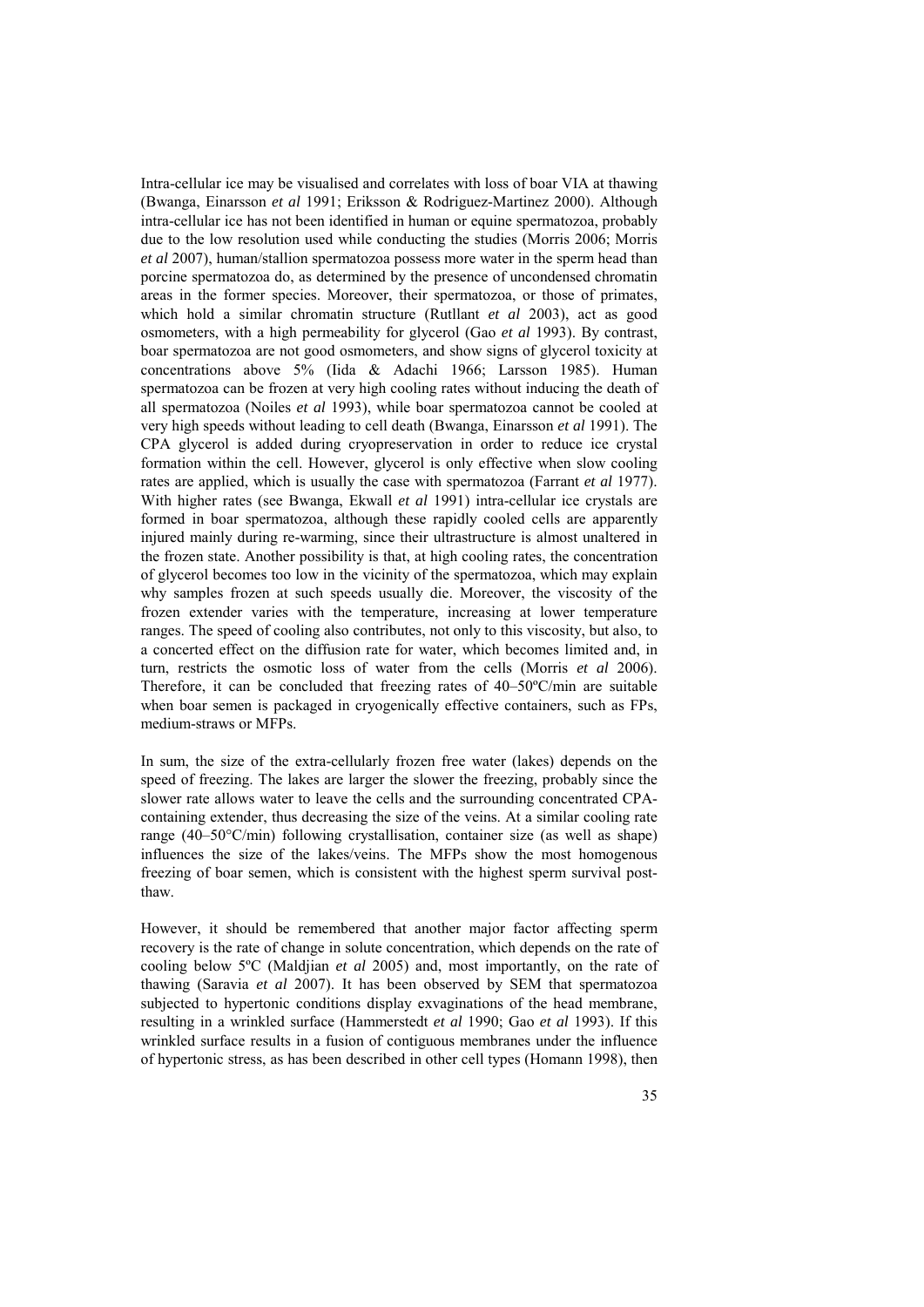Intra-cellular ice may be visualised and correlates with loss of boar VIA at thawing (Bwanga, Einarsson *et al* 1991; Eriksson & Rodriguez-Martinez 2000). Although intra-cellular ice has not been identified in human or equine spermatozoa, probably due to the low resolution used while conducting the studies (Morris 2006; Morris *et al* 2007), human/stallion spermatozoa possess more water in the sperm head than porcine spermatozoa do, as determined by the presence of uncondensed chromatin areas in the former species. Moreover, their spermatozoa, or those of primates, which hold a similar chromatin structure (Rutllant *et al* 2003), act as good osmometers, with a high permeability for glycerol (Gao *et al* 1993). By contrast, boar spermatozoa are not good osmometers, and show signs of glycerol toxicity at concentrations above 5% (Iida & Adachi 1966; Larsson 1985). Human spermatozoa can be frozen at very high cooling rates without inducing the death of all spermatozoa (Noiles *et al* 1993), while boar spermatozoa cannot be cooled at very high speeds without leading to cell death (Bwanga, Einarsson *et al* 1991). The CPA glycerol is added during cryopreservation in order to reduce ice crystal formation within the cell. However, glycerol is only effective when slow cooling rates are applied, which is usually the case with spermatozoa (Farrant *et al* 1977). With higher rates (see Bwanga, Ekwall *et al* 1991) intra-cellular ice crystals are formed in boar spermatozoa, although these rapidly cooled cells are apparently injured mainly during re-warming, since their ultrastructure is almost unaltered in the frozen state. Another possibility is that, at high cooling rates, the concentration of glycerol becomes too low in the vicinity of the spermatozoa, which may explain why samples frozen at such speeds usually die. Moreover, the viscosity of the frozen extender varies with the temperature, increasing at lower temperature ranges. The speed of cooling also contributes, not only to this viscosity, but also, to a concerted effect on the diffusion rate for water, which becomes limited and, in turn, restricts the osmotic loss of water from the cells (Morris *et al* 2006). Therefore, it can be concluded that freezing rates of 40–50ºC/min are suitable when boar semen is packaged in cryogenically effective containers, such as FPs, medium-straws or MFPs.

In sum, the size of the extra-cellularly frozen free water (lakes) depends on the speed of freezing. The lakes are larger the slower the freezing, probably since the slower rate allows water to leave the cells and the surrounding concentrated CPA-containing extender, thus decreasing the size of the veins. At a similar cooling rate range (40–50°C/min) following crystallisation, container size (as well as shape) influences the size of the lakes/veins. The MFPs show the most homogenous freezing of boar semen, which is consistent with the highest sperm survival post-thaw.

However, it should be remembered that another major factor affecting sperm recovery is the rate of change in solute concentration, which depends on the rate of cooling below 5ºC (Maldjian *et al* 2005) and, most importantly, on the rate of thawing (Saravia *et al* 2007). It has been observed by SEM that spermatozoa subjected to hypertonic conditions display exvaginations of the head membrane, resulting in a wrinkled surface (Hammerstedt *et al* 1990; Gao *et al* 1993). If this wrinkled surface results in a fusion of contiguous membranes under the influence of hypertonic stress, as has been described in other cell types (Homann 1998), then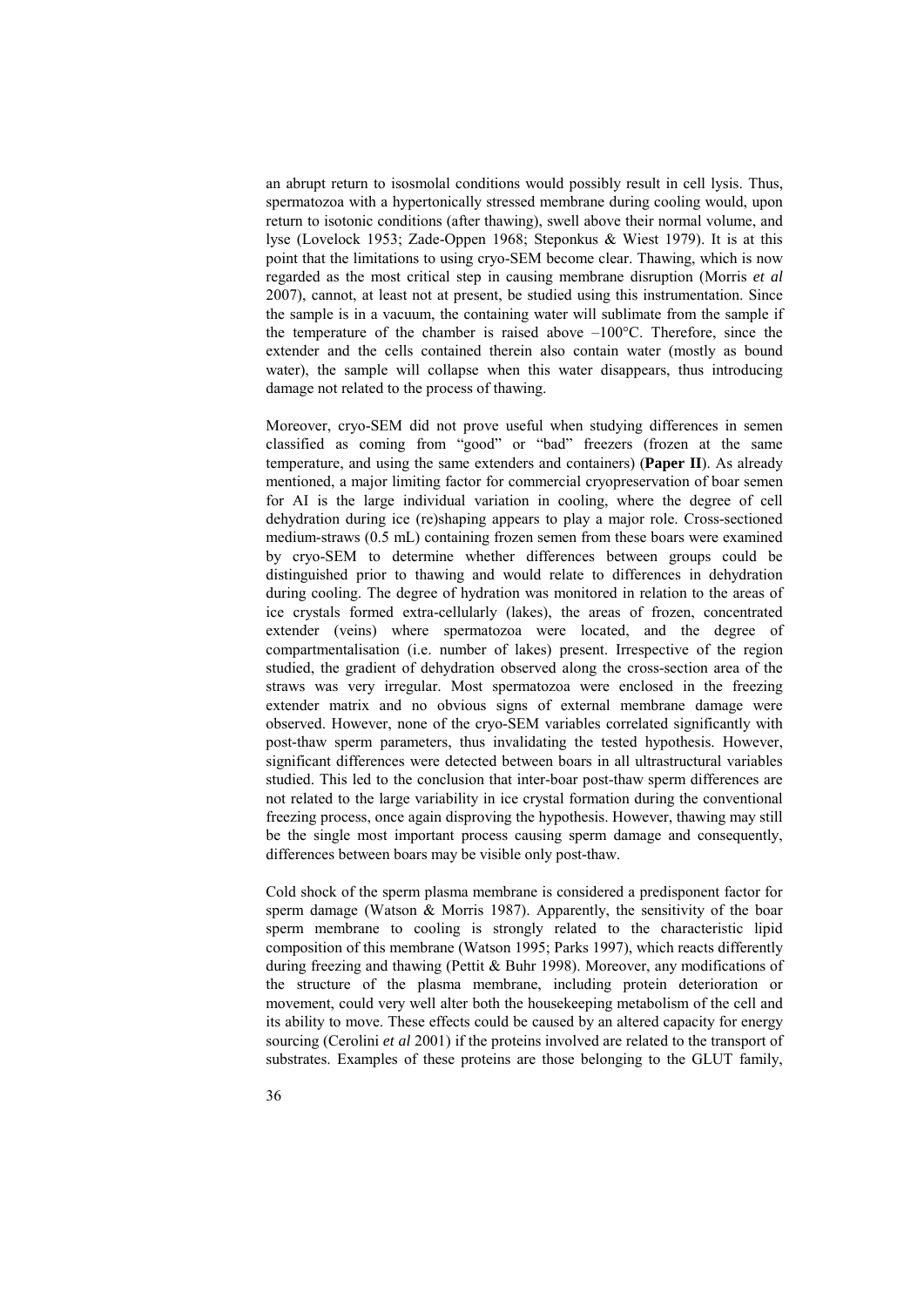an abrupt return to isosmolal conditions would possibly result in cell lysis. Thus, spermatozoa with a hypertonically stressed membrane during cooling would, upon return to isotonic conditions (after thawing), swell above their normal volume, and lyse (Lovelock 1953; Zade-Oppen 1968; Steponkus & Wiest 1979). It is at this point that the limitations to using cryo-SEM become clear. Thawing, which is now regarded as the most critical step in causing membrane disruption (Morris *et al* 2007), cannot, at least not at present, be studied using this instrumentation. Since the sample is in a vacuum, the containing water will sublimate from the sample if the temperature of the chamber is raised above –100°C. Therefore, since the extender and the cells contained therein also contain water (mostly as bound water), the sample will collapse when this water disappears, thus introducing damage not related to the process of thawing.

Moreover, cryo-SEM did not prove useful when studying differences in semen classified as coming from "good" or "bad" freezers (frozen at the same temperature, and using the same extenders and containers) (**Paper II**). As already mentioned, a major limiting factor for commercial cryopreservation of boar semen for AI is the large individual variation in cooling, where the degree of cell dehydration during ice (re)shaping appears to play a major role. Cross-sectioned medium-straws (0.5 mL) containing frozen semen from these boars were examined by cryo-SEM to determine whether differences between groups could be distinguished prior to thawing and would relate to differences in dehydration during cooling. The degree of hydration was monitored in relation to the areas of ice crystals formed extra-cellularly (lakes), the areas of frozen, concentrated extender (veins) where spermatozoa were located, and the degree of compartmentalisation (i.e. number of lakes) present. Irrespective of the region studied, the gradient of dehydration observed along the cross-section area of the straws was very irregular. Most spermatozoa were enclosed in the freezing extender matrix and no obvious signs of external membrane damage were observed. However, none of the cryo-SEM variables correlated significantly with post-thaw sperm parameters, thus invalidating the tested hypothesis. However, significant differences were detected between boars in all ultrastructural variables studied. This led to the conclusion that inter-boar post-thaw sperm differences are not related to the large variability in ice crystal formation during the conventional freezing process, once again disproving the hypothesis. However, thawing may still be the single most important process causing sperm damage and consequently, differences between boars may be visible only post-thaw.

Cold shock of the sperm plasma membrane is considered a predisponent factor for sperm damage (Watson & Morris 1987). Apparently, the sensitivity of the boar sperm membrane to cooling is strongly related to the characteristic lipid composition of this membrane (Watson 1995; Parks 1997), which reacts differently during freezing and thawing (Pettit & Buhr 1998). Moreover, any modifications of the structure of the plasma membrane, including protein deterioration or movement, could very well alter both the housekeeping metabolism of the cell and its ability to move. These effects could be caused by an altered capacity for energy sourcing (Cerolini *et al* 2001) if the proteins involved are related to the transport of substrates. Examples of these proteins are those belonging to the GLUT family,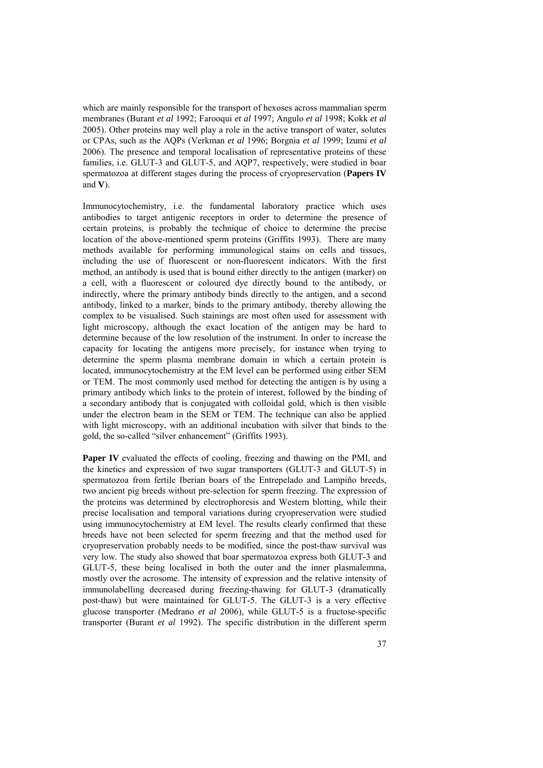which are mainly responsible for the transport of hexoses across mammalian sperm membranes (Burant *et al* 1992; Farooqui *et al* 1997; Angulo *et al* 1998; Kokk *et al* 2005). Other proteins may well play a role in the active transport of water, solutes or CPAs, such as the AQPs (Verkman *et al* 1996; Borgnia *et al* 1999; Izumi *et al* 2006). The presence and temporal localisation of representative proteins of these families, i.e. GLUT-3 and GLUT-5, and AQP7, respectively, were studied in boar spermatozoa at different stages during the process of cryopreservation (**Papers IV** and **V**).

Immunocytochemistry, i.e. the fundamental laboratory practice which uses antibodies to target antigenic receptors in order to determine the presence of certain proteins, is probably the technique of choice to determine the precise location of the above-mentioned sperm proteins (Griffits 1993). There are many methods available for performing immunological stains on cells and tissues, including the use of fluorescent or non-fluorescent indicators. With the first method, an antibody is used that is bound either directly to the antigen (marker) on a cell, with a fluorescent or coloured dye directly bound to the antibody, or indirectly, where the primary antibody binds directly to the antigen, and a second antibody, linked to a marker, binds to the primary antibody, thereby allowing the complex to be visualised. Such stainings are most often used for assessment with light microscopy, although the exact location of the antigen may be hard to determine because of the low resolution of the instrument. In order to increase the capacity for locating the antigens more precisely, for instance when trying to determine the sperm plasma membrane domain in which a certain protein is located, immunocytochemistry at the EM level can be performed using either SEM or TEM. The most commonly used method for detecting the antigen is by using a primary antibody which links to the protein of interest, followed by the binding of a secondary antibody that is conjugated with colloidal gold, which is then visible under the electron beam in the SEM or TEM. The technique can also be applied with light microscopy, with an additional incubation with silver that binds to the gold, the so-called "silver enhancement" (Griffits 1993).

**Paper IV** evaluated the effects of cooling, freezing and thawing on the PMI, and the kinetics and expression of two sugar transporters (GLUT-3 and GLUT-5) in spermatozoa from fertile Iberian boars of the Entrepelado and Lampiño breeds, two ancient pig breeds without pre-selection for sperm freezing. The expression of the proteins was determined by electrophoresis and Western blotting, while their precise localisation and temporal variations during cryopreservation were studied using immunocytochemistry at EM level. The results clearly confirmed that these breeds have not been selected for sperm freezing and that the method used for cryopreservation probably needs to be modified, since the post-thaw survival was very low. The study also showed that boar spermatozoa express both GLUT-3 and GLUT-5, these being localised in both the outer and the inner plasmalemma, mostly over the acrosome. The intensity of expression and the relative intensity of immunolabelling decreased during freezing-thawing for GLUT-3 (dramatically post-thaw) but were maintained for GLUT-5. The GLUT-3 is a very effective glucose transporter (Medrano *et al* 2006), while GLUT-5 is a fructose-specific transporter (Burant *et al* 1992). The specific distribution in the different sperm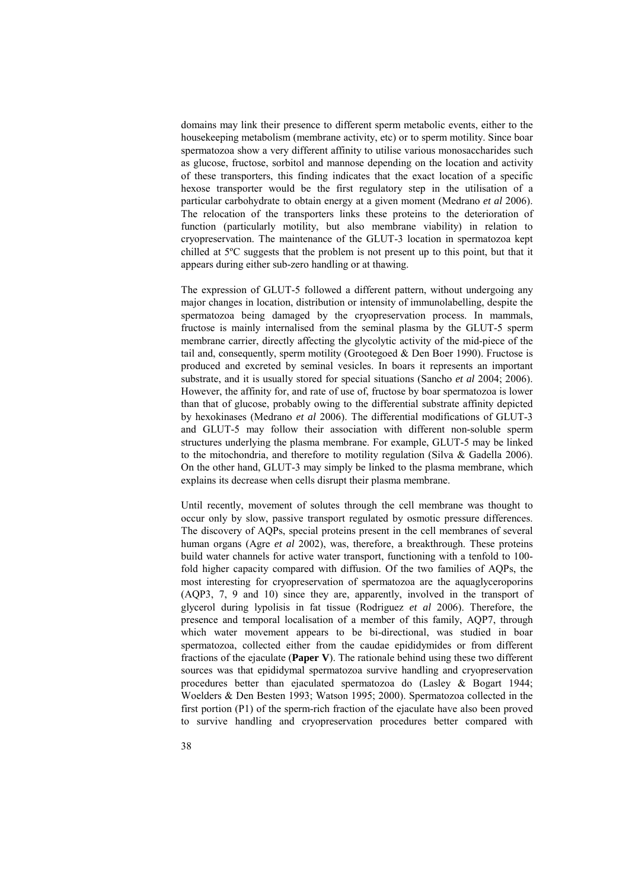domains may link their presence to different sperm metabolic events, either to the housekeeping metabolism (membrane activity, etc) or to sperm motility. Since boar spermatozoa show a very different affinity to utilise various monosaccharides such as glucose, fructose, sorbitol and mannose depending on the location and activity of these transporters, this finding indicates that the exact location of a specific hexose transporter would be the first regulatory step in the utilisation of a particular carbohydrate to obtain energy at a given moment (Medrano *et al* 2006). The relocation of the transporters links these proteins to the deterioration of function (particularly motility, but also membrane viability) in relation to cryopreservation. The maintenance of the GLUT-3 location in spermatozoa kept chilled at 5ºC suggests that the problem is not present up to this point, but that it appears during either sub-zero handling or at thawing.

The expression of GLUT-5 followed a different pattern, without undergoing any major changes in location, distribution or intensity of immunolabelling, despite the spermatozoa being damaged by the cryopreservation process. In mammals, fructose is mainly internalised from the seminal plasma by the GLUT-5 sperm membrane carrier, directly affecting the glycolytic activity of the mid-piece of the tail and, consequently, sperm motility (Grootegoed & Den Boer 1990). Fructose is produced and excreted by seminal vesicles. In boars it represents an important substrate, and it is usually stored for special situations (Sancho *et al* 2004; 2006). However, the affinity for, and rate of use of, fructose by boar spermatozoa is lower than that of glucose, probably owing to the differential substrate affinity depicted by hexokinases (Medrano *et al* 2006). The differential modifications of GLUT-3 and GLUT-5 may follow their association with different non-soluble sperm structures underlying the plasma membrane. For example, GLUT-5 may be linked to the mitochondria, and therefore to motility regulation (Silva & Gadella 2006). On the other hand, GLUT-3 may simply be linked to the plasma membrane, which explains its decrease when cells disrupt their plasma membrane.

Until recently, movement of solutes through the cell membrane was thought to occur only by slow, passive transport regulated by osmotic pressure differences. The discovery of AQPs, special proteins present in the cell membranes of several human organs (Agre *et al* 2002), was, therefore, a breakthrough. These proteins build water channels for active water transport, functioning with a tenfold to 100-fold higher capacity compared with diffusion. Of the two families of AQPs, the most interesting for cryopreservation of spermatozoa are the aquaglyceroporins (AQP3, 7, 9 and 10) since they are, apparently, involved in the transport of glycerol during lypolisis in fat tissue (Rodriguez *et al* 2006). Therefore, the presence and temporal localisation of a member of this family, AQP7, through which water movement appears to be bi-directional, was studied in boar spermatozoa, collected either from the caudae epididymides or from different fractions of the ejaculate (**Paper V**). The rationale behind using these two different sources was that epididymal spermatozoa survive handling and cryopreservation procedures better than ejaculated spermatozoa do (Lasley & Bogart 1944; Woelders & Den Besten 1993; Watson 1995; 2000). Spermatozoa collected in the first portion (P1) of the sperm-rich fraction of the ejaculate have also been proved to survive handling and cryopreservation procedures better compared with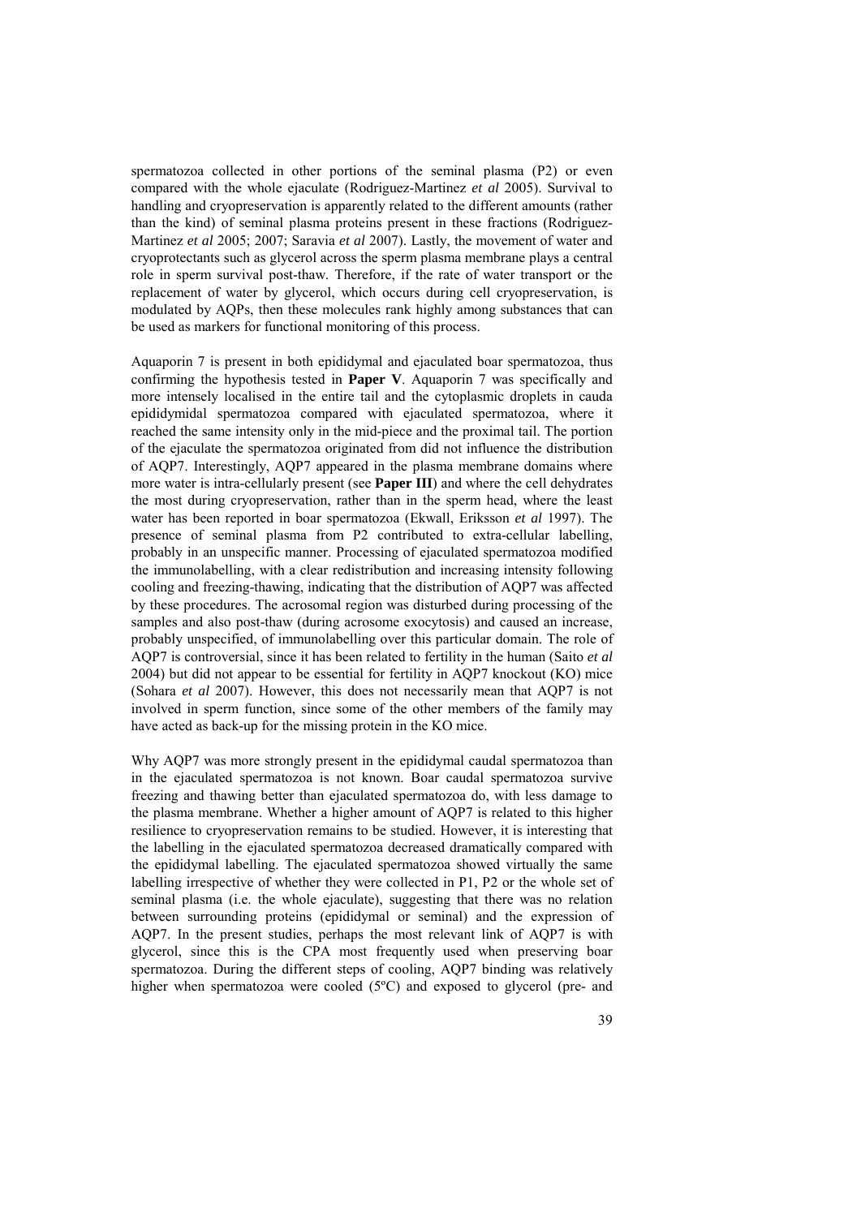spermatozoa collected in other portions of the seminal plasma (P2) or even compared with the whole ejaculate (Rodriguez-Martinez *et al* 2005). Survival to handling and cryopreservation is apparently related to the different amounts (rather than the kind) of seminal plasma proteins present in these fractions (Rodriguez-Martinez *et al* 2005; 2007; Saravia *et al* 2007). Lastly, the movement of water and cryoprotectants such as glycerol across the sperm plasma membrane plays a central role in sperm survival post-thaw. Therefore, if the rate of water transport or the replacement of water by glycerol, which occurs during cell cryopreservation, is modulated by AQPs, then these molecules rank highly among substances that can be used as markers for functional monitoring of this process.

Aquaporin 7 is present in both epididymal and ejaculated boar spermatozoa, thus confirming the hypothesis tested in **Paper V**. Aquaporin 7 was specifically and more intensely localised in the entire tail and the cytoplasmic droplets in cauda epididymidal spermatozoa compared with ejaculated spermatozoa, where it reached the same intensity only in the mid-piece and the proximal tail. The portion of the ejaculate the spermatozoa originated from did not influence the distribution of AQP7. Interestingly, AQP7 appeared in the plasma membrane domains where more water is intra-cellularly present (see **Paper III**) and where the cell dehydrates the most during cryopreservation, rather than in the sperm head, where the least water has been reported in boar spermatozoa (Ekwall, Eriksson *et al* 1997). The presence of seminal plasma from P2 contributed to extra-cellular labelling, probably in an unspecific manner. Processing of ejaculated spermatozoa modified the immunolabelling, with a clear redistribution and increasing intensity following cooling and freezing-thawing, indicating that the distribution of AQP7 was affected by these procedures. The acrosomal region was disturbed during processing of the samples and also post-thaw (during acrosome exocytosis) and caused an increase, probably unspecified, of immunolabelling over this particular domain. The role of AQP7 is controversial, since it has been related to fertility in the human (Saito *et al* 2004) but did not appear to be essential for fertility in AQP7 knockout (KO) mice (Sohara *et al* 2007). However, this does not necessarily mean that AQP7 is not involved in sperm function, since some of the other members of the family may have acted as back-up for the missing protein in the KO mice.

Why AQP7 was more strongly present in the epididymal caudal spermatozoa than in the ejaculated spermatozoa is not known. Boar caudal spermatozoa survive freezing and thawing better than ejaculated spermatozoa do, with less damage to the plasma membrane. Whether a higher amount of AQP7 is related to this higher resilience to cryopreservation remains to be studied. However, it is interesting that the labelling in the ejaculated spermatozoa decreased dramatically compared with the epididymal labelling. The ejaculated spermatozoa showed virtually the same labelling irrespective of whether they were collected in P1, P2 or the whole set of seminal plasma (i.e. the whole ejaculate), suggesting that there was no relation between surrounding proteins (epididymal or seminal) and the expression of AQP7. In the present studies, perhaps the most relevant link of AQP7 is with glycerol, since this is the CPA most frequently used when preserving boar spermatozoa. During the different steps of cooling, AQP7 binding was relatively higher when spermatozoa were cooled (5ºC) and exposed to glycerol (pre- and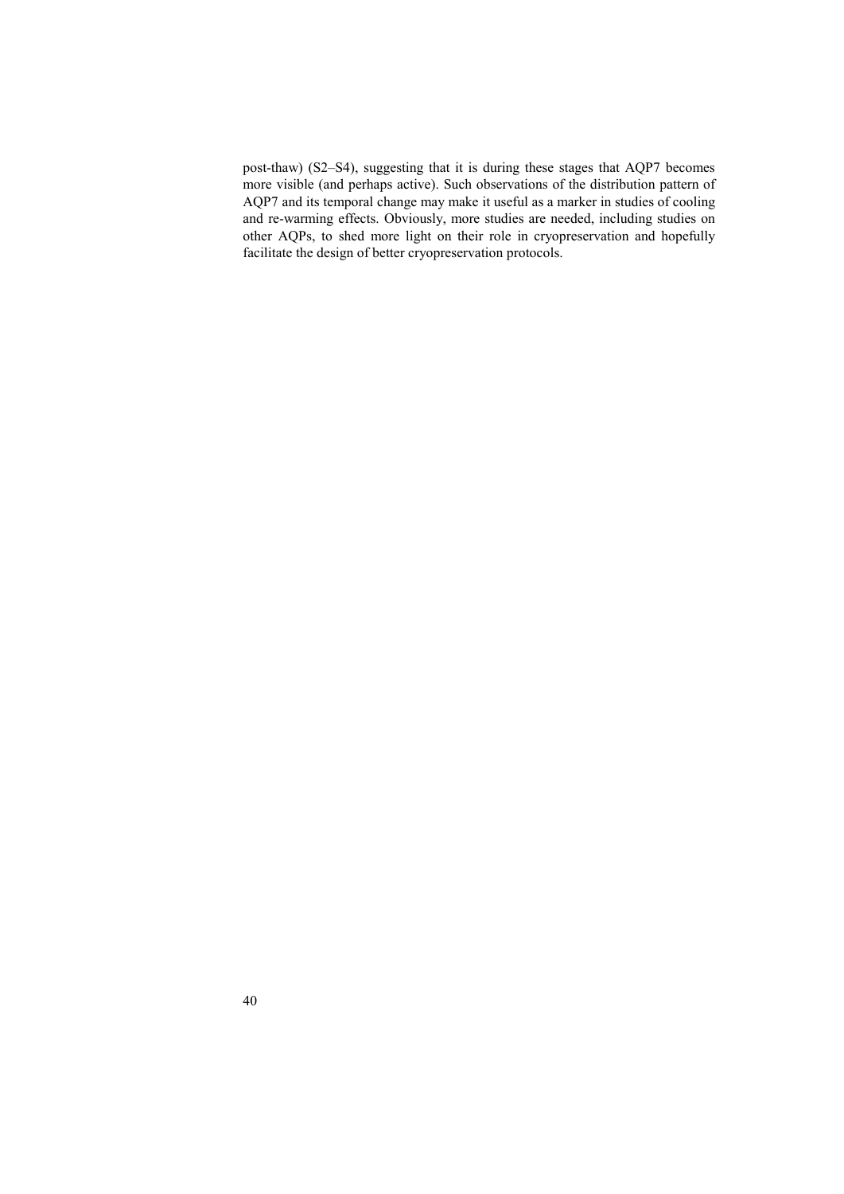post-thaw) (S2–S4), suggesting that it is during these stages that AQP7 becomes more visible (and perhaps active). Such observations of the distribution pattern of AQP7 and its temporal change may make it useful as a marker in studies of cooling and re-warming effects. Obviously, more studies are needed, including studies on other AQPs, to shed more light on their role in cryopreservation and hopefully facilitate the design of better cryopreservation protocols.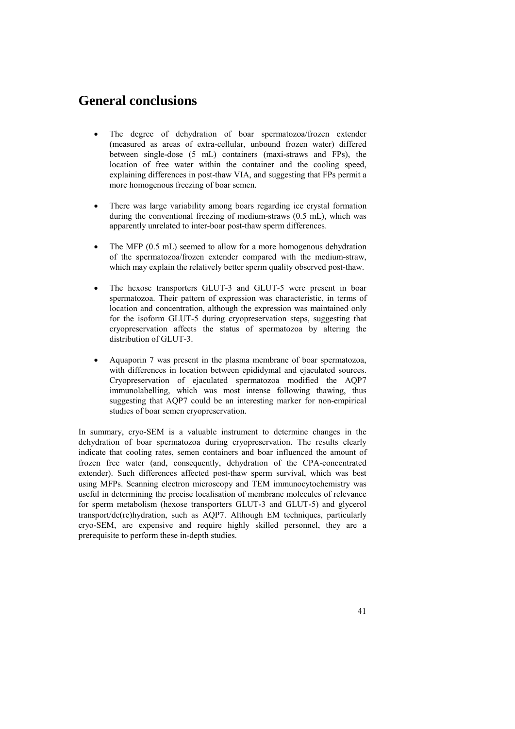# General conclusions

- The degree of dehydration of boar spermatozoa/frozen extender (measured as areas of extra-cellular, unbound frozen water) differed between single-dose (5 mL) containers (maxi-straws and FPs), the location of free water within the container and the cooling speed, explaining differences in post-thaw VIA, and suggesting that FPs permit a more homogenous freezing of boar semen.

- There was large variability among boars regarding ice crystal formation during the conventional freezing of medium-straws (0.5 mL), which was apparently unrelated to inter-boar post-thaw sperm differences.

- The MFP (0.5 mL) seemed to allow for a more homogenous dehydration of the spermatozoa/frozen extender compared with the medium-straw, which may explain the relatively better sperm quality observed post-thaw.

- The hexose transporters GLUT-3 and GLUT-5 were present in boar spermatozoa. Their pattern of expression was characteristic, in terms of location and concentration, although the expression was maintained only for the isoform GLUT-5 during cryopreservation steps, suggesting that cryopreservation affects the status of spermatozoa by altering the distribution of GLUT-3.

- Aquaporin 7 was present in the plasma membrane of boar spermatozoa, with differences in location between epididymal and ejaculated sources. Cryopreservation of ejaculated spermatozoa modified the AQP7 immunolabelling, which was most intense following thawing, thus suggesting that AQP7 could be an interesting marker for non-empirical studies of boar semen cryopreservation.

In summary, cryo-SEM is a valuable instrument to determine changes in the dehydration of boar spermatozoa during cryopreservation. The results clearly indicate that cooling rates, semen containers and boar influenced the amount of frozen free water (and, consequently, dehydration of the CPA-concentrated extender). Such differences affected post-thaw sperm survival, which was best using MFPs. Scanning electron microscopy and TEM immunocytochemistry was useful in determining the precise localisation of membrane molecules of relevance for sperm metabolism (hexose transporters GLUT-3 and GLUT-5) and glycerol transport/de(re)hydration, such as AQP7. Although EM techniques, particularly cryo-SEM, are expensive and require highly skilled personnel, they are a prerequisite to perform these in-depth studies.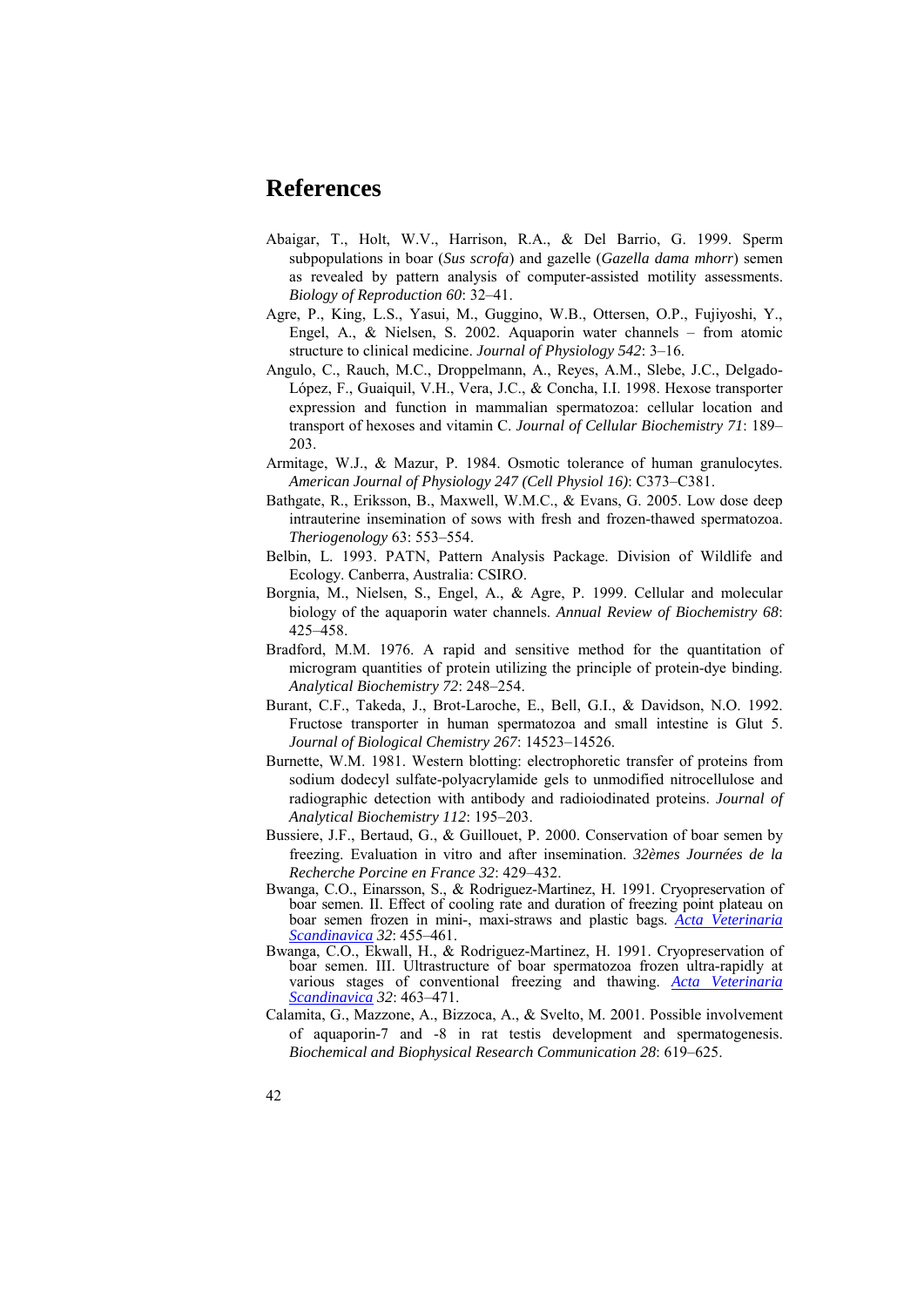# References

Abaigar, T., Holt, W.V., Harrison, R.A., & Del Barrio, G. 1999. Sperm subpopulations in boar (*Sus scrofa*) and gazelle (*Gazella dama mhorr*) semen as revealed by pattern analysis of computer-assisted motility assessments. *Biology of Reproduction 60*: 32–41.

Agre, P., King, L.S., Yasui, M., Guggino, W.B., Ottersen, O.P., Fujiyoshi, Y., Engel, A., & Nielsen, S. 2002. Aquaporin water channels – from atomic structure to clinical medicine. *Journal of Physiology 542*: 3–16.

Angulo, C., Rauch, M.C., Droppelmann, A., Reyes, A.M., Slebe, J.C., Delgado-López, F., Guaiquil, V.H., Vera, J.C., & Concha, I.I. 1998. Hexose transporter expression and function in mammalian spermatozoa: cellular location and transport of hexoses and vitamin C. *Journal of Cellular Biochemistry 71*: 189–203.

Armitage, W.J., & Mazur, P. 1984. Osmotic tolerance of human granulocytes. *American Journal of Physiology 247 (Cell Physiol 16)*: C373–C381.

Bathgate, R., Eriksson, B., Maxwell, W.M.C., & Evans, G. 2005. Low dose deep intrauterine insemination of sows with fresh and frozen-thawed spermatozoa. *Theriogenology* 63: 553–554.

Belbin, L. 1993. PATN, Pattern Analysis Package. Division of Wildlife and Ecology. Canberra, Australia: CSIRO.

Borgnia, M., Nielsen, S., Engel, A., & Agre, P. 1999. Cellular and molecular biology of the aquaporin water channels. *Annual Review of Biochemistry 68*: 425–458.

Bradford, M.M. 1976. A rapid and sensitive method for the quantitation of microgram quantities of protein utilizing the principle of protein-dye binding. *Analytical Biochemistry 72*: 248–254.

Burant, C.F., Takeda, J., Brot-Laroche, E., Bell, G.I., & Davidson, N.O. 1992. Fructose transporter in human spermatozoa and small intestine is Glut 5. *Journal of Biological Chemistry 267*: 14523–14526.

Burnette, W.M. 1981. Western blotting: electrophoretic transfer of proteins from sodium dodecyl sulfate-polyacrylamide gels to unmodified nitrocellulose and radiographic detection with antibody and radioiodinated proteins. *Journal of Analytical Biochemistry 112*: 195–203.

Bussiere, J.F., Bertaud, G., & Guillouet, P. 2000. Conservation of boar semen by freezing. Evaluation in vitro and after insemination. *32èmes Journées de la Recherche Porcine en France 32*: 429–432.

Bwanga, C.O., Einarsson, S., & Rodriguez-Martinez, H. 1991. Cryopreservation of boar semen. II. Effect of cooling rate and duration of freezing point plateau on boar semen frozen in mini-, maxi-straws and plastic bags. *Acta Veterinaria Scandinavica 32*: 455–461.

Bwanga, C.O., Ekwall, H., & Rodriguez-Martinez, H. 1991. Cryopreservation of boar semen. III. Ultrastructure of boar spermatozoa frozen ultra-rapidly at various stages of conventional freezing and thawing. *Acta Veterinaria Scandinavica 32*: 463–471.

Calamita, G., Mazzone, A., Bizzoca, A., & Svelto, M. 2001. Possible involvement of aquaporin-7 and -8 in rat testis development and spermatogenesis. *Biochemical and Biophysical Research Communication 28*: 619–625.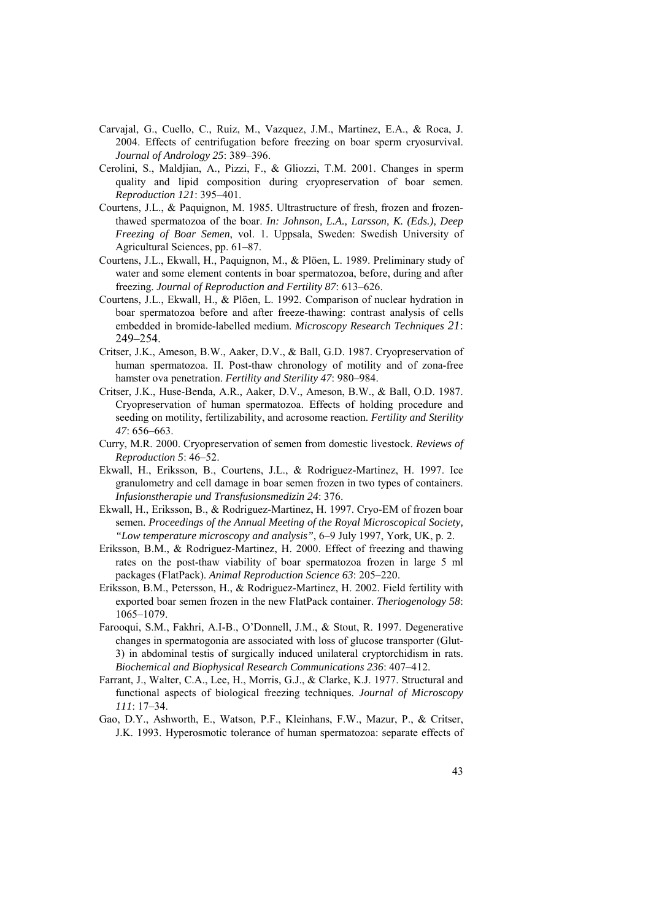Carvajal, G., Cuello, C., Ruiz, M., Vazquez, J.M., Martinez, E.A., & Roca, J. 2004. Effects of centrifugation before freezing on boar sperm cryosurvival. *Journal of Andrology 25*: 389–396.

Cerolini, S., Maldjian, A., Pizzi, F., & Gliozzi, T.M. 2001. Changes in sperm quality and lipid composition during cryopreservation of boar semen. *Reproduction 121*: 395–401.

Courtens, J.L., & Paquignon, M. 1985. Ultrastructure of fresh, frozen and frozen-thawed spermatozoa of the boar. *In: Johnson, L.A., Larsson, K. (Eds.), Deep Freezing of Boar Semen*, vol. 1. Uppsala, Sweden: Swedish University of Agricultural Sciences, pp. 61–87.

Courtens, J.L., Ekwall, H., Paquignon, M., & Plöen, L. 1989. Preliminary study of water and some element contents in boar spermatozoa, before, during and after freezing. *Journal of Reproduction and Fertility 87*: 613–626.

Courtens, J.L., Ekwall, H., & Plöen, L. 1992. Comparison of nuclear hydration in boar spermatozoa before and after freeze-thawing: contrast analysis of cells embedded in bromide-labelled medium. *Microscopy Research Techniques 21*: 249–254.

Critser, J.K., Ameson, B.W., Aaker, D.V., & Ball, G.D. 1987. Cryopreservation of human spermatozoa. II. Post-thaw chronology of motility and of zona-free hamster ova penetration. *Fertility and Sterility 47*: 980–984.

Critser, J.K., Huse-Benda, A.R., Aaker, D.V., Ameson, B.W., & Ball, O.D. 1987. Cryopreservation of human spermatozoa. Effects of holding procedure and seeding on motility, fertilizability, and acrosome reaction. *Fertility and Sterility 47*: 656–663.

Curry, M.R. 2000. Cryopreservation of semen from domestic livestock. *Reviews of Reproduction 5*: 46–52.

Ekwall, H., Eriksson, B., Courtens, J.L., & Rodriguez-Martinez, H. 1997. Ice granulometry and cell damage in boar semen frozen in two types of containers. *Infusionstherapie und Transfusionsmedizin 24*: 376.

Ekwall, H., Eriksson, B., & Rodriguez-Martinez, H. 1997. Cryo-EM of frozen boar semen. *Proceedings of the Annual Meeting of the Royal Microscopical Society, "Low temperature microscopy and analysis"*, 6–9 July 1997, York, UK, p. 2.

Eriksson, B.M., & Rodriguez-Martinez, H. 2000. Effect of freezing and thawing rates on the post-thaw viability of boar spermatozoa frozen in large 5 ml packages (FlatPack). *Animal Reproduction Science 63*: 205–220.

Eriksson, B.M., Petersson, H., & Rodriguez-Martinez, H. 2002. Field fertility with exported boar semen frozen in the new FlatPack container. *Theriogenology 58*: 1065–1079.

Farooqui, S.M., Fakhri, A.I-B., O'Donnell, J.M., & Stout, R. 1997. Degenerative changes in spermatogonia are associated with loss of glucose transporter (Glut-3) in abdominal testis of surgically induced unilateral cryptorchidism in rats. *Biochemical and Biophysical Research Communications 236*: 407–412.

Farrant, J., Walter, C.A., Lee, H., Morris, G.J., & Clarke, K.J. 1977. Structural and functional aspects of biological freezing techniques. *Journal of Microscopy 111*: 17–34.

Gao, D.Y., Ashworth, E., Watson, P.F., Kleinhans, F.W., Mazur, P., & Critser, J.K. 1993. Hyperosmotic tolerance of human spermatozoa: separate effects of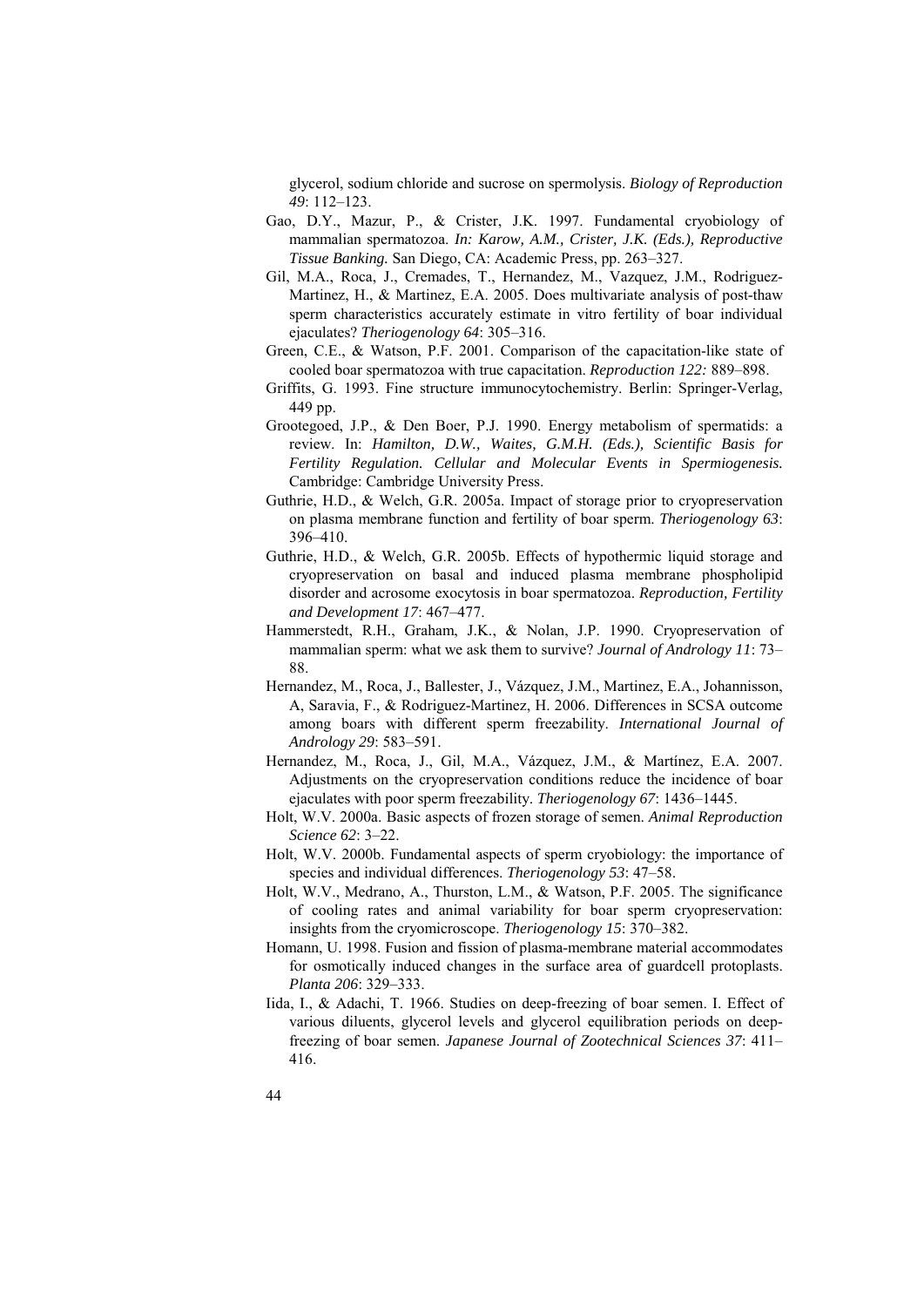glycerol, sodium chloride and sucrose on spermolysis. *Biology of Reproduction 49*: 112–123.

Gao, D.Y., Mazur, P., & Crister, J.K. 1997. Fundamental cryobiology of mammalian spermatozoa. *In: Karow, A.M., Crister, J.K. (Eds.), Reproductive Tissue Banking.* San Diego, CA: Academic Press, pp. 263–327.

Gil, M.A., Roca, J., Cremades, T., Hernandez, M., Vazquez, J.M., Rodriguez-Martinez, H., & Martinez, E.A. 2005. Does multivariate analysis of post-thaw sperm characteristics accurately estimate in vitro fertility of boar individual ejaculates? *Theriogenology 64*: 305–316.

Green, C.E., & Watson, P.F. 2001. Comparison of the capacitation-like state of cooled boar spermatozoa with true capacitation. *Reproduction 122:* 889–898.

Griffits, G. 1993. Fine structure immunocytochemistry. Berlin: Springer-Verlag, 449 pp.

Grootegoed, J.P., & Den Boer, P.J. 1990. Energy metabolism of spermatids: a review. In: *Hamilton, D.W., Waites, G.M.H. (Eds.), Scientific Basis for Fertility Regulation. Cellular and Molecular Events in Spermiogenesis.* Cambridge: Cambridge University Press.

Guthrie, H.D., & Welch, G.R. 2005a. Impact of storage prior to cryopreservation on plasma membrane function and fertility of boar sperm. *Theriogenology 63*: 396–410.

Guthrie, H.D., & Welch, G.R. 2005b. Effects of hypothermic liquid storage and cryopreservation on basal and induced plasma membrane phospholipid disorder and acrosome exocytosis in boar spermatozoa. *Reproduction, Fertility and Development 17*: 467–477.

Hammerstedt, R.H., Graham, J.K., & Nolan, J.P. 1990. Cryopreservation of mammalian sperm: what we ask them to survive? *Journal of Andrology 11*: 73–88.

Hernandez, M., Roca, J., Ballester, J., Vázquez, J.M., Martinez, E.A., Johannisson, A, Saravia, F., & Rodriguez-Martinez, H. 2006. Differences in SCSA outcome among boars with different sperm freezability. *International Journal of Andrology 29*: 583–591.

Hernandez, M., Roca, J., Gil, M.A., Vázquez, J.M., & Martínez, E.A. 2007. Adjustments on the cryopreservation conditions reduce the incidence of boar ejaculates with poor sperm freezability. *Theriogenology 67*: 1436–1445.

Holt, W.V. 2000a. Basic aspects of frozen storage of semen. *Animal Reproduction Science 62*: 3–22.

Holt, W.V. 2000b. Fundamental aspects of sperm cryobiology: the importance of species and individual differences. *Theriogenology 53*: 47–58.

Holt, W.V., Medrano, A., Thurston, L.M., & Watson, P.F. 2005. The significance of cooling rates and animal variability for boar sperm cryopreservation: insights from the cryomicroscope. *Theriogenology 15*: 370–382.

Homann, U. 1998. Fusion and fission of plasma-membrane material accommodates for osmotically induced changes in the surface area of guardcell protoplasts. *Planta 206*: 329–333.

Iida, I., & Adachi, T. 1966. Studies on deep-freezing of boar semen. I. Effect of various diluents, glycerol levels and glycerol equilibration periods on deep-freezing of boar semen. *Japanese Journal of Zootechnical Sciences 37*: 411–416.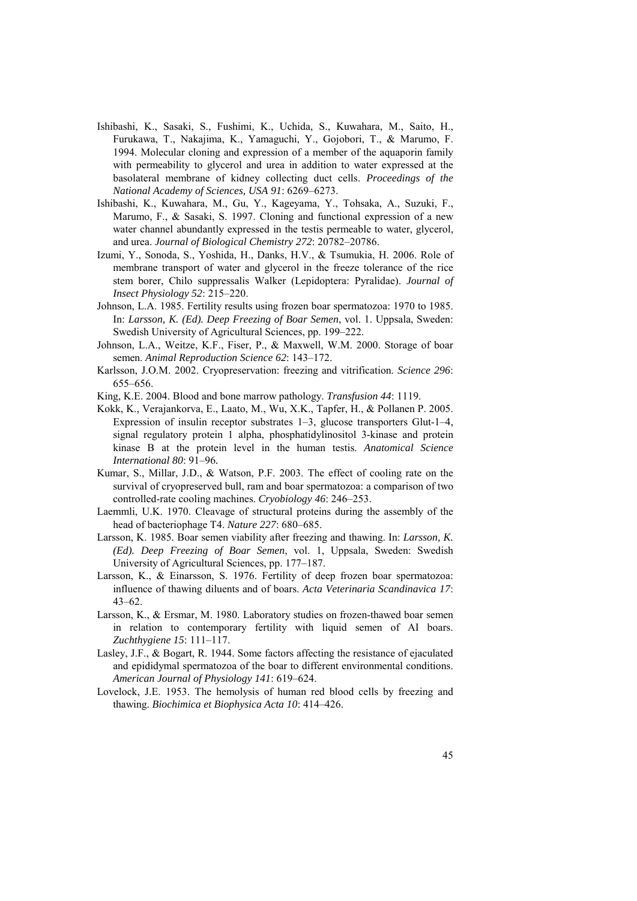Ishibashi, K., Sasaki, S., Fushimi, K., Uchida, S., Kuwahara, M., Saito, H., Furukawa, T., Nakajima, K., Yamaguchi, Y., Gojobori, T., & Marumo, F. 1994. Molecular cloning and expression of a member of the aquaporin family with permeability to glycerol and urea in addition to water expressed at the basolateral membrane of kidney collecting duct cells. *Proceedings of the National Academy of Sciences, USA 91*: 6269–6273.

Ishibashi, K., Kuwahara, M., Gu, Y., Kageyama, Y., Tohsaka, A., Suzuki, F., Marumo, F., & Sasaki, S. 1997. Cloning and functional expression of a new water channel abundantly expressed in the testis permeable to water, glycerol, and urea. *Journal of Biological Chemistry 272*: 20782–20786.

Izumi, Y., Sonoda, S., Yoshida, H., Danks, H.V., & Tsumukia, H. 2006. Role of membrane transport of water and glycerol in the freeze tolerance of the rice stem borer, Chilo suppressalis Walker (Lepidoptera: Pyralidae). *Journal of Insect Physiology 52*: 215–220.

Johnson, L.A. 1985. Fertility results using frozen boar spermatozoa: 1970 to 1985. In: *Larsson, K. (Ed). Deep Freezing of Boar Semen*, vol. 1. Uppsala, Sweden: Swedish University of Agricultural Sciences, pp. 199–222.

Johnson, L.A., Weitze, K.F., Fiser, P., & Maxwell, W.M. 2000. Storage of boar semen. *Animal Reproduction Science 62*: 143–172.

Karlsson, J.O.M. 2002. Cryopreservation: freezing and vitrification. *Science 296*: 655–656.

King, K.E. 2004. Blood and bone marrow pathology. *Transfusion 44*: 1119.

Kokk, K., Verajankorva, E., Laato, M., Wu, X.K., Tapfer, H., & Pollanen P. 2005. Expression of insulin receptor substrates 1–3, glucose transporters Glut-1–4, signal regulatory protein 1 alpha, phosphatidylinositol 3-kinase and protein kinase B at the protein level in the human testis. *Anatomical Science International 80*: 91–96.

Kumar, S., Millar, J.D., & Watson, P.F. 2003. The effect of cooling rate on the survival of cryopreserved bull, ram and boar spermatozoa: a comparison of two controlled-rate cooling machines. *Cryobiology 46*: 246–253.

Laemmli, U.K. 1970. Cleavage of structural proteins during the assembly of the head of bacteriophage T4. *Nature 227*: 680–685.

Larsson, K. 1985. Boar semen viability after freezing and thawing. In: *Larsson, K. (Ed). Deep Freezing of Boar Semen*, vol. 1, Uppsala, Sweden: Swedish University of Agricultural Sciences, pp. 177–187.

Larsson, K., & Einarsson, S. 1976. Fertility of deep frozen boar spermatozoa: influence of thawing diluents and of boars. *Acta Veterinaria Scandinavica 17*: 43–62.

Larsson, K., & Ersmar, M. 1980. Laboratory studies on frozen-thawed boar semen in relation to contemporary fertility with liquid semen of AI boars. *Zuchthygiene 15*: 111–117.

Lasley, J.F., & Bogart, R. 1944. Some factors affecting the resistance of ejaculated and epididymal spermatozoa of the boar to different environmental conditions. *American Journal of Physiology 141*: 619–624.

Lovelock, J.E. 1953. The hemolysis of human red blood cells by freezing and thawing. *Biochimica et Biophysica Acta 10*: 414–426.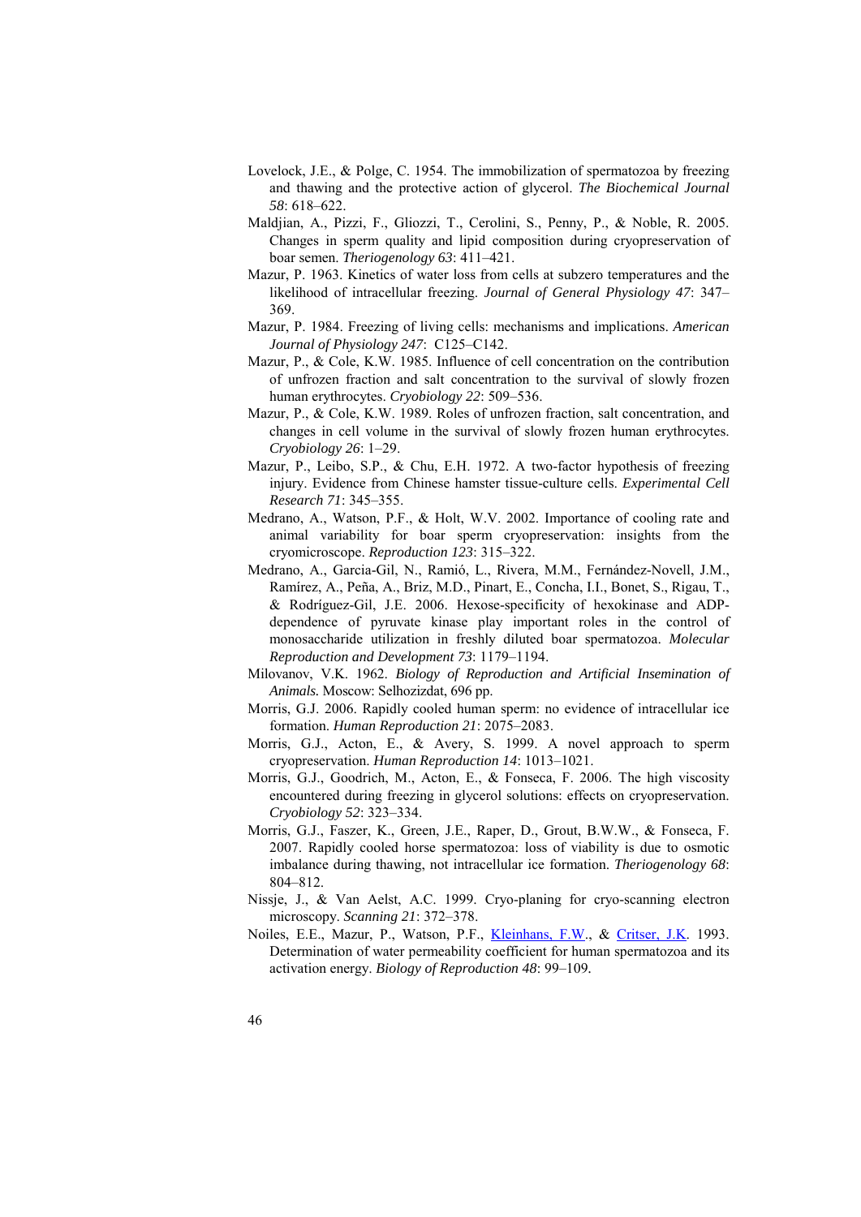Lovelock, J.E., & Polge, C. 1954. The immobilization of spermatozoa by freezing and thawing and the protective action of glycerol. *The Biochemical Journal 58*: 618–622.

Maldjian, A., Pizzi, F., Gliozzi, T., Cerolini, S., Penny, P., & Noble, R. 2005. Changes in sperm quality and lipid composition during cryopreservation of boar semen. *Theriogenology 63*: 411–421.

Mazur, P. 1963. Kinetics of water loss from cells at subzero temperatures and the likelihood of intracellular freezing. *Journal of General Physiology 47*: 347–369.

Mazur, P. 1984. Freezing of living cells: mechanisms and implications. *American Journal of Physiology 247*: C125–C142.

Mazur, P., & Cole, K.W. 1985. Influence of cell concentration on the contribution of unfrozen fraction and salt concentration to the survival of slowly frozen human erythrocytes. *Cryobiology 22*: 509–536.

Mazur, P., & Cole, K.W. 1989. Roles of unfrozen fraction, salt concentration, and changes in cell volume in the survival of slowly frozen human erythrocytes. *Cryobiology 26*: 1–29.

Mazur, P., Leibo, S.P., & Chu, E.H. 1972. A two-factor hypothesis of freezing injury. Evidence from Chinese hamster tissue-culture cells. *Experimental Cell Research 71*: 345–355.

Medrano, A., Watson, P.F., & Holt, W.V. 2002. Importance of cooling rate and animal variability for boar sperm cryopreservation: insights from the cryomicroscope. *Reproduction 123*: 315–322.

Medrano, A., Garcia-Gil, N., Ramió, L., Rivera, M.M., Fernández-Novell, J.M., Ramírez, A., Peña, A., Briz, M.D., Pinart, E., Concha, I.I., Bonet, S., Rigau, T., & Rodríguez-Gil, J.E. 2006. Hexose-specificity of hexokinase and ADP-dependence of pyruvate kinase play important roles in the control of monosaccharide utilization in freshly diluted boar spermatozoa. *Molecular Reproduction and Development 73*: 1179–1194.

Milovanov, V.K. 1962. *Biology of Reproduction and Artificial Insemination of Animals.* Moscow: Selhozizdat, 696 pp.

Morris, G.J. 2006. Rapidly cooled human sperm: no evidence of intracellular ice formation. *Human Reproduction 21*: 2075–2083.

Morris, G.J., Acton, E., & Avery, S. 1999. A novel approach to sperm cryopreservation. *Human Reproduction 14*: 1013–1021.

Morris, G.J., Goodrich, M., Acton, E., & Fonseca, F. 2006. The high viscosity encountered during freezing in glycerol solutions: effects on cryopreservation. *Cryobiology 52*: 323–334.

Morris, G.J., Faszer, K., Green, J.E., Raper, D., Grout, B.W.W., & Fonseca, F. 2007. Rapidly cooled horse spermatozoa: loss of viability is due to osmotic imbalance during thawing, not intracellular ice formation. *Theriogenology 68*: 804–812.

Nissje, J., & Van Aelst, A.C. 1999. Cryo-planing for cryo-scanning electron microscopy. *Scanning 21*: 372–378.

Noiles, E.E., Mazur, P., Watson, P.F., Kleinhans, F.W., & Critser, J.K. 1993. Determination of water permeability coefficient for human spermatozoa and its activation energy. *Biology of Reproduction 48*: 99–109.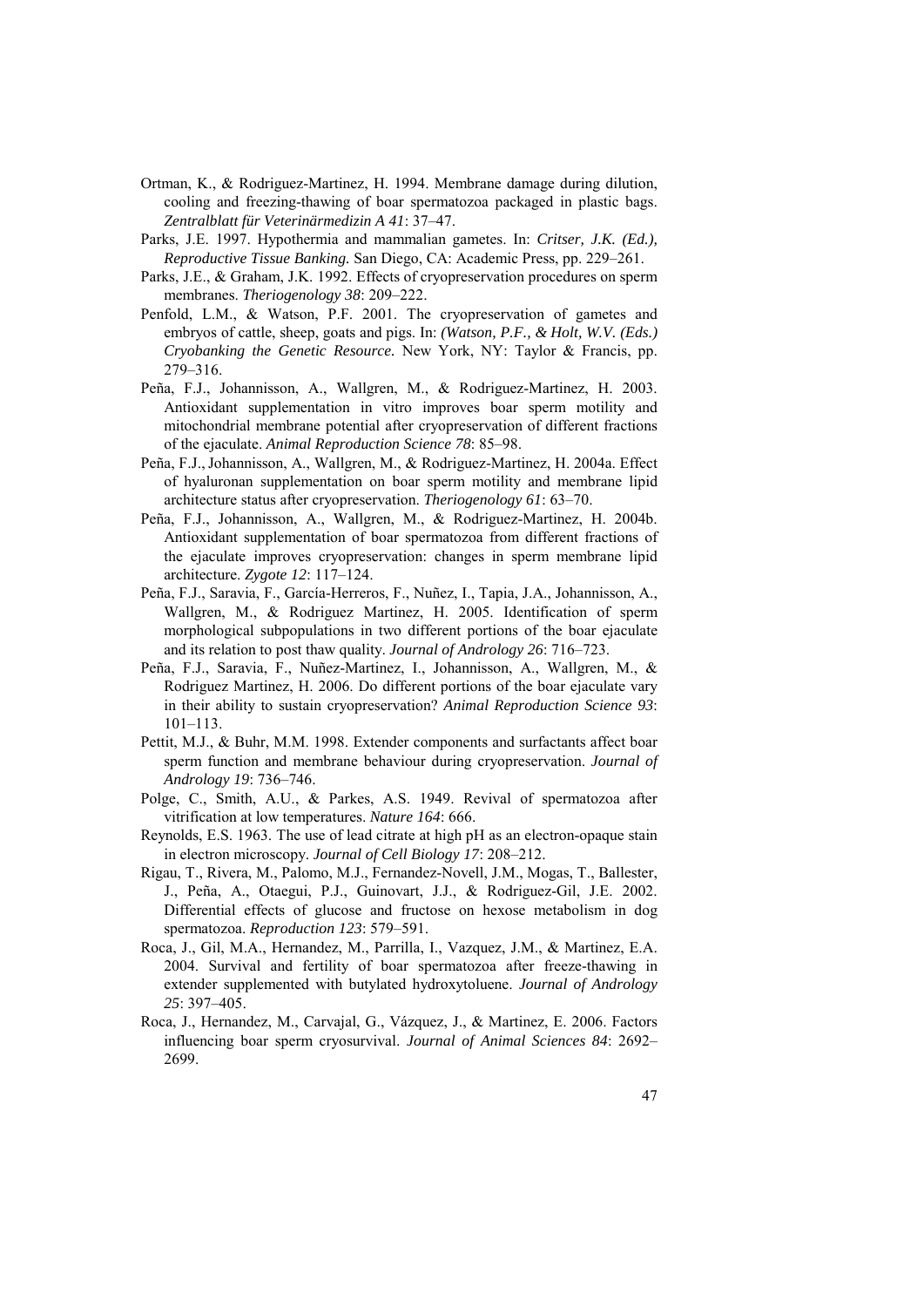Ortman, K., & Rodriguez-Martinez, H. 1994. Membrane damage during dilution, cooling and freezing-thawing of boar spermatozoa packaged in plastic bags. *Zentralblatt für Veterinärmedizin A 41*: 37–47.

Parks, J.E. 1997. Hypothermia and mammalian gametes. In: *Critser, J.K. (Ed.), Reproductive Tissue Banking.* San Diego, CA: Academic Press, pp. 229–261.

Parks, J.E., & Graham, J.K. 1992. Effects of cryopreservation procedures on sperm membranes. *Theriogenology 38*: 209–222.

Penfold, L.M., & Watson, P.F. 2001. The cryopreservation of gametes and embryos of cattle, sheep, goats and pigs. In: *(Watson, P.F., & Holt, W.V. (Eds.) Cryobanking the Genetic Resource.* New York, NY: Taylor & Francis, pp. 279–316.

Peña, F.J., Johannisson, A., Wallgren, M., & Rodriguez-Martinez, H. 2003. Antioxidant supplementation in vitro improves boar sperm motility and mitochondrial membrane potential after cryopreservation of different fractions of the ejaculate. *Animal Reproduction Science 78*: 85–98.

Peña, F.J., Johannisson, A., Wallgren, M., & Rodriguez-Martinez, H. 2004a. Effect of hyaluronan supplementation on boar sperm motility and membrane lipid architecture status after cryopreservation. *Theriogenology 61*: 63–70.

Peña, F.J., Johannisson, A., Wallgren, M., & Rodriguez-Martinez, H. 2004b. Antioxidant supplementation of boar spermatozoa from different fractions of the ejaculate improves cryopreservation: changes in sperm membrane lipid architecture. *Zygote 12*: 117–124.

Peña, F.J., Saravia, F., García-Herreros, F., Nuñez, I., Tapia, J.A., Johannisson, A., Wallgren, M., & Rodriguez Martinez, H. 2005. Identification of sperm morphological subpopulations in two different portions of the boar ejaculate and its relation to post thaw quality. *Journal of Andrology 26*: 716–723.

Peña, F.J., Saravia, F., Nuñez-Martinez, I., Johannisson, A., Wallgren, M., & Rodriguez Martinez, H. 2006. Do different portions of the boar ejaculate vary in their ability to sustain cryopreservation? *Animal Reproduction Science 93*: 101–113.

Pettit, M.J., & Buhr, M.M. 1998. Extender components and surfactants affect boar sperm function and membrane behaviour during cryopreservation. *Journal of Andrology 19*: 736–746.

Polge, C., Smith, A.U., & Parkes, A.S. 1949. Revival of spermatozoa after vitrification at low temperatures. *Nature 164*: 666.

Reynolds, E.S. 1963. The use of lead citrate at high pH as an electron-opaque stain in electron microscopy. *Journal of Cell Biology 17*: 208–212.

Rigau, T., Rivera, M., Palomo, M.J., Fernandez-Novell, J.M., Mogas, T., Ballester, J., Peña, A., Otaegui, P.J., Guinovart, J.J., & Rodriguez-Gil, J.E. 2002. Differential effects of glucose and fructose on hexose metabolism in dog spermatozoa. *Reproduction 123*: 579–591.

Roca, J., Gil, M.A., Hernandez, M., Parrilla, I., Vazquez, J.M., & Martinez, E.A. 2004. Survival and fertility of boar spermatozoa after freeze-thawing in extender supplemented with butylated hydroxytoluene. *Journal of Andrology 25*: 397–405.

Roca, J., Hernandez, M., Carvajal, G., Vázquez, J., & Martinez, E. 2006. Factors influencing boar sperm cryosurvival. *Journal of Animal Sciences 84*: 2692–2699.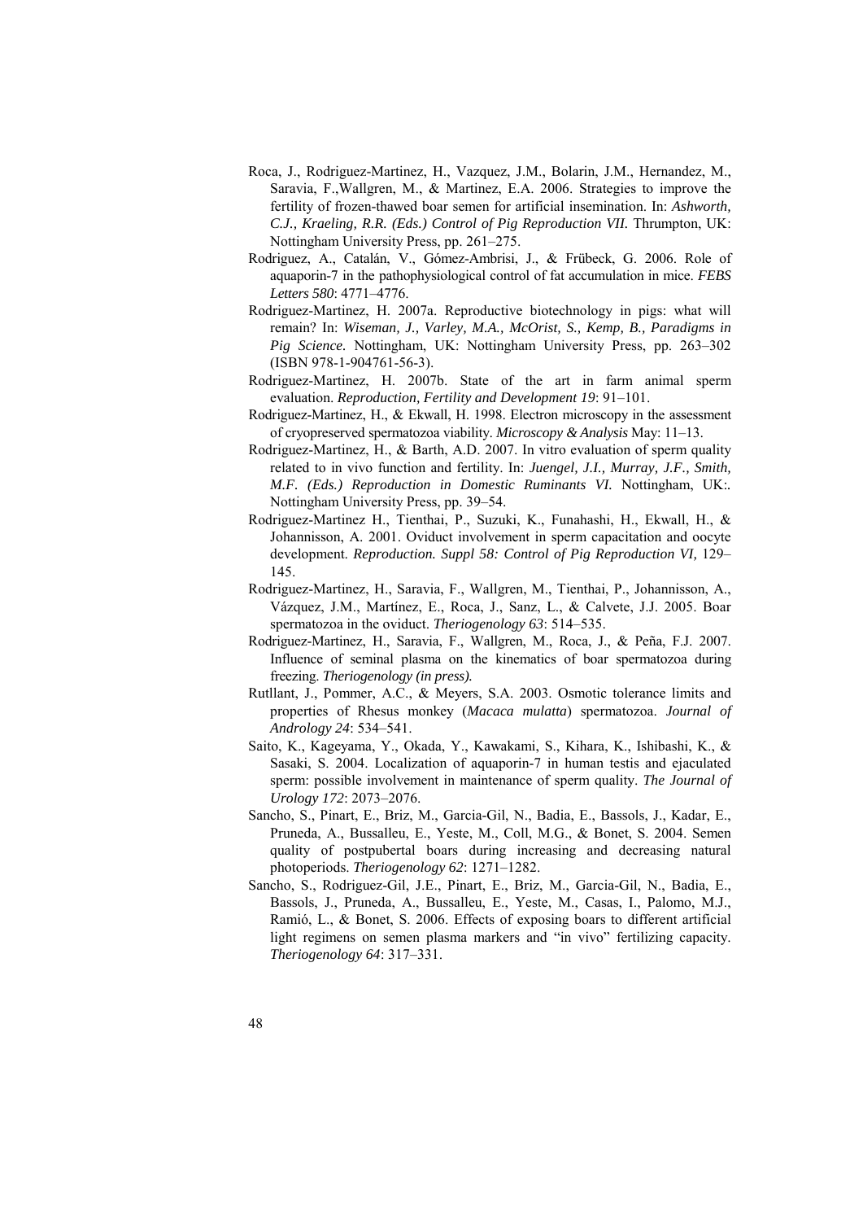Roca, J., Rodriguez-Martinez, H., Vazquez, J.M., Bolarin, J.M., Hernandez, M., Saravia, F.,Wallgren, M., & Martinez, E.A. 2006. Strategies to improve the fertility of frozen-thawed boar semen for artificial insemination. In: *Ashworth, C.J., Kraeling, R.R. (Eds.) Control of Pig Reproduction VII.* Thrumpton, UK: Nottingham University Press, pp. 261–275.

Rodriguez, A., Catalán, V., Gómez-Ambrisi, J., & Frübeck, G. 2006. Role of aquaporin-7 in the pathophysiological control of fat accumulation in mice. *FEBS Letters 580*: 4771–4776.

Rodriguez-Martinez, H. 2007a. Reproductive biotechnology in pigs: what will remain? In: *Wiseman, J., Varley, M.A., McOrist, S., Kemp, B., Paradigms in Pig Science.* Nottingham, UK: Nottingham University Press, pp. 263–302 (ISBN 978-1-904761-56-3).

Rodriguez-Martinez, H. 2007b. State of the art in farm animal sperm evaluation. *Reproduction, Fertility and Development 19*: 91–101.

Rodriguez-Martinez, H., & Ekwall, H. 1998. Electron microscopy in the assessment of cryopreserved spermatozoa viability. *Microscopy & Analysis* May: 11–13.

Rodriguez-Martinez, H., & Barth, A.D. 2007. In vitro evaluation of sperm quality related to in vivo function and fertility. In: *Juengel, J.I., Murray, J.F., Smith, M.F. (Eds.) Reproduction in Domestic Ruminants VI.* Nottingham, UK:. Nottingham University Press, pp. 39–54.

Rodriguez-Martinez H., Tienthai, P., Suzuki, K., Funahashi, H., Ekwall, H., & Johannisson, A. 2001. Oviduct involvement in sperm capacitation and oocyte development. *Reproduction. Suppl 58: Control of Pig Reproduction VI,* 129–145.

Rodriguez-Martinez, H., Saravia, F., Wallgren, M., Tienthai, P., Johannisson, A., Vázquez, J.M., Martínez, E., Roca, J., Sanz, L., & Calvete, J.J. 2005. Boar spermatozoa in the oviduct. *Theriogenology 63*: 514–535.

Rodriguez-Martinez, H., Saravia, F., Wallgren, M., Roca, J., & Peña, F.J. 2007. Influence of seminal plasma on the kinematics of boar spermatozoa during freezing. *Theriogenology (in press).*

Rutllant, J., Pommer, A.C., & Meyers, S.A. 2003. Osmotic tolerance limits and properties of Rhesus monkey (*Macaca mulatta*) spermatozoa. *Journal of Andrology 24*: 534–541.

Saito, K., Kageyama, Y., Okada, Y., Kawakami, S., Kihara, K., Ishibashi, K., & Sasaki, S. 2004. Localization of aquaporin-7 in human testis and ejaculated sperm: possible involvement in maintenance of sperm quality. *The Journal of Urology 172*: 2073–2076.

Sancho, S., Pinart, E., Briz, M., Garcia-Gil, N., Badia, E., Bassols, J., Kadar, E., Pruneda, A., Bussalleu, E., Yeste, M., Coll, M.G., & Bonet, S. 2004. Semen quality of postpubertal boars during increasing and decreasing natural photoperiods. *Theriogenology 62*: 1271–1282.

Sancho, S., Rodriguez-Gil, J.E., Pinart, E., Briz, M., Garcia-Gil, N., Badia, E., Bassols, J., Pruneda, A., Bussalleu, E., Yeste, M., Casas, I., Palomo, M.J., Ramió, L., & Bonet, S. 2006. Effects of exposing boars to different artificial light regimens on semen plasma markers and "in vivo" fertilizing capacity. *Theriogenology 64*: 317–331.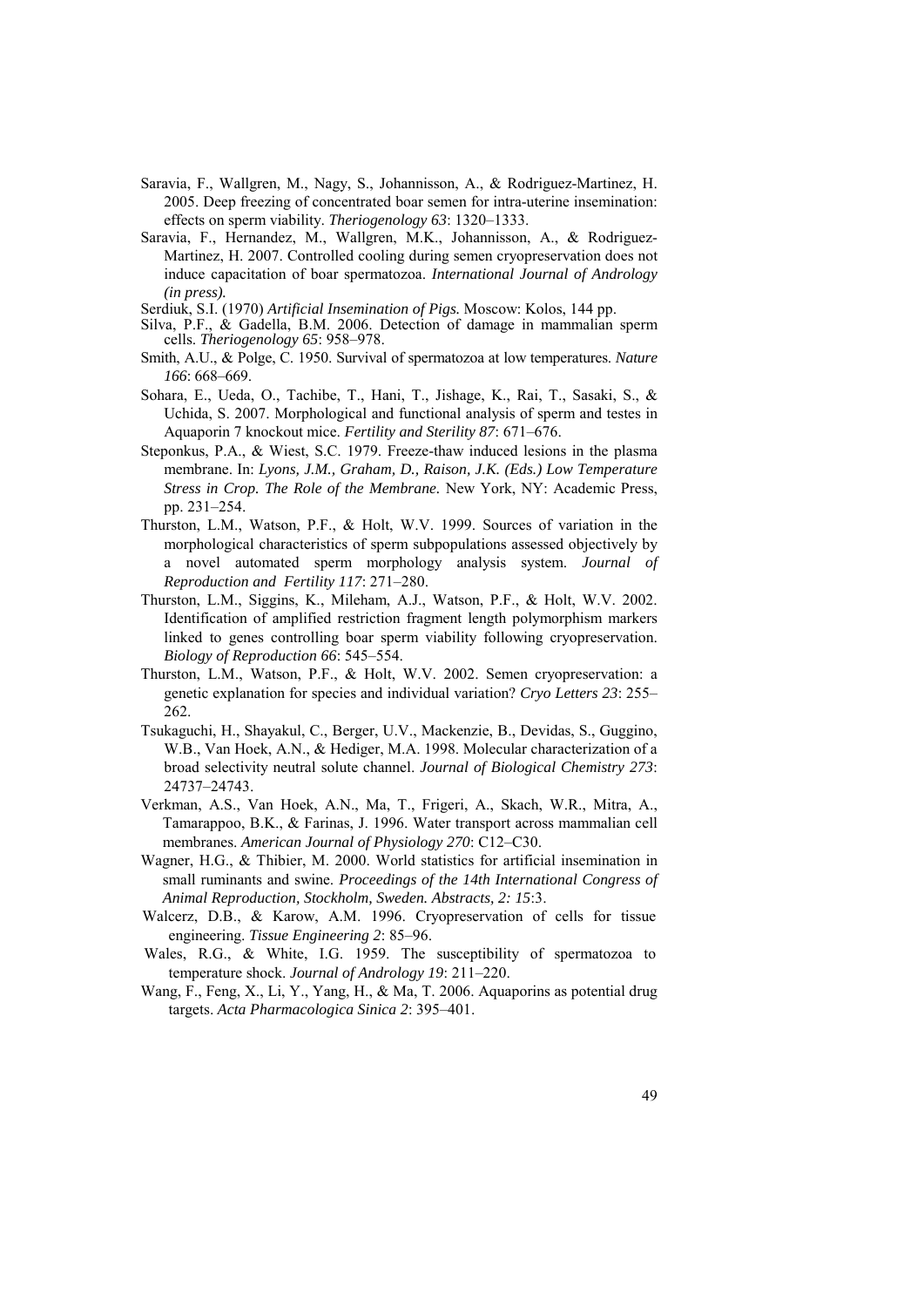Saravia, F., Wallgren, M., Nagy, S., Johannisson, A., & Rodriguez-Martinez, H. 2005. Deep freezing of concentrated boar semen for intra-uterine insemination: effects on sperm viability. *Theriogenology 63*: 1320–1333.

Saravia, F., Hernandez, M., Wallgren, M.K., Johannisson, A., & Rodriguez-Martinez, H. 2007. Controlled cooling during semen cryopreservation does not induce capacitation of boar spermatozoa. *International Journal of Andrology (in press).*

Serdiuk, S.I. (1970) *Artificial Insemination of Pigs.* Moscow: Kolos, 144 pp.

Silva, P.F., & Gadella, B.M. 2006. Detection of damage in mammalian sperm cells. *Theriogenology 65*: 958–978.

Smith, A.U., & Polge, C. 1950. Survival of spermatozoa at low temperatures. *Nature 166*: 668–669.

Sohara, E., Ueda, O., Tachibe, T., Hani, T., Jishage, K., Rai, T., Sasaki, S., & Uchida, S. 2007. Morphological and functional analysis of sperm and testes in Aquaporin 7 knockout mice. *Fertility and Sterility 87*: 671–676.

Steponkus, P.A., & Wiest, S.C. 1979. Freeze-thaw induced lesions in the plasma membrane. In: *Lyons, J.M., Graham, D., Raison, J.K. (Eds.) Low Temperature Stress in Crop. The Role of the Membrane.* New York, NY: Academic Press, pp. 231–254.

Thurston, L.M., Watson, P.F., & Holt, W.V. 1999. Sources of variation in the morphological characteristics of sperm subpopulations assessed objectively by a novel automated sperm morphology analysis system. *Journal of Reproduction and Fertility 117*: 271–280.

Thurston, L.M., Siggins, K., Mileham, A.J., Watson, P.F., & Holt, W.V. 2002. Identification of amplified restriction fragment length polymorphism markers linked to genes controlling boar sperm viability following cryopreservation. *Biology of Reproduction 66*: 545–554.

Thurston, L.M., Watson, P.F., & Holt, W.V. 2002. Semen cryopreservation: a genetic explanation for species and individual variation? *Cryo Letters 23*: 255–262.

Tsukaguchi, H., Shayakul, C., Berger, U.V., Mackenzie, B., Devidas, S., Guggino, W.B., Van Hoek, A.N., & Hediger, M.A. 1998. Molecular characterization of a broad selectivity neutral solute channel. *Journal of Biological Chemistry 273*: 24737–24743.

Verkman, A.S., Van Hoek, A.N., Ma, T., Frigeri, A., Skach, W.R., Mitra, A., Tamarappoo, B.K., & Farinas, J. 1996. Water transport across mammalian cell membranes. *American Journal of Physiology 270*: C12–C30.

Wagner, H.G., & Thibier, M. 2000. World statistics for artificial insemination in small ruminants and swine. *Proceedings of the 14th International Congress of Animal Reproduction, Stockholm, Sweden. Abstracts, 2: 15*:3.

Walcerz, D.B., & Karow, A.M. 1996. Cryopreservation of cells for tissue engineering. *Tissue Engineering 2*: 85–96.

Wales, R.G., & White, I.G. 1959. The susceptibility of spermatozoa to temperature shock. *Journal of Andrology 19*: 211–220.

Wang, F., Feng, X., Li, Y., Yang, H., & Ma, T. 2006. Aquaporins as potential drug targets. *Acta Pharmacologica Sinica 2*: 395–401.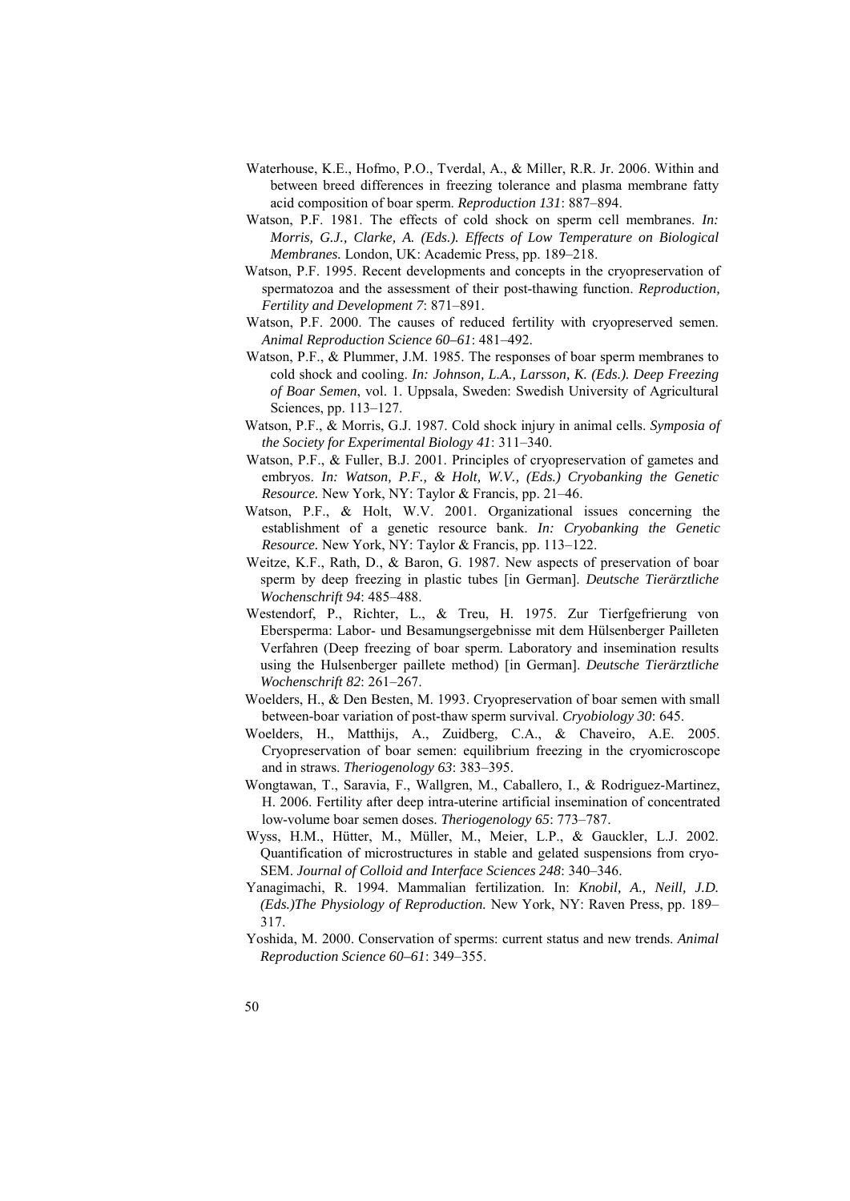Waterhouse, K.E., Hofmo, P.O., Tverdal, A., & Miller, R.R. Jr. 2006. Within and between breed differences in freezing tolerance and plasma membrane fatty acid composition of boar sperm. *Reproduction 131*: 887–894.

Watson, P.F. 1981. The effects of cold shock on sperm cell membranes. *In: Morris, G.J., Clarke, A. (Eds.). Effects of Low Temperature on Biological Membranes.* London, UK: Academic Press, pp. 189–218.

Watson, P.F. 1995. Recent developments and concepts in the cryopreservation of spermatozoa and the assessment of their post-thawing function. *Reproduction, Fertility and Development 7*: 871–891.

Watson, P.F. 2000. The causes of reduced fertility with cryopreserved semen. *Animal Reproduction Science 60–61*: 481–492.

Watson, P.F., & Plummer, J.M. 1985. The responses of boar sperm membranes to cold shock and cooling. *In: Johnson, L.A., Larsson, K. (Eds.). Deep Freezing of Boar Semen*, vol. 1. Uppsala, Sweden: Swedish University of Agricultural Sciences, pp. 113–127.

Watson, P.F., & Morris, G.J. 1987. Cold shock injury in animal cells. *Symposia of the Society for Experimental Biology 41*: 311–340.

Watson, P.F., & Fuller, B.J. 2001. Principles of cryopreservation of gametes and embryos. *In: Watson, P.F., & Holt, W.V., (Eds.) Cryobanking the Genetic Resource.* New York, NY: Taylor & Francis, pp. 21–46.

Watson, P.F., & Holt, W.V. 2001. Organizational issues concerning the establishment of a genetic resource bank. *In: Cryobanking the Genetic Resource.* New York, NY: Taylor & Francis, pp. 113–122.

Weitze, K.F., Rath, D., & Baron, G. 1987. New aspects of preservation of boar sperm by deep freezing in plastic tubes [in German]. *Deutsche Tierärztliche Wochenschrift 94*: 485–488.

Westendorf, P., Richter, L., & Treu, H. 1975. Zur Tierfgefrierung von Ebersperma: Labor- und Besamungsergebnisse mit dem Hülsenberger Pailleten Verfahren (Deep freezing of boar sperm. Laboratory and insemination results using the Hulsenberger paillete method) [in German]. *Deutsche Tierärztliche Wochenschrift 82*: 261–267.

Woelders, H., & Den Besten, M. 1993. Cryopreservation of boar semen with small between-boar variation of post-thaw sperm survival. *Cryobiology 30*: 645.

Woelders, H., Matthijs, A., Zuidberg, C.A., & Chaveiro, A.E. 2005. Cryopreservation of boar semen: equilibrium freezing in the cryomicroscope and in straws. *Theriogenology 63*: 383–395.

Wongtawan, T., Saravia, F., Wallgren, M., Caballero, I., & Rodriguez-Martinez, H. 2006. Fertility after deep intra-uterine artificial insemination of concentrated low-volume boar semen doses. *Theriogenology 65*: 773–787.

Wyss, H.M., Hütter, M., Müller, M., Meier, L.P., & Gauckler, L.J. 2002. Quantification of microstructures in stable and gelated suspensions from cryo-SEM. *Journal of Colloid and Interface Sciences 248*: 340–346.

Yanagimachi, R. 1994. Mammalian fertilization. In: *Knobil, A., Neill, J.D. (Eds.)The Physiology of Reproduction.* New York, NY: Raven Press, pp. 189–317.

Yoshida, M. 2000. Conservation of sperms: current status and new trends. *Animal Reproduction Science 60–61*: 349–355.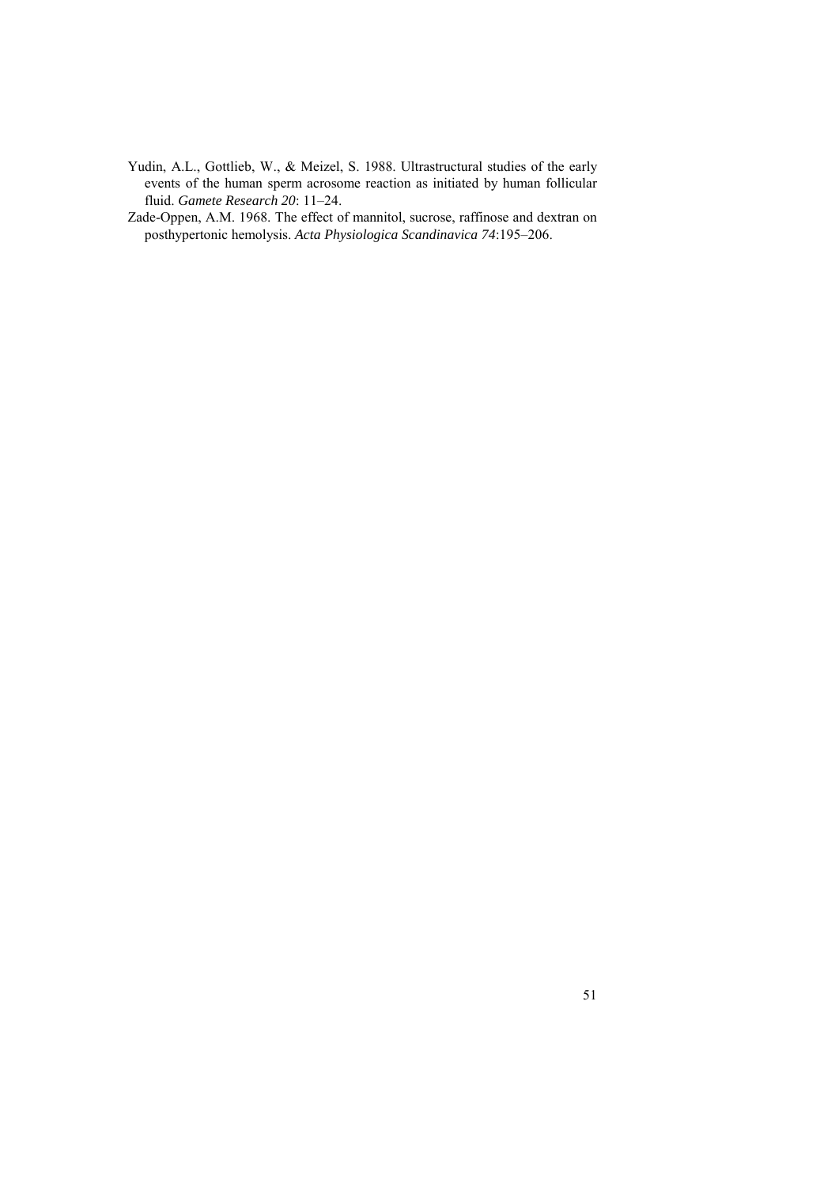Yudin, A.L., Gottlieb, W., & Meizel, S. 1988. Ultrastructural studies of the early events of the human sperm acrosome reaction as initiated by human follicular fluid. *Gamete Research 20*: 11–24.

Zade-Oppen, A.M. 1968. The effect of mannitol, sucrose, raffinose and dextran on posthypertonic hemolysis. *Acta Physiologica Scandinavica 74*:195–206.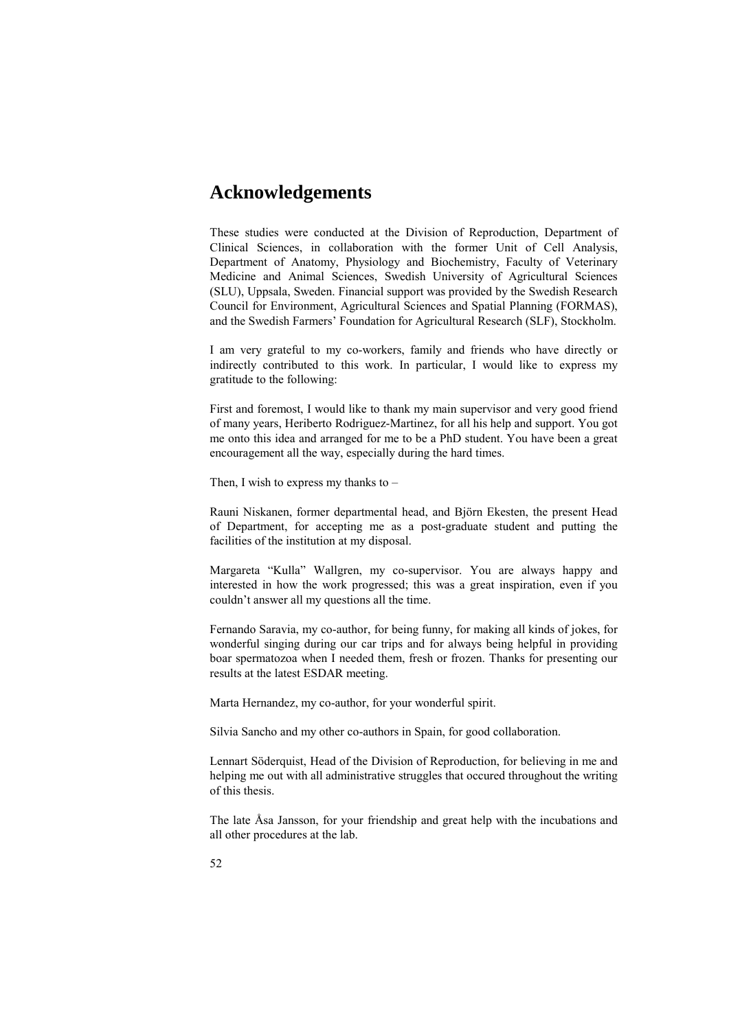# Acknowledgements

These studies were conducted at the Division of Reproduction, Department of Clinical Sciences, in collaboration with the former Unit of Cell Analysis, Department of Anatomy, Physiology and Biochemistry, Faculty of Veterinary Medicine and Animal Sciences, Swedish University of Agricultural Sciences (SLU), Uppsala, Sweden. Financial support was provided by the Swedish Research Council for Environment, Agricultural Sciences and Spatial Planning (FORMAS), and the Swedish Farmers' Foundation for Agricultural Research (SLF), Stockholm.

I am very grateful to my co-workers, family and friends who have directly or indirectly contributed to this work. In particular, I would like to express my gratitude to the following:

First and foremost, I would like to thank my main supervisor and very good friend of many years, Heriberto Rodriguez-Martinez, for all his help and support. You got me onto this idea and arranged for me to be a PhD student. You have been a great encouragement all the way, especially during the hard times.

Then, I wish to express my thanks to –

Rauni Niskanen, former departmental head, and Björn Ekesten, the present Head of Department, for accepting me as a post-graduate student and putting the facilities of the institution at my disposal.

Margareta "Kulla" Wallgren, my co-supervisor. You are always happy and interested in how the work progressed; this was a great inspiration, even if you couldn't answer all my questions all the time.

Fernando Saravia, my co-author, for being funny, for making all kinds of jokes, for wonderful singing during our car trips and for always being helpful in providing boar spermatozoa when I needed them, fresh or frozen. Thanks for presenting our results at the latest ESDAR meeting.

Marta Hernandez, my co-author, for your wonderful spirit.

Silvia Sancho and my other co-authors in Spain, for good collaboration.

Lennart Söderquist, Head of the Division of Reproduction, for believing in me and helping me out with all administrative struggles that occured throughout the writing of this thesis.

The late Åsa Jansson, for your friendship and great help with the incubations and all other procedures at the lab.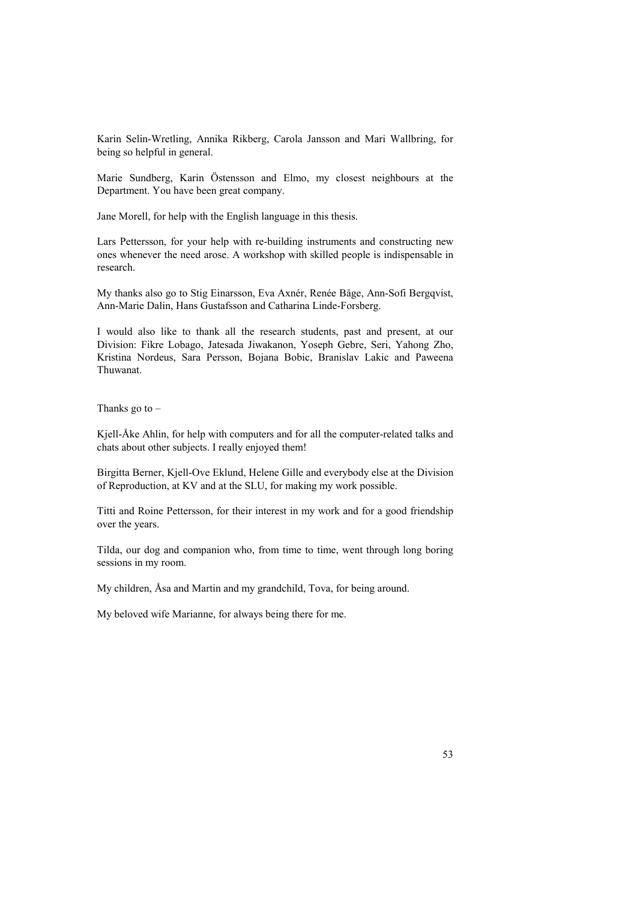Karin Selin-Wretling, Annika Rikberg, Carola Jansson and Mari Wallbring, for being so helpful in general.

Marie Sundberg, Karin Östensson and Elmo, my closest neighbours at the Department. You have been great company.

Jane Morell, for help with the English language in this thesis.

Lars Pettersson, for your help with re-building instruments and constructing new ones whenever the need arose. A workshop with skilled people is indispensable in research.

My thanks also go to Stig Einarsson, Eva Axnér, Renée Båge, Ann-Sofi Bergqvist, Ann-Marie Dalin, Hans Gustafsson and Catharina Linde-Forsberg.

I would also like to thank all the research students, past and present, at our Division: Fikre Lobago, Jatesada Jiwakanon, Yoseph Gebre, Seri, Yahong Zho, Kristina Nordeus, Sara Persson, Bojana Bobic, Branislav Lakic and Paweena Thuwanat.

Thanks go to –

Kjell-Åke Ahlin, for help with computers and for all the computer-related talks and chats about other subjects. I really enjoyed them!

Birgitta Berner, Kjell-Ove Eklund, Helene Gille and everybody else at the Division of Reproduction, at KV and at the SLU, for making my work possible.

Titti and Roine Pettersson, for their interest in my work and for a good friendship over the years.

Tilda, our dog and companion who, from time to time, went through long boring sessions in my room.

My children, Åsa and Martin and my grandchild, Tova, for being around.

My beloved wife Marianne, for always being there for me.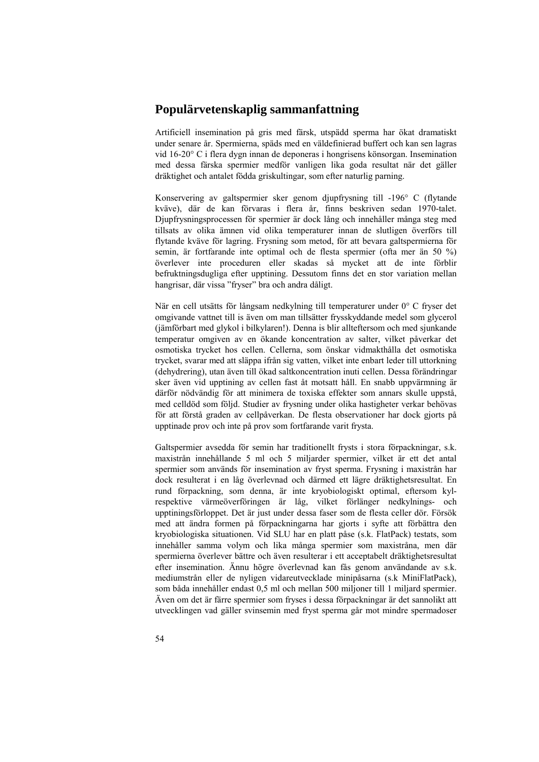## Populärvetenskaplig sammanfattning

Artificiell insemination på gris med färsk, utspädd sperma har ökat dramatiskt under senare år. Spermierna, späds med en väldefinierad buffert och kan sen lagras vid 16-20° C i flera dygn innan de deponeras i hongrisens könsorgan. Insemination med dessa färska spermier medför vanligen lika goda resultat när det gäller dräktighet och antalet födda griskultingar, som efter naturlig parning.

Konservering av galtspermier sker genom djupfrysning till -196° C (flytande kväve), där de kan förvaras i flera år, finns beskriven sedan 1970-talet. Djupfrysningsprocessen för spermier är dock lång och innehåller många steg med tillsats av olika ämnen vid olika temperaturer innan de slutligen överförs till flytande kväve för lagring. Frysning som metod, för att bevara galtspermierna för semin, är fortfarande inte optimal och de flesta spermier (ofta mer än 50 %) överlever inte proceduren eller skadas så mycket att de inte förblir befruktningsdugliga efter upptining. Dessutom finns det en stor variation mellan hangrisar, där vissa "fryser" bra och andra dåligt.

När en cell utsätts för långsam nedkylning till temperaturer under 0° C fryser det omgivande vattnet till is även om man tillsätter frysskyddande medel som glycerol (jämförbart med glykol i bilkylaren!). Denna is blir allteftersom och med sjunkande temperatur omgiven av en ökande koncentration av salter, vilket påverkar det osmotiska trycket hos cellen. Cellerna, som önskar vidmakthålla det osmotiska trycket, svarar med att släppa ifrån sig vatten, vilket inte enbart leder till uttorkning (dehydrering), utan även till ökad saltkoncentration inuti cellen. Dessa förändringar sker även vid upptining av cellen fast åt motsatt håll. En snabb uppvärmning är därför nödvändig för att minimera de toxiska effekter som annars skulle uppstå, med celldöd som följd. Studier av frysning under olika hastigheter verkar behövas för att förstå graden av cellpåverkan. De flesta observationer har dock gjorts på upptinade prov och inte på prov som fortfarande varit frysta.

Galtspermier avsedda för semin har traditionellt frysts i stora förpackningar, s.k. maxistrån innehållande 5 ml och 5 miljarder spermier, vilket är ett det antal spermier som används för insemination av fryst sperma. Frysning i maxistrån har dock resulterat i en låg överlevnad och därmed ett lägre dräktighetsresultat. En rund förpackning, som denna, är inte kryobiologiskt optimal, eftersom kyl- respektive värmeöverföringen är låg, vilket förlänger nedkylnings- och upptiningsförloppet. Det är just under dessa faser som de flesta celler dör. Försök med att ändra formen på förpackningarna har gjorts i syfte att förbättra den kryobiologiska situationen. Vid SLU har en platt påse (s.k. FlatPack) testats, som innehåller samma volym och lika många spermier som maxistråna, men där spermierna överlever bättre och även resulterar i ett acceptabelt dräktighetsresultat efter insemination. Ännu högre överlevnad kan fås genom användande av s.k. mediumstrån eller de nyligen vidareutvecklade minipåsarna (s.k MiniFlatPack), som båda innehåller endast 0,5 ml och mellan 500 miljoner till 1 miljard spermier. Även om det är färre spermier som fryses i dessa förpackningar är det sannolikt att utvecklingen vad gäller svinsemin med fryst sperma går mot mindre spermadoser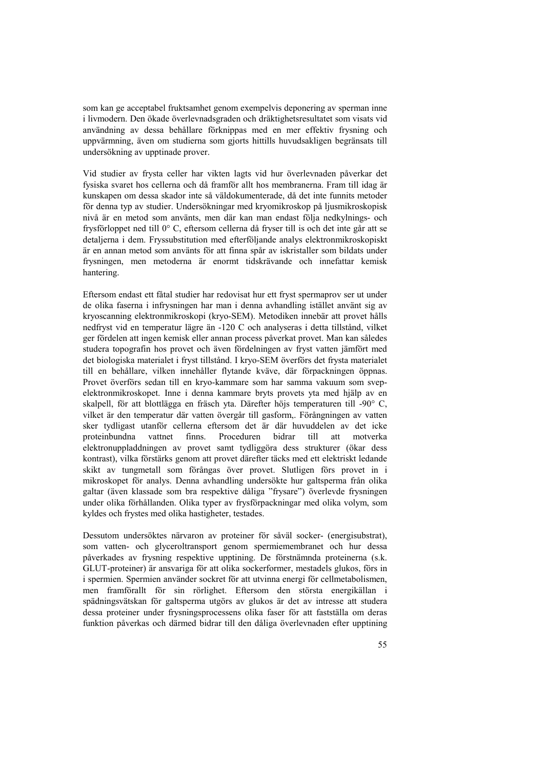som kan ge acceptabel fruktsamhet genom exempelvis deponering av sperman inne i livmodern. Den ökade överlevnadsgraden och dräktighetsresultatet som visats vid användning av dessa behållare förknippas med en mer effektiv frysning och uppvärmning, även om studierna som gjorts hittills huvudsakligen begränsats till undersökning av upptinade prover.

Vid studier av frysta celler har vikten lagts vid hur överlevnaden påverkar det fysiska svaret hos cellerna och då framför allt hos membranerna. Fram till idag är kunskapen om dessa skador inte så väldokumenterade, då det inte funnits metoder för denna typ av studier. Undersökningar med kryomikroskop på ljusmikroskopisk nivå är en metod som använts, men där kan man endast följa nedkylnings- och frysförloppet ned till 0° C, eftersom cellerna då fryser till is och det inte går att se detaljerna i dem. Fryssubstitution med efterföljande analys elektronmikroskopiskt är en annan metod som använts för att finna spår av iskristaller som bildats under frysningen, men metoderna är enormt tidskrävande och innefattar kemisk hantering.

Eftersom endast ett fåtal studier har redovisat hur ett fryst spermaprov ser ut under de olika faserna i infrysningen har man i denna avhandling istället använt sig av kryoscanning elektronmikroskopi (kryo-SEM). Metodiken innebär att provet hålls nedfryst vid en temperatur lägre än -120 C och analyseras i detta tillstånd, vilket ger fördelen att ingen kemisk eller annan process påverkat provet. Man kan således studera topografin hos provet och även fördelningen av fryst vatten jämfört med det biologiska materialet i fryst tillstånd. I kryo-SEM överförs det frysta materialet till en behållare, vilken innehåller flytande kväve, där förpackningen öppnas. Provet överförs sedan till en kryo-kammare som har samma vakuum som svep-elektronmikroskopet. Inne i denna kammare bryts provets yta med hjälp av en skalpell, för att blottlägga en fräsch yta. Därefter höjs temperaturen till -90° C, vilket är den temperatur där vatten övergår till gasform,. Förångningen av vatten sker tydligast utanför cellerna eftersom det är där huvuddelen av det icke proteinbundna vattnet finns. Proceduren bidrar till att motverka elektronuppladdningen av provet samt tydliggöra dess strukturer (ökar dess kontrast), vilka förstärks genom att provet därefter täcks med ett elektriskt ledande skikt av tungmetall som förångas över provet. Slutligen förs provet in i mikroskopet för analys. Denna avhandling undersökte hur galtsperma från olika galtar (även klassade som bra respektive dåliga "frysare") överlevde frysningen under olika förhållanden. Olika typer av frysförpackningar med olika volym, som kyldes och frystes med olika hastigheter, testades.

Dessutom undersöktes närvaron av proteiner för såväl socker- (energisubstrat), som vatten- och glyceroltransport genom spermiemembranet och hur dessa påverkades av frysning respektive upptining. De förstnämnda proteinerna (s.k. GLUT-proteiner) är ansvariga för att olika sockerformer, mestadels glukos, förs in i spermien. Spermien använder sockret för att utvinna energi för cellmetabolismen, men framförallt för sin rörlighet. Eftersom den största energikällan i spädningsvätskan för galtsperma utgörs av glukos är det av intresse att studera dessa proteiner under frysningsprocessens olika faser för att fastställa om deras funktion påverkas och därmed bidrar till den dåliga överlevnaden efter upptining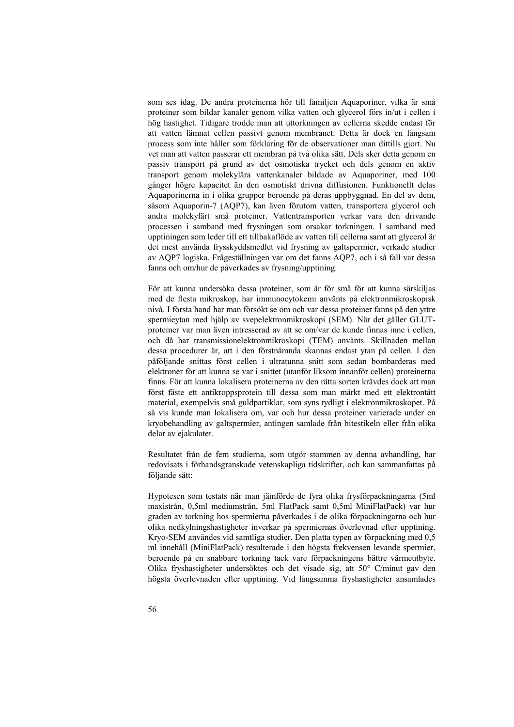som ses idag. De andra proteinerna hör till familjen Aquaporiner, vilka är små proteiner som bildar kanaler genom vilka vatten och glycerol förs in/ut i cellen i hög hastighet. Tidigare trodde man att uttorkningen av cellerna skedde endast för att vatten lämnat cellen passivt genom membranet. Detta är dock en långsam process som inte håller som förklaring för de observationer man dittills gjort. Nu vet man att vatten passerar ett membran på två olika sätt. Dels sker detta genom en passiv transport på grund av det osmotiska trycket och dels genom en aktiv transport genom molekylära vattenkanaler bildade av Aquaporiner, med 100 gånger högre kapacitet än den osmotiskt drivna diffusionen. Funktionellt delas Aquaporinerna in i olika grupper beroende på deras uppbyggnad. En del av dem, såsom Aquaporin-7 (AQP7), kan även förutom vatten, transportera glycerol och andra molekylärt små proteiner. Vattentransporten verkar vara den drivande processen i samband med frysningen som orsakar torkningen. I samband med upptiningen som leder till ett tillbakaflöde av vatten till cellerna samt att glycerol är det mest använda frysskyddsmedlet vid frysning av galtspermier, verkade studier av AQP7 logiska. Frågeställningen var om det fanns AQP7, och i så fall var dessa fanns och om/hur de påverkades av frysning/upptining.

För att kunna undersöka dessa proteiner, som är för små för att kunna särskiljas med de flesta mikroskop, har immunocytokemi använts på elektronmikroskopisk nivå. I första hand har man försökt se om och var dessa proteiner fanns på den yttre spermieytan med hjälp av svepelektronmikroskopi (SEM). När det gäller GLUT-proteiner var man även intresserad av att se om/var de kunde finnas inne i cellen, och då har transmissionelektronmikroskopi (TEM) använts. Skillnaden mellan dessa procedurer är, att i den förstnämnda skannas endast ytan på cellen. I den påföljande snittas först cellen i ultratunna snitt som sedan bombarderas med elektroner för att kunna se var i snittet (utanför liksom innanför cellen) proteinerna finns. För att kunna lokalisera proteinerna av den rätta sorten krävdes dock att man först fäste ett antikroppsprotein till dessa som man märkt med ett elektrontätt material, exempelvis små guldpartiklar, som syns tydligt i elektronmikroskopet. På så vis kunde man lokalisera om, var och hur dessa proteiner varierade under en kryobehandling av galtspermier, antingen samlade från bitestikeln eller från olika delar av ejakulatet.

Resultatet från de fem studierna, som utgör stommen av denna avhandling, har redovisats i förhandsgranskade vetenskapliga tidskrifter, och kan sammanfattas på följande sätt:

Hypotesen som testats när man jämförde de fyra olika frysförpackningarna (5ml maxistrån, 0,5ml mediumstrån, 5ml FlatPack samt 0,5ml MiniFlatPack) var hur graden av torkning hos spermierna påverkades i de olika förpackningarna och hur olika nedkylningshastigheter inverkar på spermiernas överlevnad efter upptining. Kryo-SEM användes vid samtliga studier. Den platta typen av förpackning med 0,5 ml innehåll (MiniFlatPack) resulterade i den högsta frekvensen levande spermier, beroende på en snabbare torkning tack vare förpackningens bättre värmeutbyte. Olika fryshastigheter undersöktes och det visade sig, att 50° C/minut gav den högsta överlevnaden efter upptining. Vid långsamma fryshastigheter ansamlades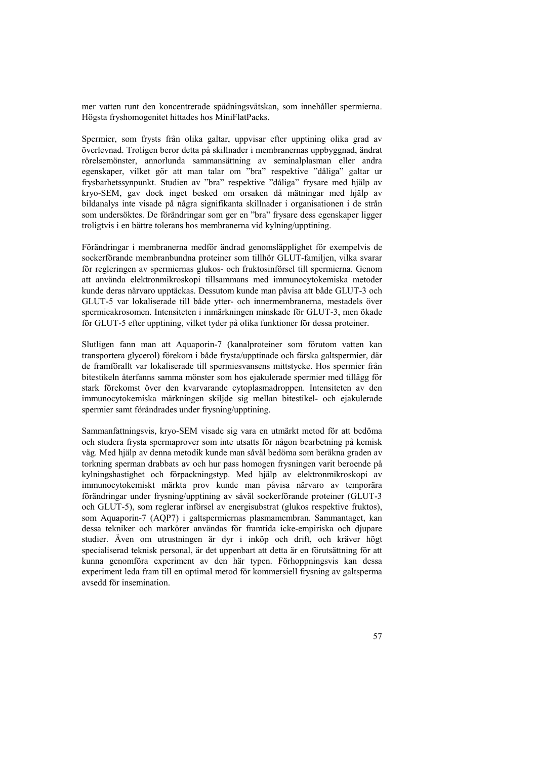mer vatten runt den koncentrerade spädningsvätskan, som innehåller spermierna. Högsta fryshomogenitet hittades hos MiniFlatPacks.

Spermier, som frysts från olika galtar, uppvisar efter upptining olika grad av överlevnad. Troligen beror detta på skillnader i membranernas uppbyggnad, ändrat rörelsemönster, annorlunda sammansättning av seminalplasman eller andra egenskaper, vilket gör att man talar om "bra" respektive "dåliga" galtar ur frysbarhetssynpunkt. Studien av "bra" respektive "dåliga" frysare med hjälp av kryo-SEM, gav dock inget besked om orsaken då mätningar med hjälp av bildanalys inte visade på några signifikanta skillnader i organisationen i de strån som undersöktes. De förändringar som ger en "bra" frysare dess egenskaper ligger troligtvis i en bättre tolerans hos membranerna vid kylning/upptining.

Förändringar i membranerna medför ändrad genomsläpplighet för exempelvis de sockerförande membranbundna proteiner som tillhör GLUT-familjen, vilka svarar för regleringen av spermiernas glukos- och fruktosinförsel till spermierna. Genom att använda elektronmikroskopi tillsammans med immunocytokemiska metoder kunde deras närvaro upptäckas. Dessutom kunde man påvisa att både GLUT-3 och GLUT-5 var lokaliserade till både ytter- och innermembranerna, mestadels över spermieakrosomen. Intensiteten i inmärkningen minskade för GLUT-3, men ökade för GLUT-5 efter upptining, vilket tyder på olika funktioner för dessa proteiner.

Slutligen fann man att Aquaporin-7 (kanalproteiner som förutom vatten kan transportera glycerol) förekom i både frysta/upptinade och färska galtspermier, där de framförallt var lokaliserade till spermiesvansens mittstycke. Hos spermier från bitestikeln återfanns samma mönster som hos ejakulerade spermier med tillägg för stark förekomst över den kvarvarande cytoplasmadroppen. Intensiteten av den immunocytokemiska märkningen skiljde sig mellan bitestikel- och ejakulerade spermier samt förändrades under frysning/upptining.

Sammanfattningsvis, kryo-SEM visade sig vara en utmärkt metod för att bedöma och studera frysta spermaprover som inte utsatts för någon bearbetning på kemisk väg. Med hjälp av denna metodik kunde man såväl bedöma som beräkna graden av torkning sperman drabbats av och hur pass homogen frysningen varit beroende på kylningshastighet och förpackningstyp. Med hjälp av elektronmikroskopi av immunocytokemiskt märkta prov kunde man påvisa närvaro av temporära förändringar under frysning/upptining av såväl sockerförande proteiner (GLUT-3 och GLUT-5), som reglerar införsel av energisubstrat (glukos respektive fruktos), som Aquaporin-7 (AQP7) i galtspermiernas plasmamembran. Sammantaget, kan dessa tekniker och markörer användas för framtida icke-empiriska och djupare studier. Även om utrustningen är dyr i inköp och drift, och kräver högt specialiserad teknisk personal, är det uppenbart att detta är en förutsättning för att kunna genomföra experiment av den här typen. Förhoppningsvis kan dessa experiment leda fram till en optimal metod för kommersiell frysning av galtsperma avsedd för insemination.